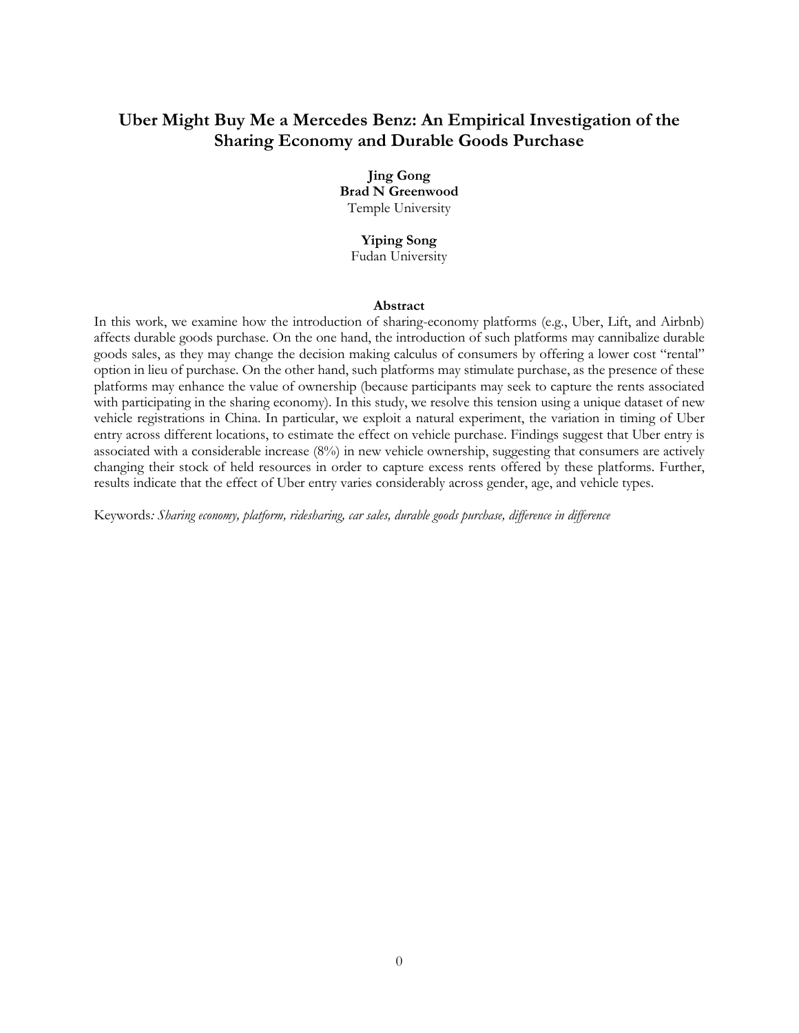# Uber Might Buy Me a Mercedes Benz: An Empirical Investigation of the Sharing Economy and Durable Goods Purchase

**Jing Gong**
**Brad N Greenwood**
Temple University

**Yiping Song**
Fudan University

## Abstract

In this work, we examine how the introduction of sharing-economy platforms (e.g., Uber, Lift, and Airbnb) affects durable goods purchase. On the one hand, the introduction of such platforms may cannibalize durable goods sales, as they may change the decision making calculus of consumers by offering a lower cost "rental" option in lieu of purchase. On the other hand, such platforms may stimulate purchase, as the presence of these platforms may enhance the value of ownership (because participants may seek to capture the rents associated with participating in the sharing economy). In this study, we resolve this tension using a unique dataset of new vehicle registrations in China. In particular, we exploit a natural experiment, the variation in timing of Uber entry across different locations, to estimate the effect on vehicle purchase. Findings suggest that Uber entry is associated with a considerable increase (8%) in new vehicle ownership, suggesting that consumers are actively changing their stock of held resources in order to capture excess rents offered by these platforms. Further, results indicate that the effect of Uber entry varies considerably across gender, age, and vehicle types.

Keywords*: Sharing economy, platform, ridesharing, car sales, durable goods purchase, difference in difference*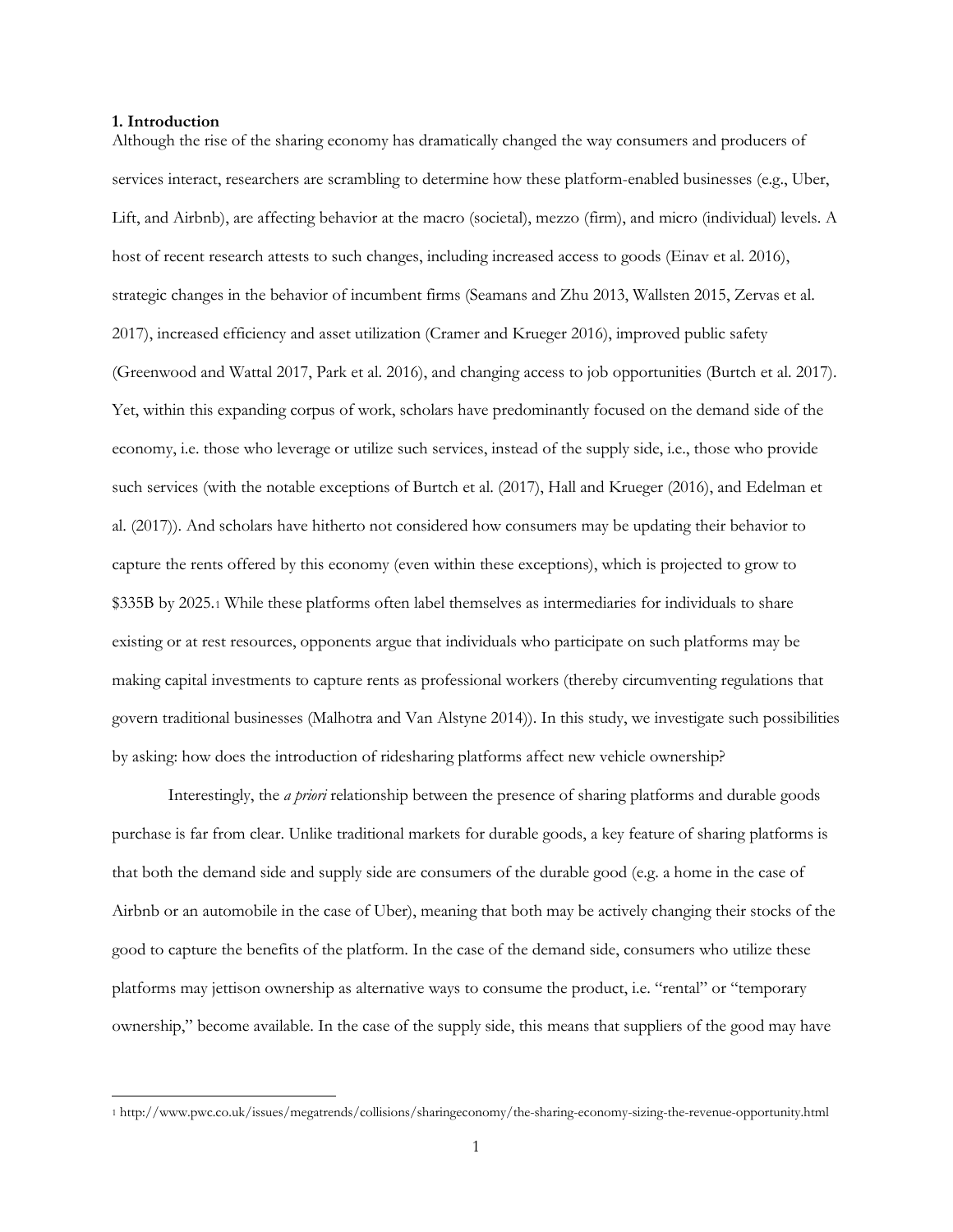## 1. Introduction

Although the rise of the sharing economy has dramatically changed the way consumers and producers of services interact, researchers are scrambling to determine how these platform-enabled businesses (e.g., Uber, Lift, and Airbnb), are affecting behavior at the macro (societal), mezzo (firm), and micro (individual) levels. A host of recent research attests to such changes, including increased access to goods (Einav et al. 2016), strategic changes in the behavior of incumbent firms (Seamans and Zhu 2013, Wallsten 2015, Zervas et al. 2017), increased efficiency and asset utilization (Cramer and Krueger 2016), improved public safety (Greenwood and Wattal 2017, Park et al. 2016), and changing access to job opportunities (Burtch et al. 2017). Yet, within this expanding corpus of work, scholars have predominantly focused on the demand side of the economy, i.e. those who leverage or utilize such services, instead of the supply side, i.e., those who provide such services (with the notable exceptions of Burtch et al. (2017), Hall and Krueger (2016), and Edelman et al. (2017)). And scholars have hitherto not considered how consumers may be updating their behavior to capture the rents offered by this economy (even within these exceptions), which is projected to grow to $335B by 2025.[1] While these platforms often label themselves as intermediaries for individuals to share existing or at rest resources, opponents argue that individuals who participate on such platforms may be making capital investments to capture rents as professional workers (thereby circumventing regulations that govern traditional businesses (Malhotra and Van Alstyne 2014)). In this study, we investigate such possibilities by asking: how does the introduction of ridesharing platforms affect new vehicle ownership?

Interestingly, the *a priori* relationship between the presence of sharing platforms and durable goods purchase is far from clear. Unlike traditional markets for durable goods, a key feature of sharing platforms is that both the demand side and supply side are consumers of the durable good (e.g. a home in the case of Airbnb or an automobile in the case of Uber), meaning that both may be actively changing their stocks of the good to capture the benefits of the platform. In the case of the demand side, consumers who utilize these platforms may jettison ownership as alternative ways to consume the product, i.e. "rental" or "temporary ownership," become available. In the case of the supply side, this means that suppliers of the good may have

---

[1] http://www.pwc.co.uk/issues/megatrends/collisions/sharingeconomy/the-sharing-economy-sizing-the-revenue-opportunity.html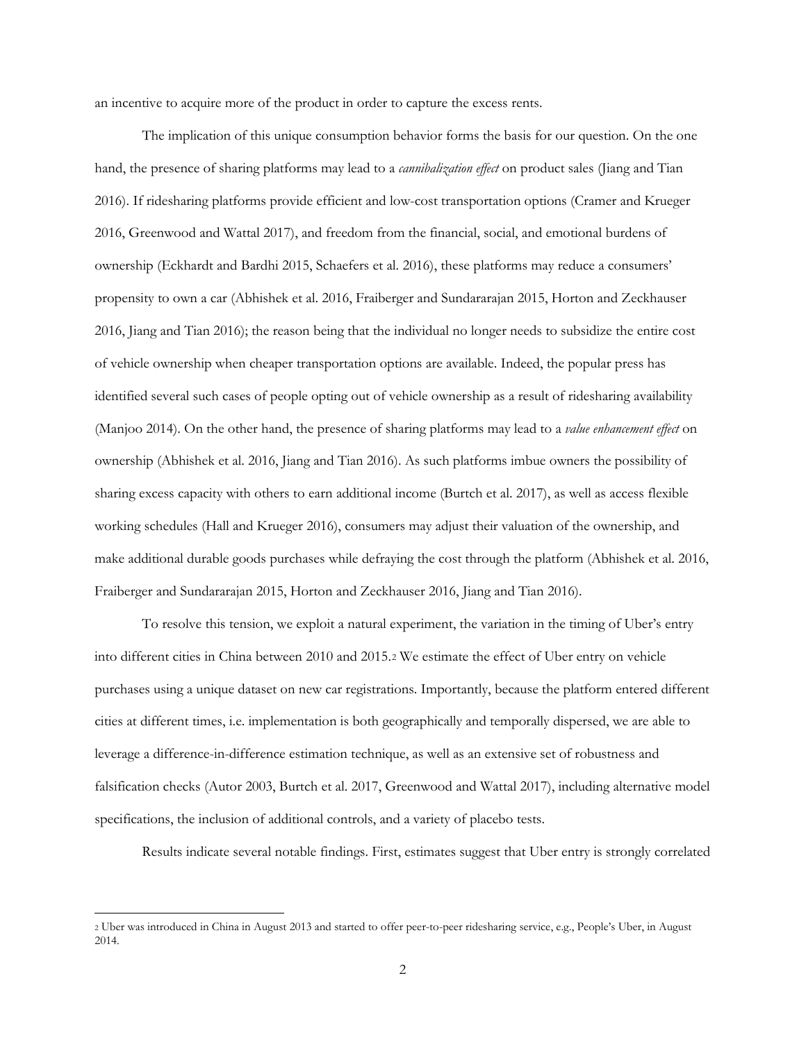an incentive to acquire more of the product in order to capture the excess rents.

The implication of this unique consumption behavior forms the basis for our question. On the one hand, the presence of sharing platforms may lead to a *cannibalization effect* on product sales (Jiang and Tian 2016). If ridesharing platforms provide efficient and low-cost transportation options (Cramer and Krueger 2016, Greenwood and Wattal 2017), and freedom from the financial, social, and emotional burdens of ownership (Eckhardt and Bardhi 2015, Schaefers et al. 2016), these platforms may reduce a consumers' propensity to own a car (Abhishek et al. 2016, Fraiberger and Sundararajan 2015, Horton and Zeckhauser 2016, Jiang and Tian 2016); the reason being that the individual no longer needs to subsidize the entire cost of vehicle ownership when cheaper transportation options are available. Indeed, the popular press has identified several such cases of people opting out of vehicle ownership as a result of ridesharing availability (Manjoo 2014). On the other hand, the presence of sharing platforms may lead to a *value enhancement effect* on ownership (Abhishek et al. 2016, Jiang and Tian 2016). As such platforms imbue owners the possibility of sharing excess capacity with others to earn additional income (Burtch et al. 2017), as well as access flexible working schedules (Hall and Krueger 2016), consumers may adjust their valuation of the ownership, and make additional durable goods purchases while defraying the cost through the platform (Abhishek et al. 2016, Fraiberger and Sundararajan 2015, Horton and Zeckhauser 2016, Jiang and Tian 2016).

To resolve this tension, we exploit a natural experiment, the variation in the timing of Uber's entry into different cities in China between 2010 and 2015.[2] We estimate the effect of Uber entry on vehicle purchases using a unique dataset on new car registrations. Importantly, because the platform entered different cities at different times, i.e. implementation is both geographically and temporally dispersed, we are able to leverage a difference-in-difference estimation technique, as well as an extensive set of robustness and falsification checks (Autor 2003, Burtch et al. 2017, Greenwood and Wattal 2017), including alternative model specifications, the inclusion of additional controls, and a variety of placebo tests.

Results indicate several notable findings. First, estimates suggest that Uber entry is strongly correlated

[2] Uber was introduced in China in August 2013 and started to offer peer-to-peer ridesharing service, e.g., People's Uber, in August 2014.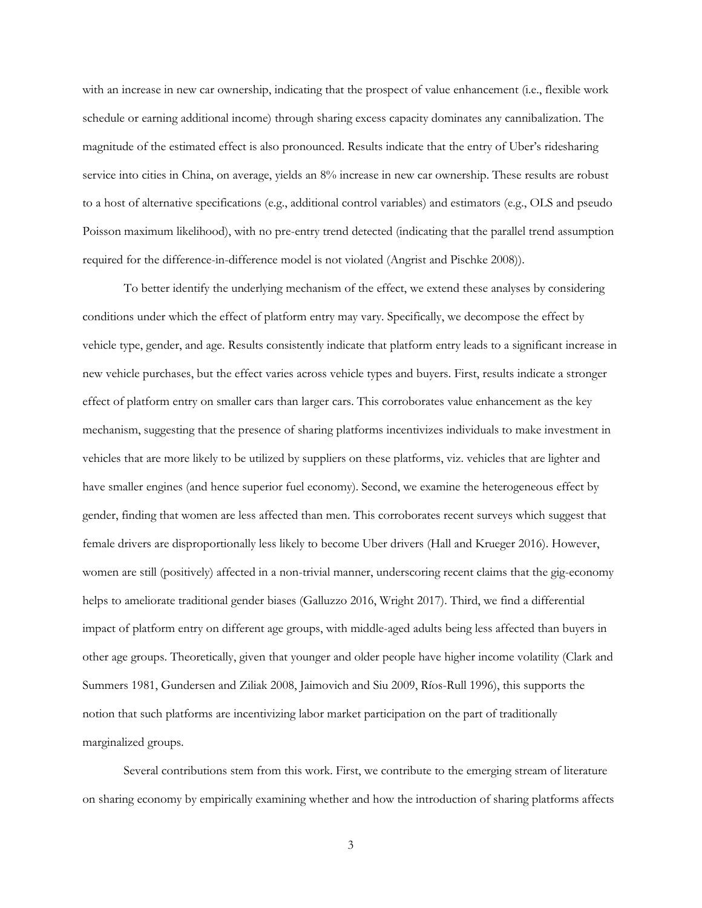with an increase in new car ownership, indicating that the prospect of value enhancement (i.e., flexible work schedule or earning additional income) through sharing excess capacity dominates any cannibalization. The magnitude of the estimated effect is also pronounced. Results indicate that the entry of Uber's ridesharing service into cities in China, on average, yields an 8% increase in new car ownership. These results are robust to a host of alternative specifications (e.g., additional control variables) and estimators (e.g., OLS and pseudo Poisson maximum likelihood), with no pre-entry trend detected (indicating that the parallel trend assumption required for the difference-in-difference model is not violated (Angrist and Pischke 2008)).

To better identify the underlying mechanism of the effect, we extend these analyses by considering conditions under which the effect of platform entry may vary. Specifically, we decompose the effect by vehicle type, gender, and age. Results consistently indicate that platform entry leads to a significant increase in new vehicle purchases, but the effect varies across vehicle types and buyers. First, results indicate a stronger effect of platform entry on smaller cars than larger cars. This corroborates value enhancement as the key mechanism, suggesting that the presence of sharing platforms incentivizes individuals to make investment in vehicles that are more likely to be utilized by suppliers on these platforms, viz. vehicles that are lighter and have smaller engines (and hence superior fuel economy). Second, we examine the heterogeneous effect by gender, finding that women are less affected than men. This corroborates recent surveys which suggest that female drivers are disproportionally less likely to become Uber drivers (Hall and Krueger 2016). However, women are still (positively) affected in a non-trivial manner, underscoring recent claims that the gig-economy helps to ameliorate traditional gender biases (Galluzzo 2016, Wright 2017). Third, we find a differential impact of platform entry on different age groups, with middle-aged adults being less affected than buyers in other age groups. Theoretically, given that younger and older people have higher income volatility (Clark and Summers 1981, Gundersen and Ziliak 2008, Jaimovich and Siu 2009, Ríos-Rull 1996), this supports the notion that such platforms are incentivizing labor market participation on the part of traditionally marginalized groups.

Several contributions stem from this work. First, we contribute to the emerging stream of literature on sharing economy by empirically examining whether and how the introduction of sharing platforms affects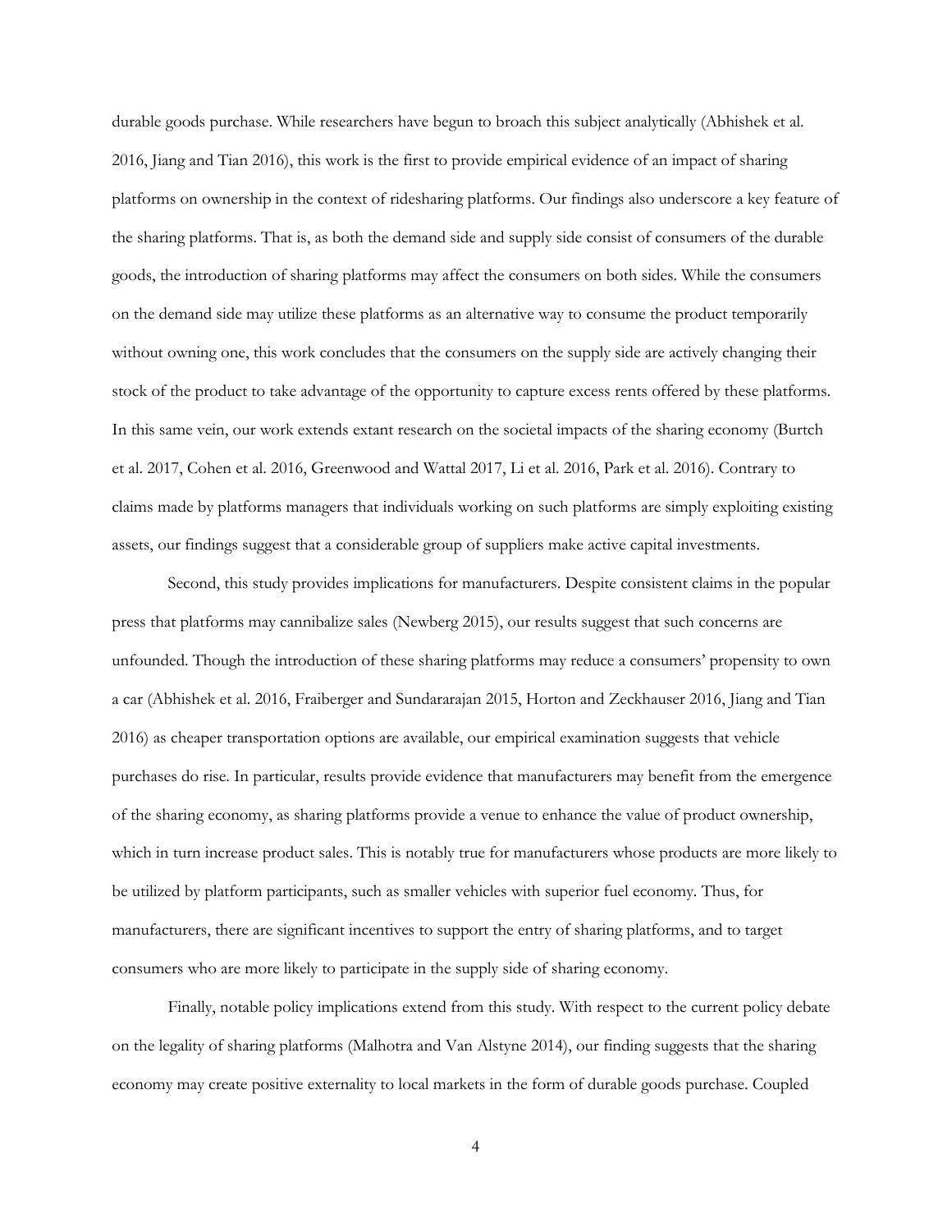durable goods purchase. While researchers have begun to broach this subject analytically (Abhishek et al. 2016, Jiang and Tian 2016), this work is the first to provide empirical evidence of an impact of sharing platforms on ownership in the context of ridesharing platforms. Our findings also underscore a key feature of the sharing platforms. That is, as both the demand side and supply side consist of consumers of the durable goods, the introduction of sharing platforms may affect the consumers on both sides. While the consumers on the demand side may utilize these platforms as an alternative way to consume the product temporarily without owning one, this work concludes that the consumers on the supply side are actively changing their stock of the product to take advantage of the opportunity to capture excess rents offered by these platforms. In this same vein, our work extends extant research on the societal impacts of the sharing economy (Burtch et al. 2017, Cohen et al. 2016, Greenwood and Wattal 2017, Li et al. 2016, Park et al. 2016). Contrary to claims made by platforms managers that individuals working on such platforms are simply exploiting existing assets, our findings suggest that a considerable group of suppliers make active capital investments.

Second, this study provides implications for manufacturers. Despite consistent claims in the popular press that platforms may cannibalize sales (Newberg 2015), our results suggest that such concerns are unfounded. Though the introduction of these sharing platforms may reduce a consumers' propensity to own a car (Abhishek et al. 2016, Fraiberger and Sundararajan 2015, Horton and Zeckhauser 2016, Jiang and Tian 2016) as cheaper transportation options are available, our empirical examination suggests that vehicle purchases do rise. In particular, results provide evidence that manufacturers may benefit from the emergence of the sharing economy, as sharing platforms provide a venue to enhance the value of product ownership, which in turn increase product sales. This is notably true for manufacturers whose products are more likely to be utilized by platform participants, such as smaller vehicles with superior fuel economy. Thus, for manufacturers, there are significant incentives to support the entry of sharing platforms, and to target consumers who are more likely to participate in the supply side of sharing economy.

Finally, notable policy implications extend from this study. With respect to the current policy debate on the legality of sharing platforms (Malhotra and Van Alstyne 2014), our finding suggests that the sharing economy may create positive externality to local markets in the form of durable goods purchase. Coupled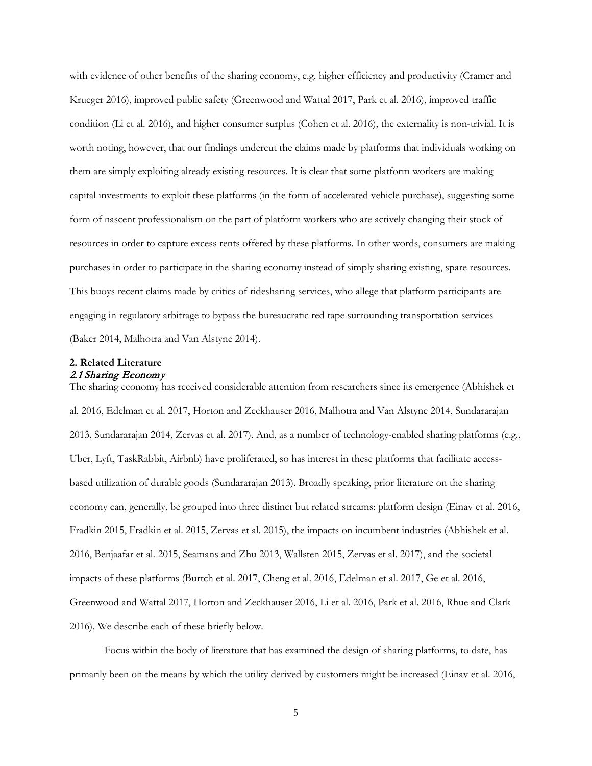with evidence of other benefits of the sharing economy, e.g. higher efficiency and productivity (Cramer and Krueger 2016), improved public safety (Greenwood and Wattal 2017, Park et al. 2016), improved traffic condition (Li et al. 2016), and higher consumer surplus (Cohen et al. 2016), the externality is non-trivial. It is worth noting, however, that our findings undercut the claims made by platforms that individuals working on them are simply exploiting already existing resources. It is clear that some platform workers are making capital investments to exploit these platforms (in the form of accelerated vehicle purchase), suggesting some form of nascent professionalism on the part of platform workers who are actively changing their stock of resources in order to capture excess rents offered by these platforms. In other words, consumers are making purchases in order to participate in the sharing economy instead of simply sharing existing, spare resources. This buoys recent claims made by critics of ridesharing services, who allege that platform participants are engaging in regulatory arbitrage to bypass the bureaucratic red tape surrounding transportation services (Baker 2014, Malhotra and Van Alstyne 2014).

## 2. Related Literature

### *2.1 Sharing Economy*

The sharing economy has received considerable attention from researchers since its emergence (Abhishek et al. 2016, Edelman et al. 2017, Horton and Zeckhauser 2016, Malhotra and Van Alstyne 2014, Sundararajan 2013, Sundararajan 2014, Zervas et al. 2017). And, as a number of technology-enabled sharing platforms (e.g., Uber, Lyft, TaskRabbit, Airbnb) have proliferated, so has interest in these platforms that facilitate access-based utilization of durable goods (Sundararajan 2013). Broadly speaking, prior literature on the sharing economy can, generally, be grouped into three distinct but related streams: platform design (Einav et al. 2016, Fradkin 2015, Fradkin et al. 2015, Zervas et al. 2015), the impacts on incumbent industries (Abhishek et al. 2016, Benjaafar et al. 2015, Seamans and Zhu 2013, Wallsten 2015, Zervas et al. 2017), and the societal impacts of these platforms (Burtch et al. 2017, Cheng et al. 2016, Edelman et al. 2017, Ge et al. 2016, Greenwood and Wattal 2017, Horton and Zeckhauser 2016, Li et al. 2016, Park et al. 2016, Rhue and Clark 2016). We describe each of these briefly below.

Focus within the body of literature that has examined the design of sharing platforms, to date, has primarily been on the means by which the utility derived by customers might be increased (Einav et al. 2016,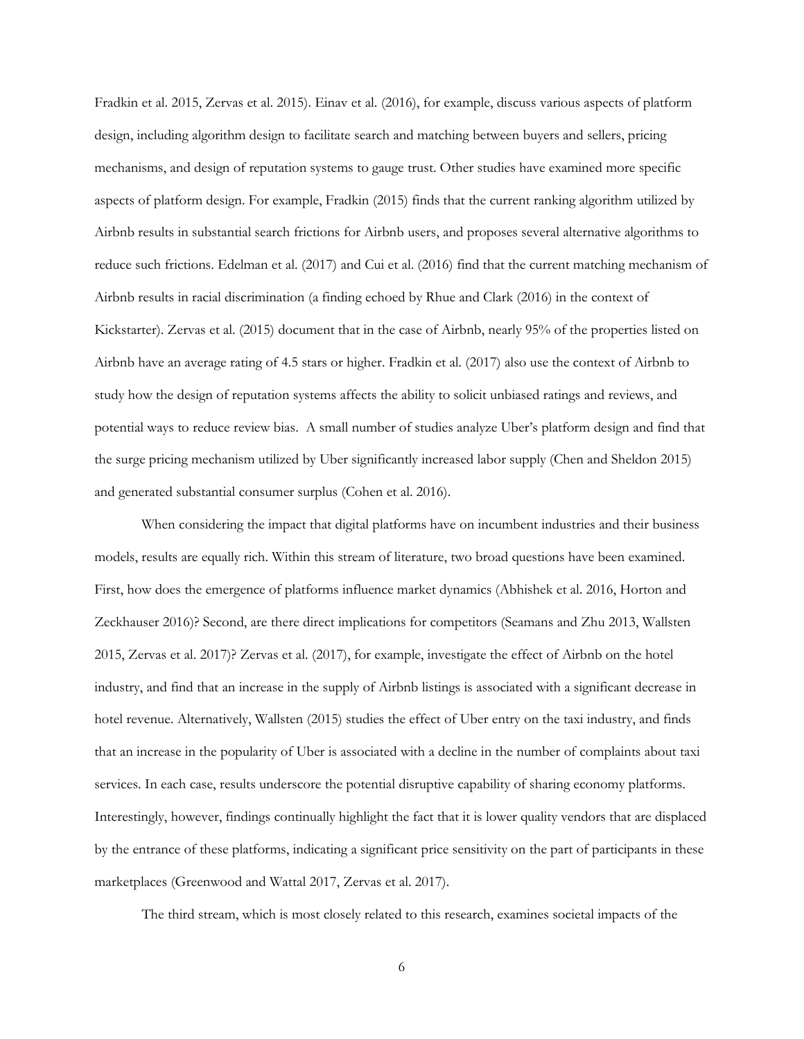Fradkin et al. 2015, Zervas et al. 2015). Einav et al. (2016), for example, discuss various aspects of platform design, including algorithm design to facilitate search and matching between buyers and sellers, pricing mechanisms, and design of reputation systems to gauge trust. Other studies have examined more specific aspects of platform design. For example, Fradkin (2015) finds that the current ranking algorithm utilized by Airbnb results in substantial search frictions for Airbnb users, and proposes several alternative algorithms to reduce such frictions. Edelman et al. (2017) and Cui et al. (2016) find that the current matching mechanism of Airbnb results in racial discrimination (a finding echoed by Rhue and Clark (2016) in the context of Kickstarter). Zervas et al. (2015) document that in the case of Airbnb, nearly 95% of the properties listed on Airbnb have an average rating of 4.5 stars or higher. Fradkin et al. (2017) also use the context of Airbnb to study how the design of reputation systems affects the ability to solicit unbiased ratings and reviews, and potential ways to reduce review bias. A small number of studies analyze Uber's platform design and find that the surge pricing mechanism utilized by Uber significantly increased labor supply (Chen and Sheldon 2015) and generated substantial consumer surplus (Cohen et al. 2016).

When considering the impact that digital platforms have on incumbent industries and their business models, results are equally rich. Within this stream of literature, two broad questions have been examined. First, how does the emergence of platforms influence market dynamics (Abhishek et al. 2016, Horton and Zeckhauser 2016)? Second, are there direct implications for competitors (Seamans and Zhu 2013, Wallsten 2015, Zervas et al. 2017)? Zervas et al. (2017), for example, investigate the effect of Airbnb on the hotel industry, and find that an increase in the supply of Airbnb listings is associated with a significant decrease in hotel revenue. Alternatively, Wallsten (2015) studies the effect of Uber entry on the taxi industry, and finds that an increase in the popularity of Uber is associated with a decline in the number of complaints about taxi services. In each case, results underscore the potential disruptive capability of sharing economy platforms. Interestingly, however, findings continually highlight the fact that it is lower quality vendors that are displaced by the entrance of these platforms, indicating a significant price sensitivity on the part of participants in these marketplaces (Greenwood and Wattal 2017, Zervas et al. 2017).

The third stream, which is most closely related to this research, examines societal impacts of the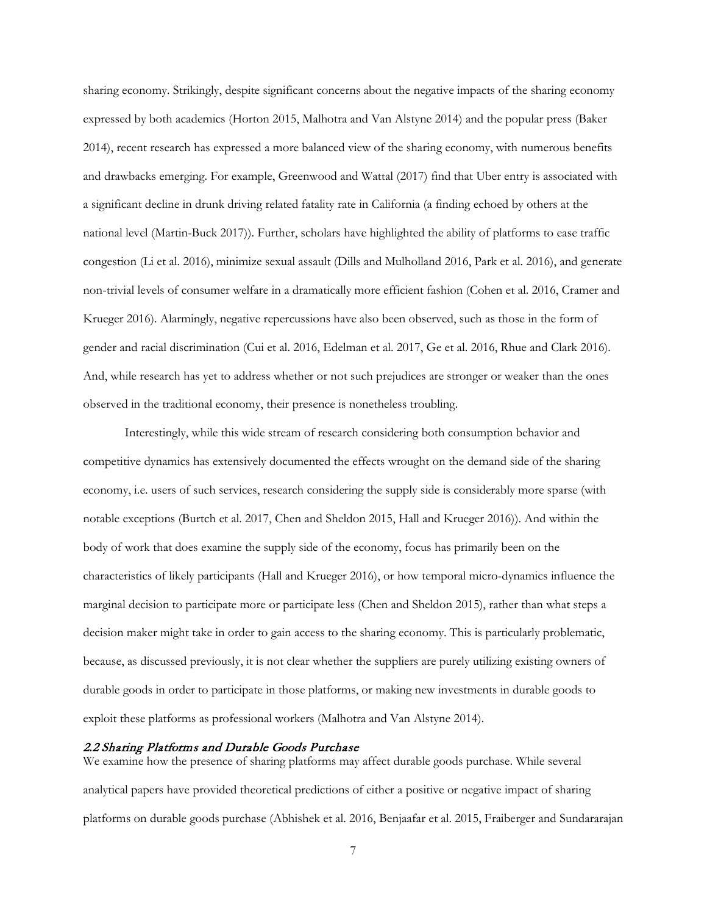sharing economy. Strikingly, despite significant concerns about the negative impacts of the sharing economy expressed by both academics (Horton 2015, Malhotra and Van Alstyne 2014) and the popular press (Baker 2014), recent research has expressed a more balanced view of the sharing economy, with numerous benefits and drawbacks emerging. For example, Greenwood and Wattal (2017) find that Uber entry is associated with a significant decline in drunk driving related fatality rate in California (a finding echoed by others at the national level (Martin-Buck 2017)). Further, scholars have highlighted the ability of platforms to ease traffic congestion (Li et al. 2016), minimize sexual assault (Dills and Mulholland 2016, Park et al. 2016), and generate non-trivial levels of consumer welfare in a dramatically more efficient fashion (Cohen et al. 2016, Cramer and Krueger 2016). Alarmingly, negative repercussions have also been observed, such as those in the form of gender and racial discrimination (Cui et al. 2016, Edelman et al. 2017, Ge et al. 2016, Rhue and Clark 2016). And, while research has yet to address whether or not such prejudices are stronger or weaker than the ones observed in the traditional economy, their presence is nonetheless troubling.

Interestingly, while this wide stream of research considering both consumption behavior and competitive dynamics has extensively documented the effects wrought on the demand side of the sharing economy, i.e. users of such services, research considering the supply side is considerably more sparse (with notable exceptions (Burtch et al. 2017, Chen and Sheldon 2015, Hall and Krueger 2016)). And within the body of work that does examine the supply side of the economy, focus has primarily been on the characteristics of likely participants (Hall and Krueger 2016), or how temporal micro-dynamics influence the marginal decision to participate more or participate less (Chen and Sheldon 2015), rather than what steps a decision maker might take in order to gain access to the sharing economy. This is particularly problematic, because, as discussed previously, it is not clear whether the suppliers are purely utilizing existing owners of durable goods in order to participate in those platforms, or making new investments in durable goods to exploit these platforms as professional workers (Malhotra and Van Alstyne 2014).

### *2.2 Sharing Platforms and Durable Goods Purchase*

We examine how the presence of sharing platforms may affect durable goods purchase. While several analytical papers have provided theoretical predictions of either a positive or negative impact of sharing platforms on durable goods purchase (Abhishek et al. 2016, Benjaafar et al. 2015, Fraiberger and Sundararajan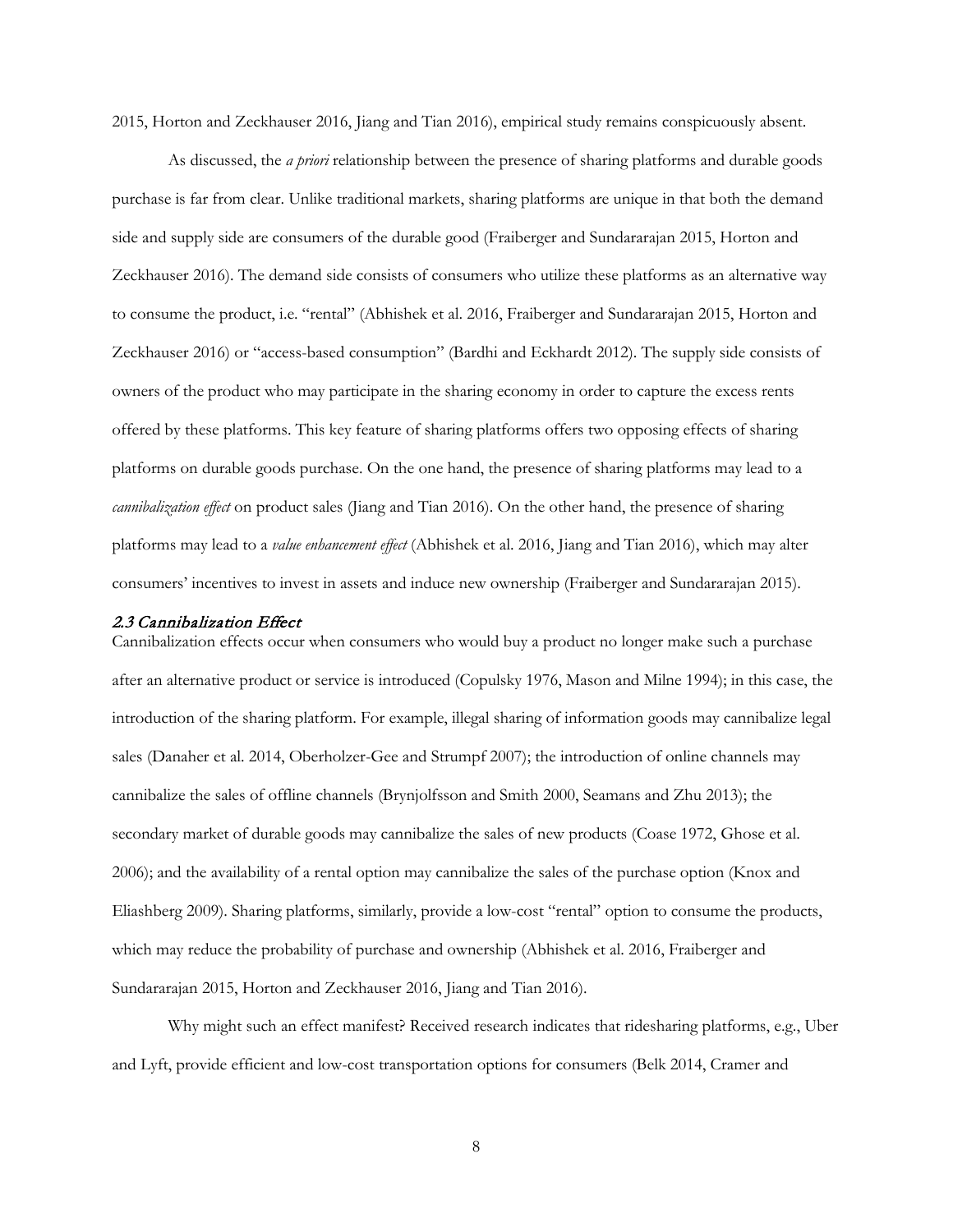2015, Horton and Zeckhauser 2016, Jiang and Tian 2016), empirical study remains conspicuously absent.

As discussed, the *a priori* relationship between the presence of sharing platforms and durable goods purchase is far from clear. Unlike traditional markets, sharing platforms are unique in that both the demand side and supply side are consumers of the durable good (Fraiberger and Sundararajan 2015, Horton and Zeckhauser 2016). The demand side consists of consumers who utilize these platforms as an alternative way to consume the product, i.e. "rental" (Abhishek et al. 2016, Fraiberger and Sundararajan 2015, Horton and Zeckhauser 2016) or "access-based consumption" (Bardhi and Eckhardt 2012). The supply side consists of owners of the product who may participate in the sharing economy in order to capture the excess rents offered by these platforms. This key feature of sharing platforms offers two opposing effects of sharing platforms on durable goods purchase. On the one hand, the presence of sharing platforms may lead to a *cannibalization effect* on product sales (Jiang and Tian 2016). On the other hand, the presence of sharing platforms may lead to a *value enhancement effect* (Abhishek et al. 2016, Jiang and Tian 2016), which may alter consumers' incentives to invest in assets and induce new ownership (Fraiberger and Sundararajan 2015).

### *2.3 Cannibalization Effect*

Cannibalization effects occur when consumers who would buy a product no longer make such a purchase after an alternative product or service is introduced (Copulsky 1976, Mason and Milne 1994); in this case, the introduction of the sharing platform. For example, illegal sharing of information goods may cannibalize legal sales (Danaher et al. 2014, Oberholzer-Gee and Strumpf 2007); the introduction of online channels may cannibalize the sales of offline channels (Brynjolfsson and Smith 2000, Seamans and Zhu 2013); the secondary market of durable goods may cannibalize the sales of new products (Coase 1972, Ghose et al. 2006); and the availability of a rental option may cannibalize the sales of the purchase option (Knox and Eliashberg 2009). Sharing platforms, similarly, provide a low-cost "rental" option to consume the products, which may reduce the probability of purchase and ownership (Abhishek et al. 2016, Fraiberger and Sundararajan 2015, Horton and Zeckhauser 2016, Jiang and Tian 2016).

Why might such an effect manifest? Received research indicates that ridesharing platforms, e.g., Uber and Lyft, provide efficient and low-cost transportation options for consumers (Belk 2014, Cramer and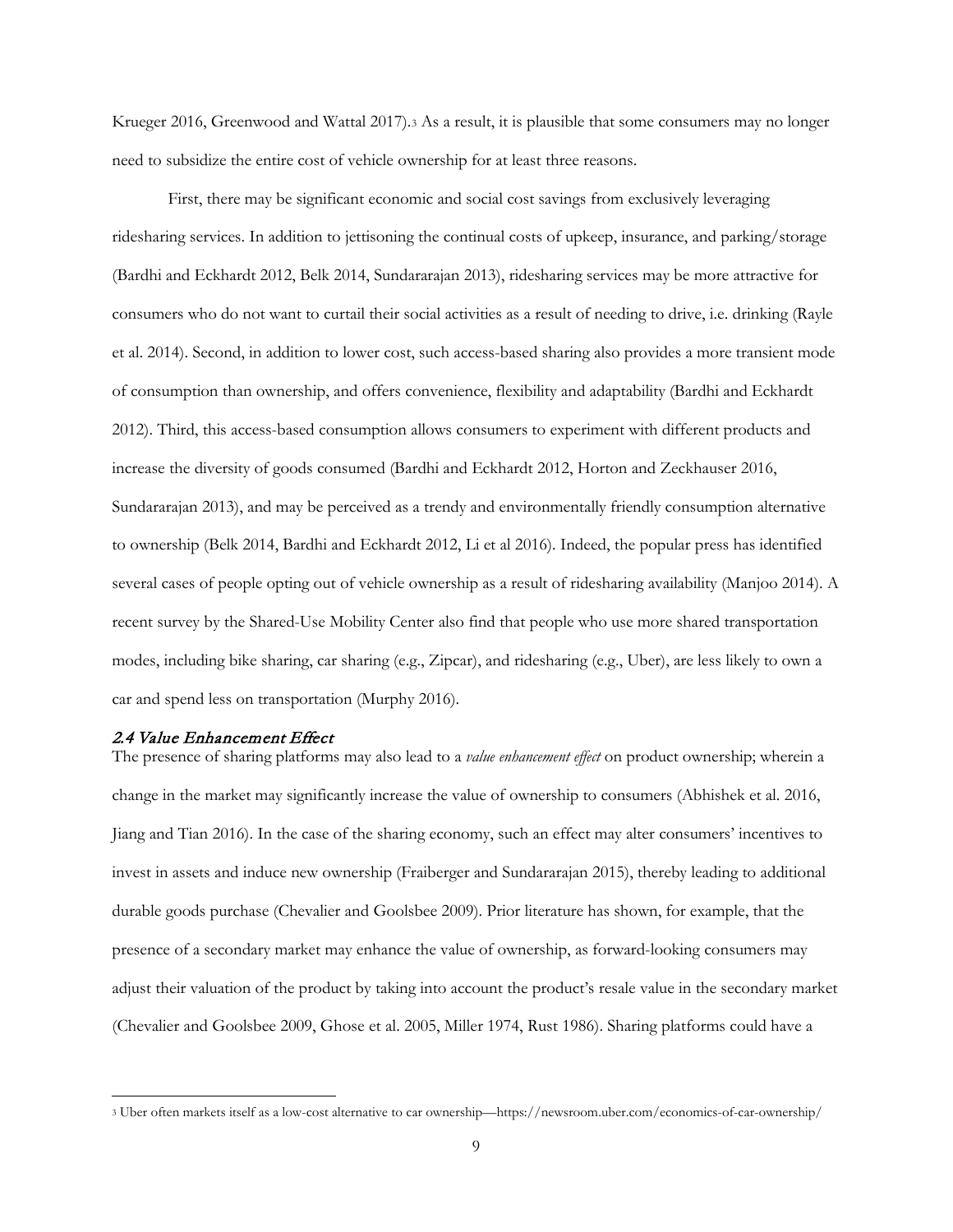Krueger 2016, Greenwood and Wattal 2017).[3] As a result, it is plausible that some consumers may no longer need to subsidize the entire cost of vehicle ownership for at least three reasons.

First, there may be significant economic and social cost savings from exclusively leveraging ridesharing services. In addition to jettisoning the continual costs of upkeep, insurance, and parking/storage (Bardhi and Eckhardt 2012, Belk 2014, Sundararajan 2013), ridesharing services may be more attractive for consumers who do not want to curtail their social activities as a result of needing to drive, i.e. drinking (Rayle et al. 2014). Second, in addition to lower cost, such access-based sharing also provides a more transient mode of consumption than ownership, and offers convenience, flexibility and adaptability (Bardhi and Eckhardt 2012). Third, this access-based consumption allows consumers to experiment with different products and increase the diversity of goods consumed (Bardhi and Eckhardt 2012, Horton and Zeckhauser 2016, Sundararajan 2013), and may be perceived as a trendy and environmentally friendly consumption alternative to ownership (Belk 2014, Bardhi and Eckhardt 2012, Li et al 2016). Indeed, the popular press has identified several cases of people opting out of vehicle ownership as a result of ridesharing availability (Manjoo 2014). A recent survey by the Shared-Use Mobility Center also find that people who use more shared transportation modes, including bike sharing, car sharing (e.g., Zipcar), and ridesharing (e.g., Uber), are less likely to own a car and spend less on transportation (Murphy 2016).

### *2.4 Value Enhancement Effect*

The presence of sharing platforms may also lead to a *value enhancement effect* on product ownership; wherein a change in the market may significantly increase the value of ownership to consumers (Abhishek et al. 2016, Jiang and Tian 2016). In the case of the sharing economy, such an effect may alter consumers' incentives to invest in assets and induce new ownership (Fraiberger and Sundararajan 2015), thereby leading to additional durable goods purchase (Chevalier and Goolsbee 2009). Prior literature has shown, for example, that the presence of a secondary market may enhance the value of ownership, as forward-looking consumers may adjust their valuation of the product by taking into account the product's resale value in the secondary market (Chevalier and Goolsbee 2009, Ghose et al. 2005, Miller 1974, Rust 1986). Sharing platforms could have a

[3] Uber often markets itself as a low-cost alternative to car ownership—https://newsroom.uber.com/economics-of-car-ownership/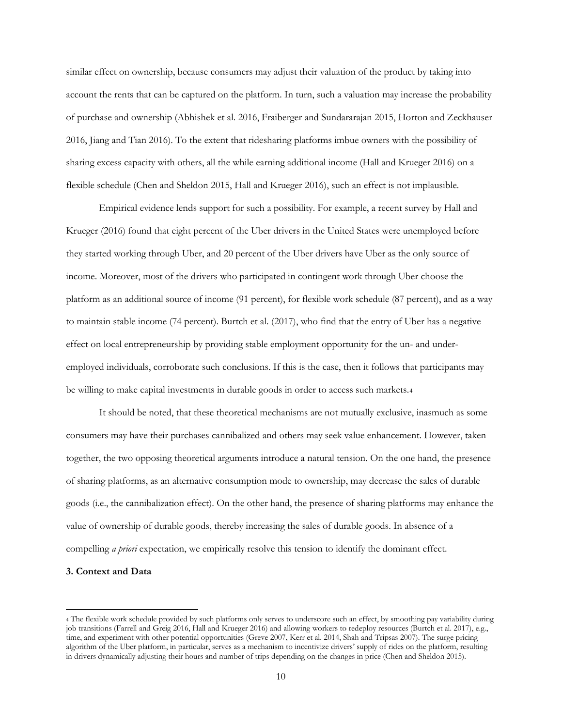similar effect on ownership, because consumers may adjust their valuation of the product by taking into account the rents that can be captured on the platform. In turn, such a valuation may increase the probability of purchase and ownership (Abhishek et al. 2016, Fraiberger and Sundararajan 2015, Horton and Zeckhauser 2016, Jiang and Tian 2016). To the extent that ridesharing platforms imbue owners with the possibility of sharing excess capacity with others, all the while earning additional income (Hall and Krueger 2016) on a flexible schedule (Chen and Sheldon 2015, Hall and Krueger 2016), such an effect is not implausible.

Empirical evidence lends support for such a possibility. For example, a recent survey by Hall and Krueger (2016) found that eight percent of the Uber drivers in the United States were unemployed before they started working through Uber, and 20 percent of the Uber drivers have Uber as the only source of income. Moreover, most of the drivers who participated in contingent work through Uber choose the platform as an additional source of income (91 percent), for flexible work schedule (87 percent), and as a way to maintain stable income (74 percent). Burtch et al. (2017), who find that the entry of Uber has a negative effect on local entrepreneurship by providing stable employment opportunity for the un- and under-employed individuals, corroborate such conclusions. If this is the case, then it follows that participants may be willing to make capital investments in durable goods in order to access such markets.[4]

It should be noted, that these theoretical mechanisms are not mutually exclusive, inasmuch as some consumers may have their purchases cannibalized and others may seek value enhancement. However, taken together, the two opposing theoretical arguments introduce a natural tension. On the one hand, the presence of sharing platforms, as an alternative consumption mode to ownership, may decrease the sales of durable goods (i.e., the cannibalization effect). On the other hand, the presence of sharing platforms may enhance the value of ownership of durable goods, thereby increasing the sales of durable goods. In absence of a compelling *a priori* expectation, we empirically resolve this tension to identify the dominant effect.

### 3. Context and Data

[4] The flexible work schedule provided by such platforms only serves to underscore such an effect, by smoothing pay variability during job transitions (Farrell and Greig 2016, Hall and Krueger 2016) and allowing workers to redeploy resources (Burtch et al. 2017), e.g., time, and experiment with other potential opportunities (Greve 2007, Kerr et al. 2014, Shah and Tripsas 2007). The surge pricing algorithm of the Uber platform, in particular, serves as a mechanism to incentivize drivers' supply of rides on the platform, resulting in drivers dynamically adjusting their hours and number of trips depending on the changes in price (Chen and Sheldon 2015).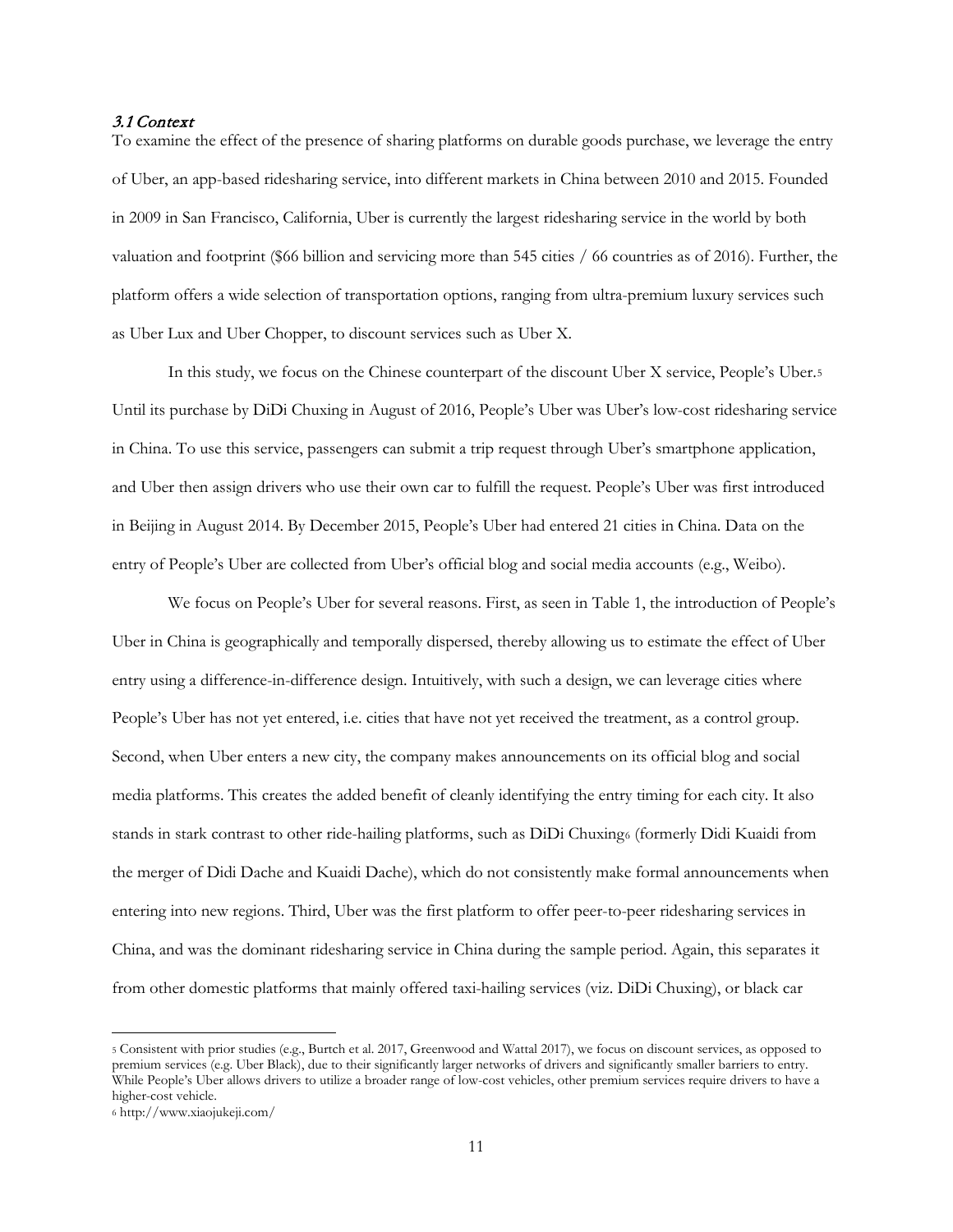### *3.1 Context*

To examine the effect of the presence of sharing platforms on durable goods purchase, we leverage the entry of Uber, an app-based ridesharing service, into different markets in China between 2010 and 2015. Founded in 2009 in San Francisco, California, Uber is currently the largest ridesharing service in the world by both valuation and footprint ($66 billion and servicing more than 545 cities / 66 countries as of 2016). Further, the platform offers a wide selection of transportation options, ranging from ultra-premium luxury services such as Uber Lux and Uber Chopper, to discount services such as Uber X.

In this study, we focus on the Chinese counterpart of the discount Uber X service, People's Uber.[5] Until its purchase by DiDi Chuxing in August of 2016, People's Uber was Uber's low-cost ridesharing service in China. To use this service, passengers can submit a trip request through Uber's smartphone application, and Uber then assign drivers who use their own car to fulfill the request. People's Uber was first introduced in Beijing in August 2014. By December 2015, People's Uber had entered 21 cities in China. Data on the entry of People's Uber are collected from Uber's official blog and social media accounts (e.g., Weibo).

We focus on People's Uber for several reasons. First, as seen in Table 1, the introduction of People's Uber in China is geographically and temporally dispersed, thereby allowing us to estimate the effect of Uber entry using a difference-in-difference design. Intuitively, with such a design, we can leverage cities where People's Uber has not yet entered, i.e. cities that have not yet received the treatment, as a control group. Second, when Uber enters a new city, the company makes announcements on its official blog and social media platforms. This creates the added benefit of cleanly identifying the entry timing for each city. It also stands in stark contrast to other ride-hailing platforms, such as DiDi Chuxing[6] (formerly Didi Kuaidi from the merger of Didi Dache and Kuaidi Dache), which do not consistently make formal announcements when entering into new regions. Third, Uber was the first platform to offer peer-to-peer ridesharing services in China, and was the dominant ridesharing service in China during the sample period. Again, this separates it from other domestic platforms that mainly offered taxi-hailing services (viz. DiDi Chuxing), or black car

---

[5] Consistent with prior studies (e.g., Burtch et al. 2017, Greenwood and Wattal 2017), we focus on discount services, as opposed to premium services (e.g. Uber Black), due to their significantly larger networks of drivers and significantly smaller barriers to entry. While People's Uber allows drivers to utilize a broader range of low-cost vehicles, other premium services require drivers to have a higher-cost vehicle.

[6] http://www.xiaojukeji.com/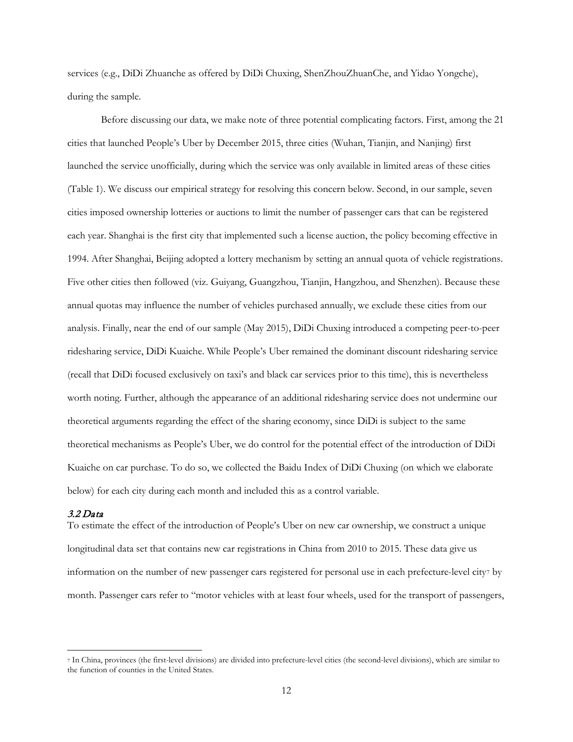services (e.g., DiDi Zhuanche as offered by DiDi Chuxing, ShenZhouZhuanChe, and Yidao Yongche), during the sample.

Before discussing our data, we make note of three potential complicating factors. First, among the 21 cities that launched People's Uber by December 2015, three cities (Wuhan, Tianjin, and Nanjing) first launched the service unofficially, during which the service was only available in limited areas of these cities (Table 1). We discuss our empirical strategy for resolving this concern below. Second, in our sample, seven cities imposed ownership lotteries or auctions to limit the number of passenger cars that can be registered each year. Shanghai is the first city that implemented such a license auction, the policy becoming effective in 1994. After Shanghai, Beijing adopted a lottery mechanism by setting an annual quota of vehicle registrations. Five other cities then followed (viz. Guiyang, Guangzhou, Tianjin, Hangzhou, and Shenzhen). Because these annual quotas may influence the number of vehicles purchased annually, we exclude these cities from our analysis. Finally, near the end of our sample (May 2015), DiDi Chuxing introduced a competing peer-to-peer ridesharing service, DiDi Kuaiche. While People's Uber remained the dominant discount ridesharing service (recall that DiDi focused exclusively on taxi's and black car services prior to this time), this is nevertheless worth noting. Further, although the appearance of an additional ridesharing service does not undermine our theoretical arguments regarding the effect of the sharing economy, since DiDi is subject to the same theoretical mechanisms as People's Uber, we do control for the potential effect of the introduction of DiDi Kuaiche on car purchase. To do so, we collected the Baidu Index of DiDi Chuxing (on which we elaborate below) for each city during each month and included this as a control variable.

### *3.2 Data*

To estimate the effect of the introduction of People's Uber on new car ownership, we construct a unique longitudinal data set that contains new car registrations in China from 2010 to 2015. These data give us information on the number of new passenger cars registered for personal use in each prefecture-level city[7] by month. Passenger cars refer to "motor vehicles with at least four wheels, used for the transport of passengers,

---

[7] In China, provinces (the first-level divisions) are divided into prefecture-level cities (the second-level divisions), which are similar to the function of counties in the United States.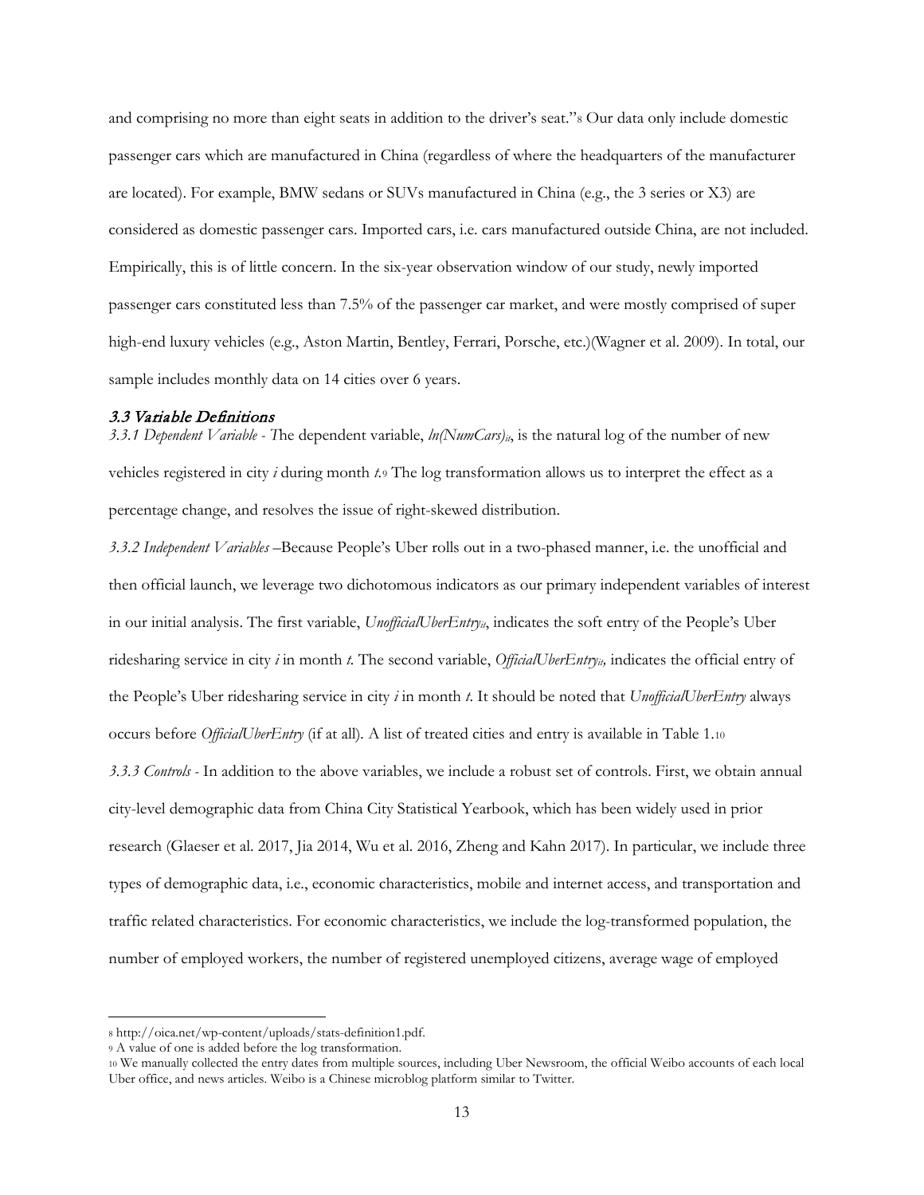and comprising no more than eight seats in addition to the driver's seat."[8] Our data only include domestic passenger cars which are manufactured in China (regardless of where the headquarters of the manufacturer are located). For example, BMW sedans or SUVs manufactured in China (e.g., the 3 series or X3) are considered as domestic passenger cars. Imported cars, i.e. cars manufactured outside China, are not included. Empirically, this is of little concern. In the six-year observation window of our study, newly imported passenger cars constituted less than 7.5% of the passenger car market, and were mostly comprised of super high-end luxury vehicles (e.g., Aston Martin, Bentley, Ferrari, Porsche, etc.)(Wagner et al. 2009). In total, our sample includes monthly data on 14 cities over 6 years.

### 3.3 Variable Definitions

*3.3.1 Dependent Variable* - The dependent variable, $ln(NumCars)_{it}$, is the natural log of the number of new vehicles registered in city *i* during month *t*.[9] The log transformation allows us to interpret the effect as a percentage change, and resolves the issue of right-skewed distribution.

*3.3.2 Independent Variables* –Because People's Uber rolls out in a two-phased manner, i.e. the unofficial and then official launch, we leverage two dichotomous indicators as our primary independent variables of interest in our initial analysis. The first variable, $UnofficialUberEntry_{it}$, indicates the soft entry of the People's Uber ridesharing service in city *i* in month *t*. The second variable, $OfficialUberEntry_{it}$, indicates the official entry of the People's Uber ridesharing service in city *i* in month *t*. It should be noted that *UnofficialUberEntry* always occurs before *OfficialUberEntry* (if at all). A list of treated cities and entry is available in Table 1.[10]

*3.3.3 Controls* - In addition to the above variables, we include a robust set of controls. First, we obtain annual city-level demographic data from China City Statistical Yearbook, which has been widely used in prior research (Glaeser et al. 2017, Jia 2014, Wu et al. 2016, Zheng and Kahn 2017). In particular, we include three types of demographic data, i.e., economic characteristics, mobile and internet access, and transportation and traffic related characteristics. For economic characteristics, we include the log-transformed population, the number of employed workers, the number of registered unemployed citizens, average wage of employed

---

[8] http://oica.net/wp-content/uploads/stats-definition1.pdf.

[9] A value of one is added before the log transformation.

[10] We manually collected the entry dates from multiple sources, including Uber Newsroom, the official Weibo accounts of each local Uber office, and news articles. Weibo is a Chinese microblog platform similar to Twitter.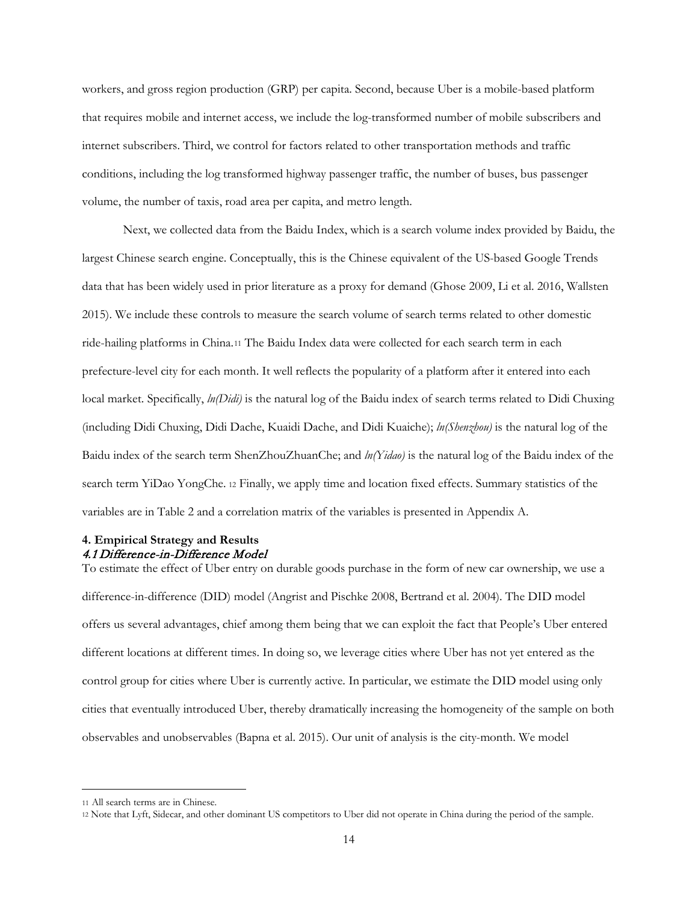workers, and gross region production (GRP) per capita. Second, because Uber is a mobile-based platform that requires mobile and internet access, we include the log-transformed number of mobile subscribers and internet subscribers. Third, we control for factors related to other transportation methods and traffic conditions, including the log transformed highway passenger traffic, the number of buses, bus passenger volume, the number of taxis, road area per capita, and metro length.

Next, we collected data from the Baidu Index, which is a search volume index provided by Baidu, the largest Chinese search engine. Conceptually, this is the Chinese equivalent of the US-based Google Trends data that has been widely used in prior literature as a proxy for demand (Ghose 2009, Li et al. 2016, Wallsten 2015). We include these controls to measure the search volume of search terms related to other domestic ride-hailing platforms in China.[11] The Baidu Index data were collected for each search term in each prefecture-level city for each month. It well reflects the popularity of a platform after it entered into each local market. Specifically, *ln(Didi)* is the natural log of the Baidu index of search terms related to Didi Chuxing (including Didi Chuxing, Didi Dache, Kuaidi Dache, and Didi Kuaiche); *ln(Shenzhou)* is the natural log of the Baidu index of the search term ShenZhouZhuanChe; and *ln(Yidao)* is the natural log of the Baidu index of the search term YiDao YongChe. [12] Finally, we apply time and location fixed effects. Summary statistics of the variables are in Table 2 and a correlation matrix of the variables is presented in Appendix A.

## 4. Empirical Strategy and Results

### *4.1 Difference-in-Difference Model*

To estimate the effect of Uber entry on durable goods purchase in the form of new car ownership, we use a difference-in-difference (DID) model (Angrist and Pischke 2008, Bertrand et al. 2004). The DID model offers us several advantages, chief among them being that we can exploit the fact that People's Uber entered different locations at different times. In doing so, we leverage cities where Uber has not yet entered as the control group for cities where Uber is currently active. In particular, we estimate the DID model using only cities that eventually introduced Uber, thereby dramatically increasing the homogeneity of the sample on both observables and unobservables (Bapna et al. 2015). Our unit of analysis is the city-month. We model

[11] All search terms are in Chinese.

[12] Note that Lyft, Sidecar, and other dominant US competitors to Uber did not operate in China during the period of the sample.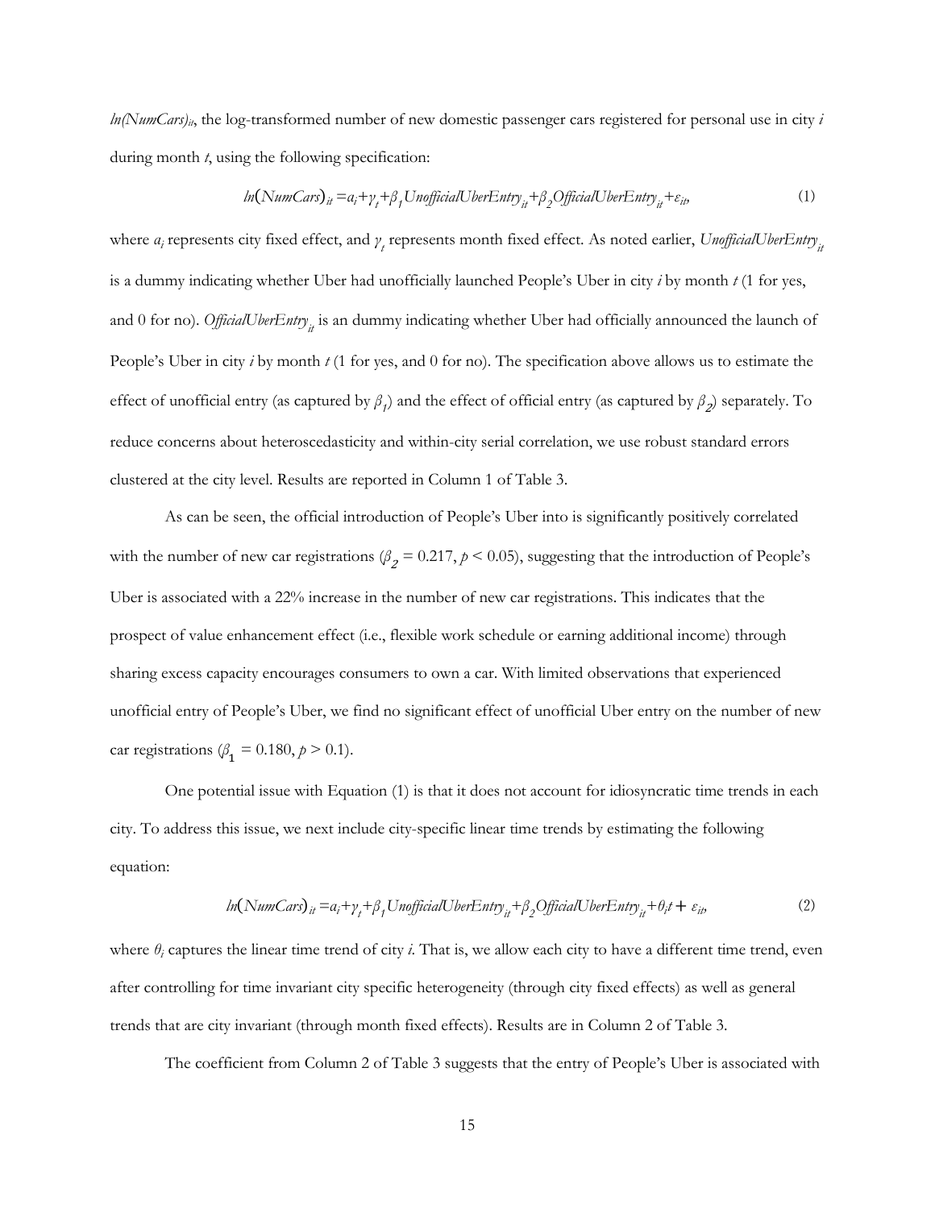$ln(NumCars)_{it}$, the log-transformed number of new domestic passenger cars registered for personal use in city $i$ during month $t$, using the following specification:

$$ln(NumCars)_{it} = a_i + \gamma_t + \beta_1 UnofficialUberEntry_{it} + \beta_2 OfficialUberEntry_{it} + \varepsilon_{it}, \tag{1}$$

where $a_i$ represents city fixed effect, and $\gamma_t$ represents month fixed effect. As noted earlier, $UnofficialUberEntry_{it}$ is a dummy indicating whether Uber had unofficially launched People's Uber in city $i$ by month $t$ (1 for yes, and 0 for no). $OfficialUberEntry_{it}$ is an dummy indicating whether Uber had officially announced the launch of People's Uber in city $i$ by month $t$ (1 for yes, and 0 for no). The specification above allows us to estimate the effect of unofficial entry (as captured by $\beta_1$) and the effect of official entry (as captured by $\beta_2$) separately. To reduce concerns about heteroscedasticity and within-city serial correlation, we use robust standard errors clustered at the city level. Results are reported in Column 1 of Table 3.

As can be seen, the official introduction of People's Uber into is significantly positively correlated with the number of new car registrations ($\beta_2 = 0.217$, $p < 0.05$), suggesting that the introduction of People's Uber is associated with a 22% increase in the number of new car registrations. This indicates that the prospect of value enhancement effect (i.e., flexible work schedule or earning additional income) through sharing excess capacity encourages consumers to own a car. With limited observations that experienced unofficial entry of People's Uber, we find no significant effect of unofficial Uber entry on the number of new car registrations ($\beta_1 = 0.180$, $p > 0.1$).

One potential issue with Equation (1) is that it does not account for idiosyncratic time trends in each city. To address this issue, we next include city-specific linear time trends by estimating the following equation:

$$ln(NumCars)_{it} = a_i + \gamma_t + \beta_1 UnofficialUberEntry_{it} + \beta_2 OfficialUberEntry_{it} + \theta_i t + \varepsilon_{it}, \tag{2}$$

where $\theta_i$ captures the linear time trend of city $i$. That is, we allow each city to have a different time trend, even after controlling for time invariant city specific heterogeneity (through city fixed effects) as well as general trends that are city invariant (through month fixed effects). Results are in Column 2 of Table 3.

The coefficient from Column 2 of Table 3 suggests that the entry of People's Uber is associated with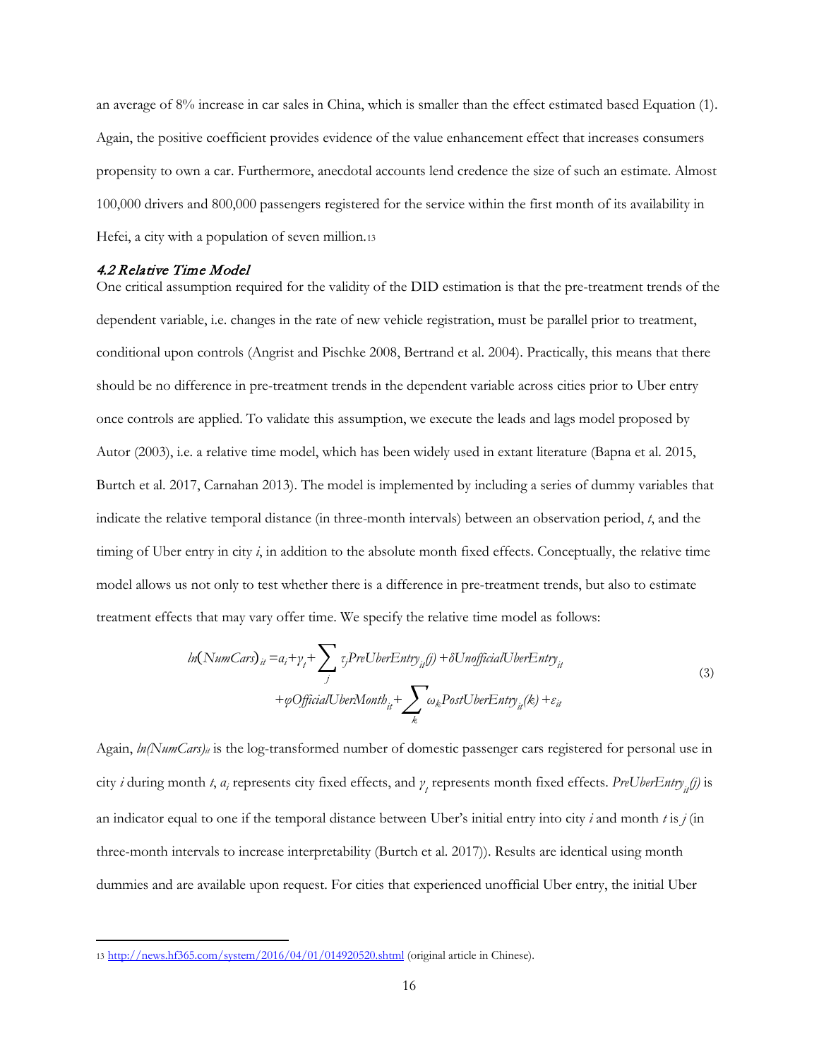an average of 8% increase in car sales in China, which is smaller than the effect estimated based Equation (1). Again, the positive coefficient provides evidence of the value enhancement effect that increases consumers propensity to own a car. Furthermore, anecdotal accounts lend credence the size of such an estimate. Almost 100,000 drivers and 800,000 passengers registered for the service within the first month of its availability in Hefei, a city with a population of seven million.[13]

### *4.2 Relative Time Model*

One critical assumption required for the validity of the DID estimation is that the pre-treatment trends of the dependent variable, i.e. changes in the rate of new vehicle registration, must be parallel prior to treatment, conditional upon controls (Angrist and Pischke 2008, Bertrand et al. 2004). Practically, this means that there should be no difference in pre-treatment trends in the dependent variable across cities prior to Uber entry once controls are applied. To validate this assumption, we execute the leads and lags model proposed by Autor (2003), i.e. a relative time model, which has been widely used in extant literature (Bapna et al. 2015, Burtch et al. 2017, Carnahan 2013). The model is implemented by including a series of dummy variables that indicate the relative temporal distance (in three-month intervals) between an observation period, *t*, and the timing of Uber entry in city *i*, in addition to the absolute month fixed effects. Conceptually, the relative time model allows us not only to test whether there is a difference in pre-treatment trends, but also to estimate treatment effects that may vary offer time. We specify the relative time model as follows:

$$
\begin{aligned}
ln(NumCars)_{it} = & \, a_i + \gamma_t + \sum_j \tau_j PreUberEntry_{it}(j) + \delta UnofficialUberEntry_{it} \\
& + \varphi OfficialUberMonth_{it} + \sum_k \omega_k PostUberEntry_{it}(k) + \varepsilon_{it}
\end{aligned}
\tag{3}
$$

Again, $ln(NumCars)_{it}$ is the log-transformed number of domestic passenger cars registered for personal use in city *i* during month *t*, $a_i$ represents city fixed effects, and $\gamma_t$ represents month fixed effects. $PreUberEntry_{it}(j)$ is an indicator equal to one if the temporal distance between Uber's initial entry into city *i* and month *t* is *j* (in three-month intervals to increase interpretability (Burtch et al. 2017)). Results are identical using month dummies and are available upon request. For cities that experienced unofficial Uber entry, the initial Uber

[13] http://news.hf365.com/system/2016/04/01/014920520.shtml (original article in Chinese).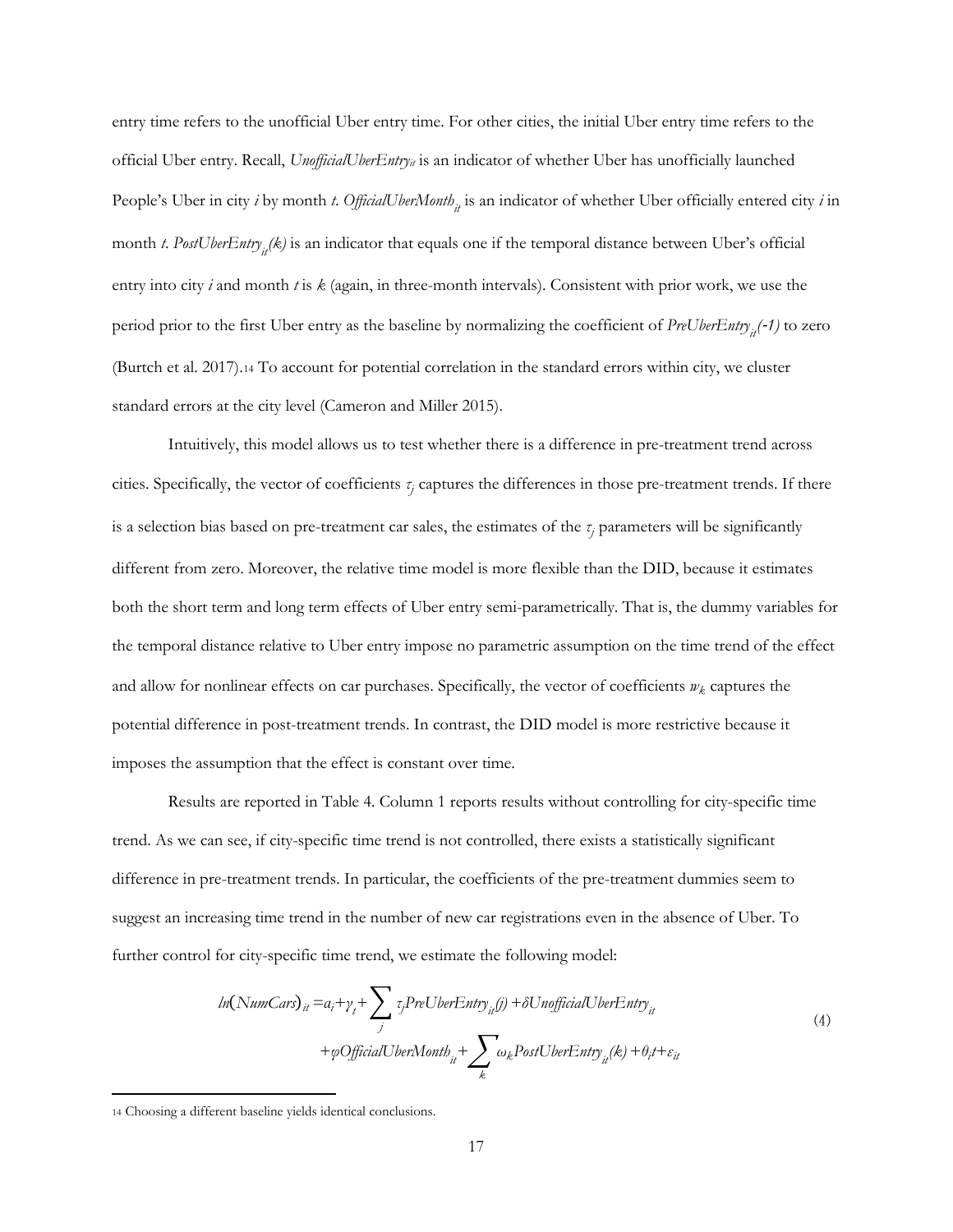entry time refers to the unofficial Uber entry time. For other cities, the initial Uber entry time refers to the official Uber entry. Recall, $UnofficialUberEntry_{it}$ is an indicator of whether Uber has unofficially launched People's Uber in city *i* by month *t*. $OfficialUberMonth_{it}$ is an indicator of whether Uber officially entered city *i* in month *t*. $PostUberEntry_{it}(k)$ is an indicator that equals one if the temporal distance between Uber's official entry into city *i* and month *t* is *k* (again, in three-month intervals). Consistent with prior work, we use the period prior to the first Uber entry as the baseline by normalizing the coefficient of $PreUberEntry_{it}(-1)$ to zero (Burtch et al. 2017).[14] To account for potential correlation in the standard errors within city, we cluster standard errors at the city level (Cameron and Miller 2015).

Intuitively, this model allows us to test whether there is a difference in pre-treatment trend across cities. Specifically, the vector of coefficients $\tau_j$ captures the differences in those pre-treatment trends. If there is a selection bias based on pre-treatment car sales, the estimates of the $\tau_j$ parameters will be significantly different from zero. Moreover, the relative time model is more flexible than the DID, because it estimates both the short term and long term effects of Uber entry semi-parametrically. That is, the dummy variables for the temporal distance relative to Uber entry impose no parametric assumption on the time trend of the effect and allow for nonlinear effects on car purchases. Specifically, the vector of coefficients $w_k$ captures the potential difference in post-treatment trends. In contrast, the DID model is more restrictive because it imposes the assumption that the effect is constant over time.

Results are reported in Table 4. Column 1 reports results without controlling for city-specific time trend. As we can see, if city-specific time trend is not controlled, there exists a statistically significant difference in pre-treatment trends. In particular, the coefficients of the pre-treatment dummies seem to suggest an increasing time trend in the number of new car registrations even in the absence of Uber. To further control for city-specific time trend, we estimate the following model:

$$
\begin{aligned}
ln(NumCars)_{it} = a_i + \gamma_t + \sum_j \tau_j PreUberEntry_{it}(j) + \delta UnofficialUberEntry_{it} \\
+ \varphi OfficialUberMonth_{it} + \sum_k \omega_k PostUberEntry_{it}(k) + \theta_i t + \varepsilon_{it}
\end{aligned}
\tag{4}
$$

[14] Choosing a different baseline yields identical conclusions.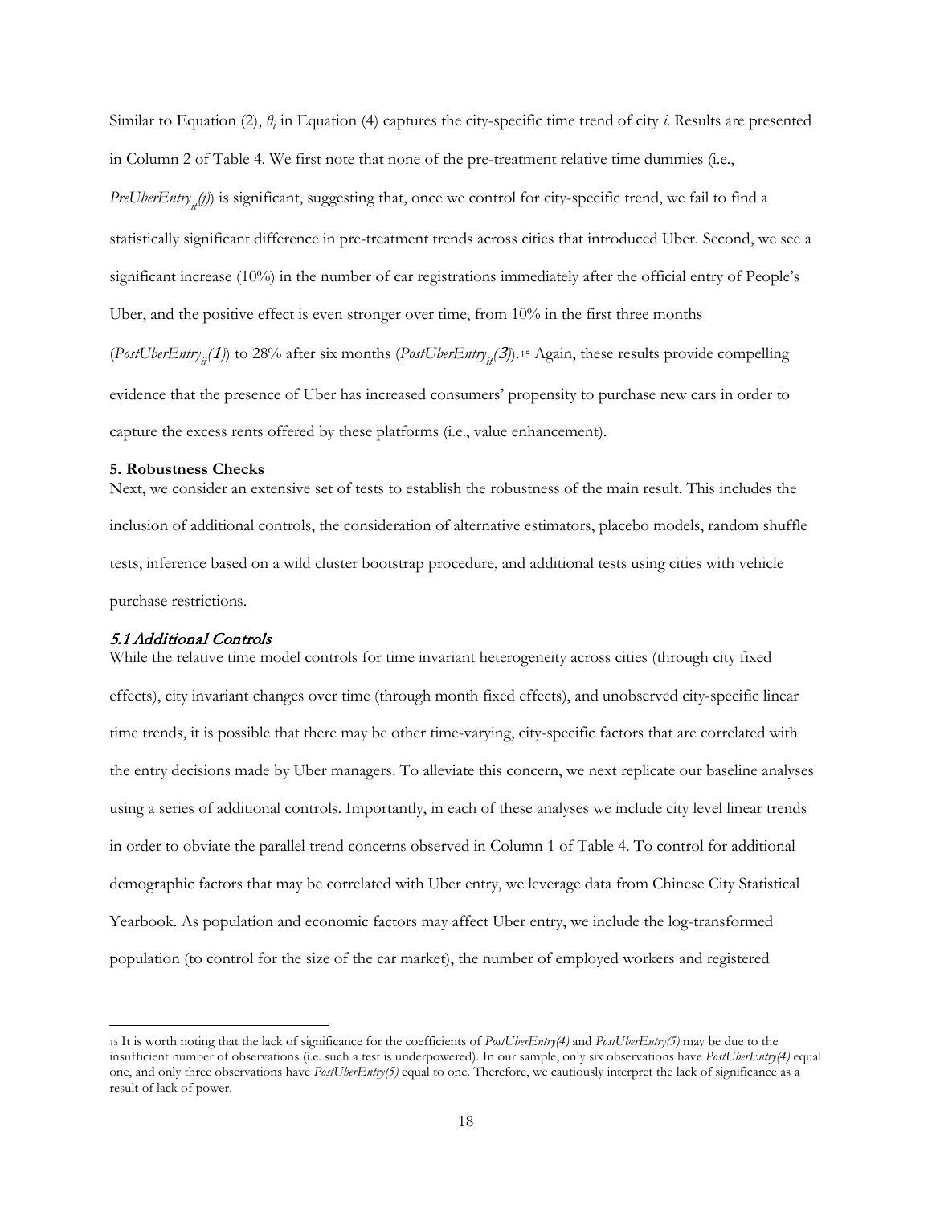Similar to Equation (2), $\theta_i$ in Equation (4) captures the city-specific time trend of city *i*. Results are presented in Column 2 of Table 4. We first note that none of the pre-treatment relative time dummies (i.e., $PreUberEntry_{it}(j)$) is significant, suggesting that, once we control for city-specific trend, we fail to find a statistically significant difference in pre-treatment trends across cities that introduced Uber. Second, we see a significant increase (10%) in the number of car registrations immediately after the official entry of People's Uber, and the positive effect is even stronger over time, from 10% in the first three months ($PostUberEntry_{it}(1)$) to 28% after six months ($PostUberEntry_{it}(3)$).[15] Again, these results provide compelling evidence that the presence of Uber has increased consumers' propensity to purchase new cars in order to capture the excess rents offered by these platforms (i.e., value enhancement).

### 5. Robustness Checks

Next, we consider an extensive set of tests to establish the robustness of the main result. This includes the inclusion of additional controls, the consideration of alternative estimators, placebo models, random shuffle tests, inference based on a wild cluster bootstrap procedure, and additional tests using cities with vehicle purchase restrictions.

#### *5.1 Additional Controls*

While the relative time model controls for time invariant heterogeneity across cities (through city fixed effects), city invariant changes over time (through month fixed effects), and unobserved city-specific linear time trends, it is possible that there may be other time-varying, city-specific factors that are correlated with the entry decisions made by Uber managers. To alleviate this concern, we next replicate our baseline analyses using a series of additional controls. Importantly, in each of these analyses we include city level linear trends in order to obviate the parallel trend concerns observed in Column 1 of Table 4. To control for additional demographic factors that may be correlated with Uber entry, we leverage data from Chinese City Statistical Yearbook. As population and economic factors may affect Uber entry, we include the log-transformed population (to control for the size of the car market), the number of employed workers and registered

---

[15] It is worth noting that the lack of significance for the coefficients of *PostUberEntry(4)* and *PostUberEntry(5)* may be due to the insufficient number of observations (i.e. such a test is underpowered). In our sample, only six observations have *PostUberEntry(4)* equal one, and only three observations have *PostUberEntry(5)* equal to one. Therefore, we cautiously interpret the lack of significance as a result of lack of power.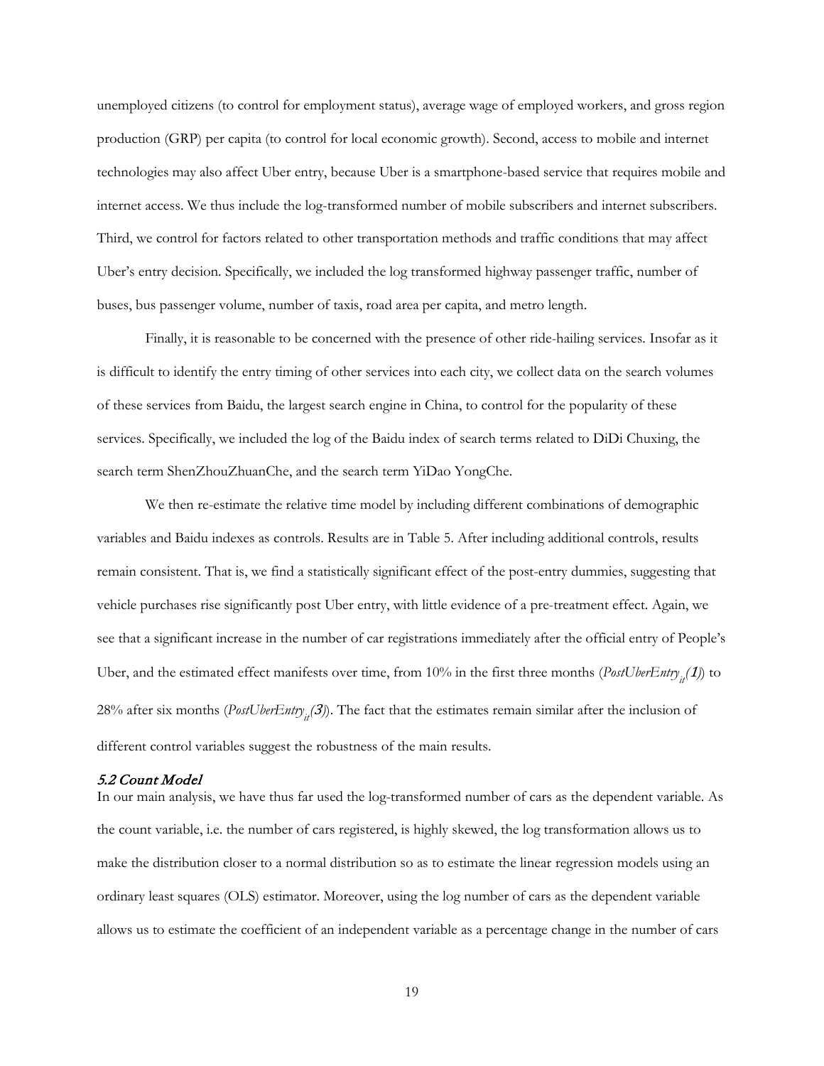unemployed citizens (to control for employment status), average wage of employed workers, and gross region production (GRP) per capita (to control for local economic growth). Second, access to mobile and internet technologies may also affect Uber entry, because Uber is a smartphone-based service that requires mobile and internet access. We thus include the log-transformed number of mobile subscribers and internet subscribers. Third, we control for factors related to other transportation methods and traffic conditions that may affect Uber's entry decision. Specifically, we included the log transformed highway passenger traffic, number of buses, bus passenger volume, number of taxis, road area per capita, and metro length.

Finally, it is reasonable to be concerned with the presence of other ride-hailing services. Insofar as it is difficult to identify the entry timing of other services into each city, we collect data on the search volumes of these services from Baidu, the largest search engine in China, to control for the popularity of these services. Specifically, we included the log of the Baidu index of search terms related to DiDi Chuxing, the search term ShenZhouZhuanChe, and the search term YiDao YongChe.

We then re-estimate the relative time model by including different combinations of demographic variables and Baidu indexes as controls. Results are in Table 5. After including additional controls, results remain consistent. That is, we find a statistically significant effect of the post-entry dummies, suggesting that vehicle purchases rise significantly post Uber entry, with little evidence of a pre-treatment effect. Again, we see that a significant increase in the number of car registrations immediately after the official entry of People's Uber, and the estimated effect manifests over time, from 10% in the first three months ($PostUberEntry_{it}(1)$) to 28% after six months ($PostUberEntry_{it}(3)$). The fact that the estimates remain similar after the inclusion of different control variables suggest the robustness of the main results.

### *5.2 Count Model*

In our main analysis, we have thus far used the log-transformed number of cars as the dependent variable. As the count variable, i.e. the number of cars registered, is highly skewed, the log transformation allows us to make the distribution closer to a normal distribution so as to estimate the linear regression models using an ordinary least squares (OLS) estimator. Moreover, using the log number of cars as the dependent variable allows us to estimate the coefficient of an independent variable as a percentage change in the number of cars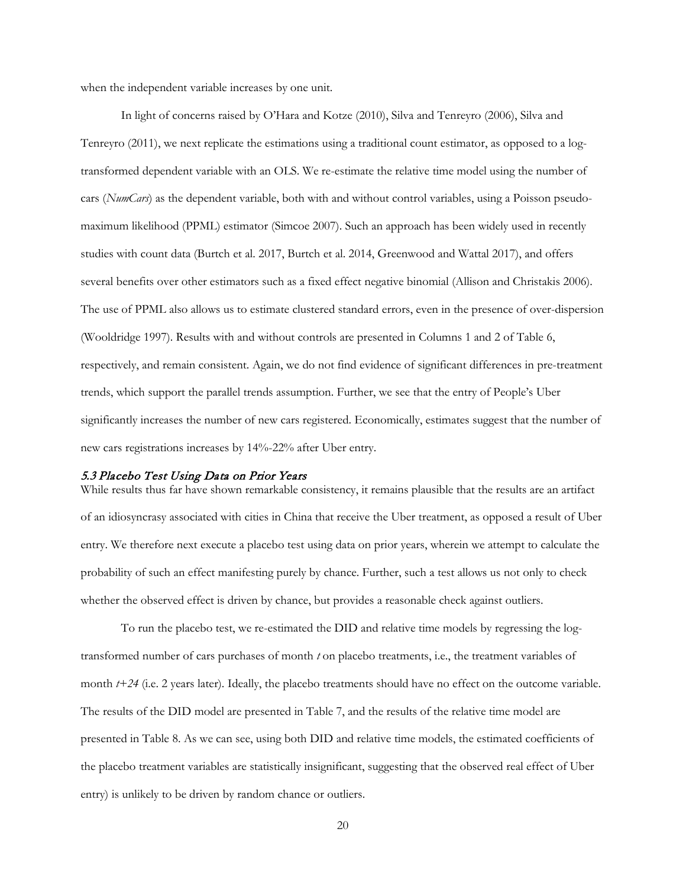when the independent variable increases by one unit.

In light of concerns raised by O'Hara and Kotze (2010), Silva and Tenreyro (2006), Silva and Tenreyro (2011), we next replicate the estimations using a traditional count estimator, as opposed to a log-transformed dependent variable with an OLS. We re-estimate the relative time model using the number of cars (*NumCars*) as the dependent variable, both with and without control variables, using a Poisson pseudo-maximum likelihood (PPML) estimator (Simcoe 2007). Such an approach has been widely used in recently studies with count data (Burtch et al. 2017, Burtch et al. 2014, Greenwood and Wattal 2017), and offers several benefits over other estimators such as a fixed effect negative binomial (Allison and Christakis 2006). The use of PPML also allows us to estimate clustered standard errors, even in the presence of over-dispersion (Wooldridge 1997). Results with and without controls are presented in Columns 1 and 2 of Table 6, respectively, and remain consistent. Again, we do not find evidence of significant differences in pre-treatment trends, which support the parallel trends assumption. Further, we see that the entry of People's Uber significantly increases the number of new cars registered. Economically, estimates suggest that the number of new cars registrations increases by 14%-22% after Uber entry.

### *5.3 Placebo Test Using Data on Prior Years*

While results thus far have shown remarkable consistency, it remains plausible that the results are an artifact of an idiosyncrasy associated with cities in China that receive the Uber treatment, as opposed a result of Uber entry. We therefore next execute a placebo test using data on prior years, wherein we attempt to calculate the probability of such an effect manifesting purely by chance. Further, such a test allows us not only to check whether the observed effect is driven by chance, but provides a reasonable check against outliers.

To run the placebo test, we re-estimated the DID and relative time models by regressing the log-transformed number of cars purchases of month $t$ on placebo treatments, i.e., the treatment variables of month $t+24$ (i.e. 2 years later). Ideally, the placebo treatments should have no effect on the outcome variable. The results of the DID model are presented in Table 7, and the results of the relative time model are presented in Table 8. As we can see, using both DID and relative time models, the estimated coefficients of the placebo treatment variables are statistically insignificant, suggesting that the observed real effect of Uber entry) is unlikely to be driven by random chance or outliers.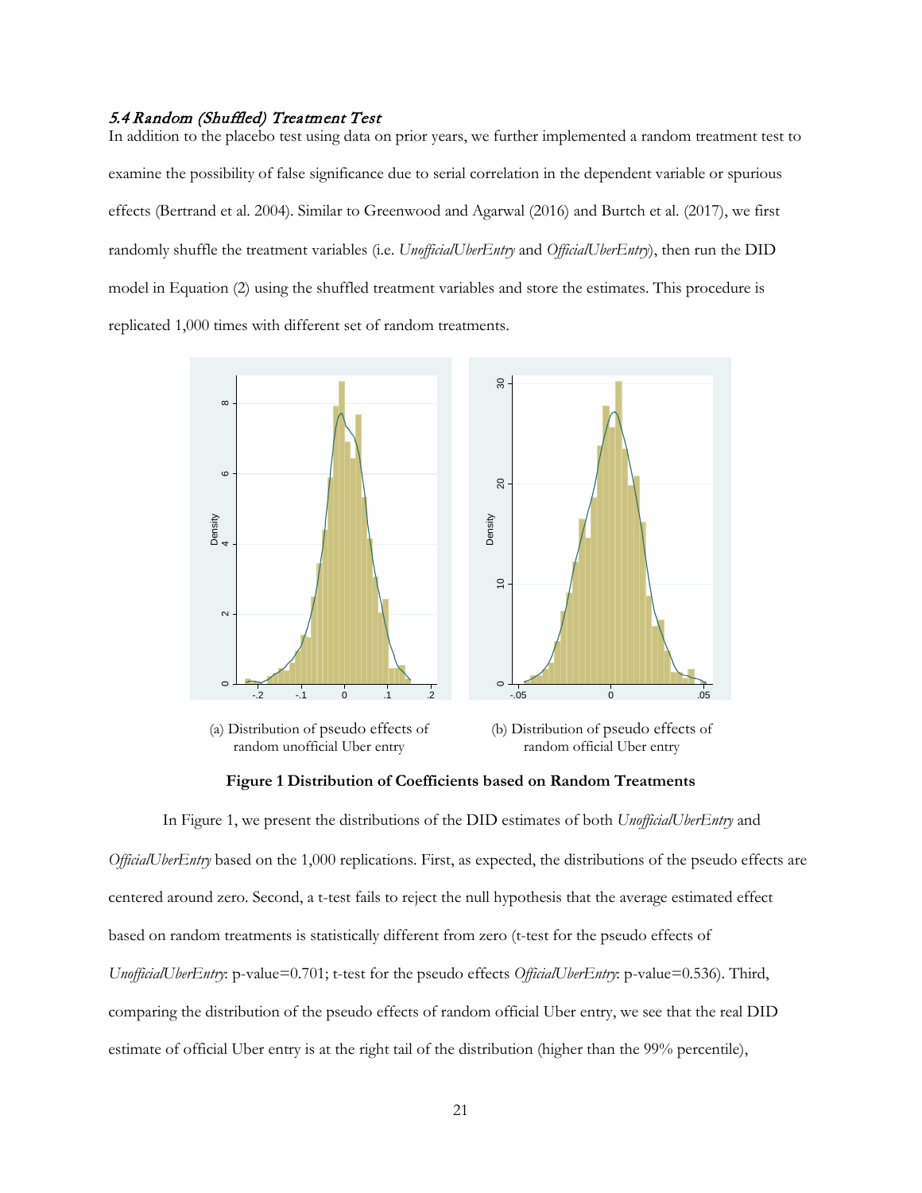### *5.4 Random (Shuffled) Treatment Test*

In addition to the placebo test using data on prior years, we further implemented a random treatment test to examine the possibility of false significance due to serial correlation in the dependent variable or spurious effects (Bertrand et al. 2004). Similar to Greenwood and Agarwal (2016) and Burtch et al. (2017), we first randomly shuffle the treatment variables (i.e. *UnofficialUberEntry* and *OfficialUberEntry*), then run the DID model in Equation (2) using the shuffled treatment variables and store the estimates. This procedure is replicated 1,000 times with different set of random treatments.

(a) Distribution of pseudo effects of random unofficial Uber entry

(b) Distribution of pseudo effects of random official Uber entry

**Figure 1 Distribution of Coefficients based on Random Treatments**

In Figure 1, we present the distributions of the DID estimates of both *UnofficialUberEntry* and *OfficialUberEntry* based on the 1,000 replications. First, as expected, the distributions of the pseudo effects are centered around zero. Second, a t-test fails to reject the null hypothesis that the average estimated effect based on random treatments is statistically different from zero (t-test for the pseudo effects of *UnofficialUberEntry*: p-value=0.701; t-test for the pseudo effects *OfficialUberEntry*: p-value=0.536). Third, comparing the distribution of the pseudo effects of random official Uber entry, we see that the real DID estimate of official Uber entry is at the right tail of the distribution (higher than the 99% percentile),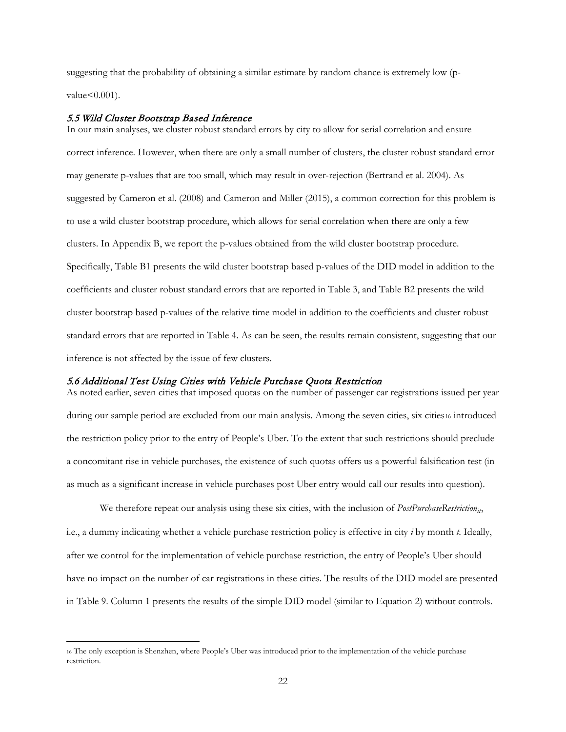suggesting that the probability of obtaining a similar estimate by random chance is extremely low (p-value<0.001).

### *5.5 Wild Cluster Bootstrap Based Inference*

In our main analyses, we cluster robust standard errors by city to allow for serial correlation and ensure correct inference. However, when there are only a small number of clusters, the cluster robust standard error may generate p-values that are too small, which may result in over-rejection (Bertrand et al. 2004). As suggested by Cameron et al. (2008) and Cameron and Miller (2015), a common correction for this problem is to use a wild cluster bootstrap procedure, which allows for serial correlation when there are only a few clusters. In Appendix B, we report the p-values obtained from the wild cluster bootstrap procedure. Specifically, Table B1 presents the wild cluster bootstrap based p-values of the DID model in addition to the coefficients and cluster robust standard errors that are reported in Table 3, and Table B2 presents the wild cluster bootstrap based p-values of the relative time model in addition to the coefficients and cluster robust standard errors that are reported in Table 4. As can be seen, the results remain consistent, suggesting that our inference is not affected by the issue of few clusters.

### *5.6 Additional Test Using Cities with Vehicle Purchase Quota Restriction*

As noted earlier, seven cities that imposed quotas on the number of passenger car registrations issued per year during our sample period are excluded from our main analysis. Among the seven cities, six cities[16] introduced the restriction policy prior to the entry of People's Uber. To the extent that such restrictions should preclude a concomitant rise in vehicle purchases, the existence of such quotas offers us a powerful falsification test (in as much as a significant increase in vehicle purchases post Uber entry would call our results into question).

We therefore repeat our analysis using these six cities, with the inclusion of $PostPurchaseRestriction_{it}$, i.e., a dummy indicating whether a vehicle purchase restriction policy is effective in city *i* by month *t*. Ideally, after we control for the implementation of vehicle purchase restriction, the entry of People's Uber should have no impact on the number of car registrations in these cities. The results of the DID model are presented in Table 9. Column 1 presents the results of the simple DID model (similar to Equation 2) without controls.

---

[16] The only exception is Shenzhen, where People's Uber was introduced prior to the implementation of the vehicle purchase restriction.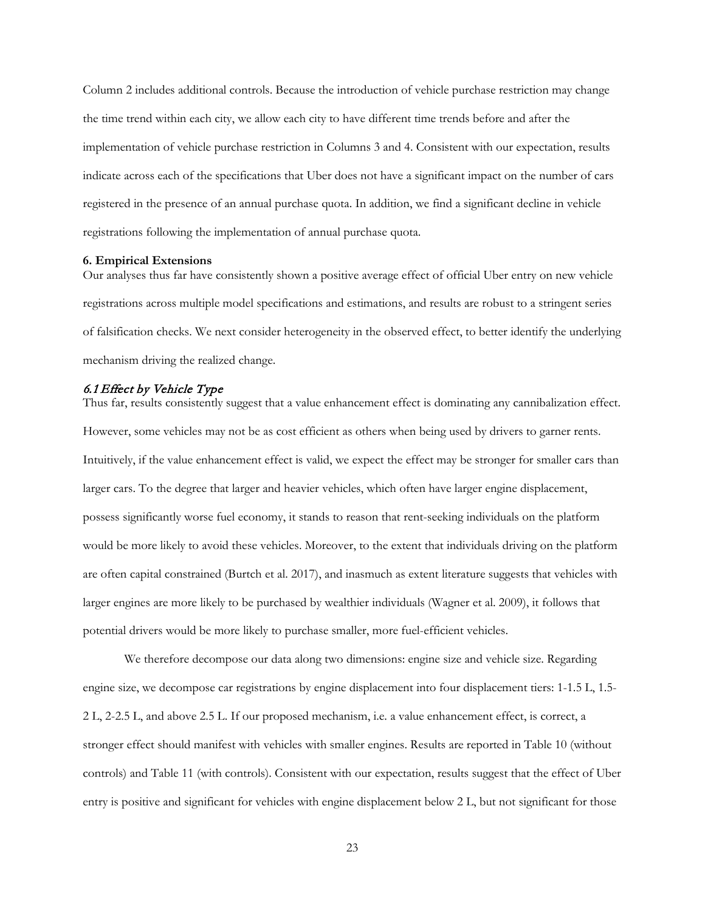Column 2 includes additional controls. Because the introduction of vehicle purchase restriction may change the time trend within each city, we allow each city to have different time trends before and after the implementation of vehicle purchase restriction in Columns 3 and 4. Consistent with our expectation, results indicate across each of the specifications that Uber does not have a significant impact on the number of cars registered in the presence of an annual purchase quota. In addition, we find a significant decline in vehicle registrations following the implementation of annual purchase quota.

## 6. Empirical Extensions

Our analyses thus far have consistently shown a positive average effect of official Uber entry on new vehicle registrations across multiple model specifications and estimations, and results are robust to a stringent series of falsification checks. We next consider heterogeneity in the observed effect, to better identify the underlying mechanism driving the realized change.

### *6.1 Effect by Vehicle Type*

Thus far, results consistently suggest that a value enhancement effect is dominating any cannibalization effect. However, some vehicles may not be as cost efficient as others when being used by drivers to garner rents. Intuitively, if the value enhancement effect is valid, we expect the effect may be stronger for smaller cars than larger cars. To the degree that larger and heavier vehicles, which often have larger engine displacement, possess significantly worse fuel economy, it stands to reason that rent-seeking individuals on the platform would be more likely to avoid these vehicles. Moreover, to the extent that individuals driving on the platform are often capital constrained (Burtch et al. 2017), and inasmuch as extent literature suggests that vehicles with larger engines are more likely to be purchased by wealthier individuals (Wagner et al. 2009), it follows that potential drivers would be more likely to purchase smaller, more fuel-efficient vehicles.

We therefore decompose our data along two dimensions: engine size and vehicle size. Regarding engine size, we decompose car registrations by engine displacement into four displacement tiers: 1-1.5 L, 1.5-2 L, 2-2.5 L, and above 2.5 L. If our proposed mechanism, i.e. a value enhancement effect, is correct, a stronger effect should manifest with vehicles with smaller engines. Results are reported in Table 10 (without controls) and Table 11 (with controls). Consistent with our expectation, results suggest that the effect of Uber entry is positive and significant for vehicles with engine displacement below 2 L, but not significant for those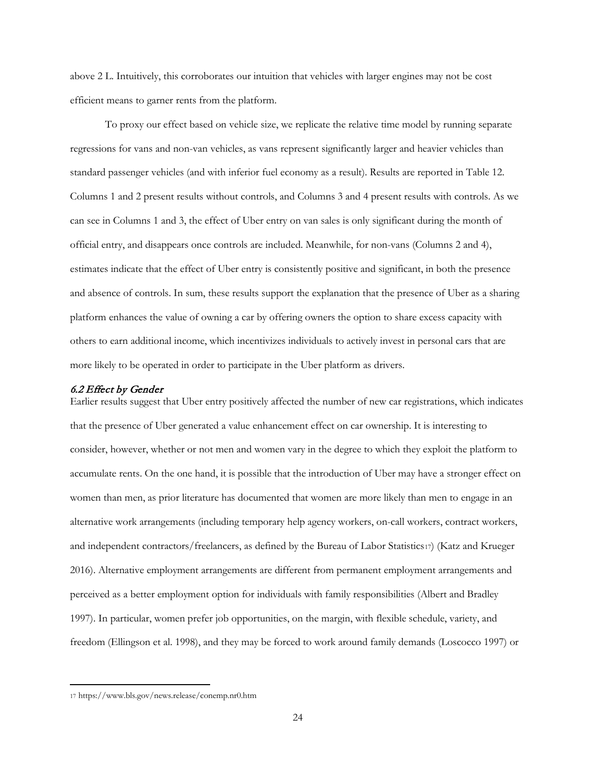above 2 L. Intuitively, this corroborates our intuition that vehicles with larger engines may not be cost efficient means to garner rents from the platform.

To proxy our effect based on vehicle size, we replicate the relative time model by running separate regressions for vans and non-van vehicles, as vans represent significantly larger and heavier vehicles than standard passenger vehicles (and with inferior fuel economy as a result). Results are reported in Table 12. Columns 1 and 2 present results without controls, and Columns 3 and 4 present results with controls. As we can see in Columns 1 and 3, the effect of Uber entry on van sales is only significant during the month of official entry, and disappears once controls are included. Meanwhile, for non-vans (Columns 2 and 4), estimates indicate that the effect of Uber entry is consistently positive and significant, in both the presence and absence of controls. In sum, these results support the explanation that the presence of Uber as a sharing platform enhances the value of owning a car by offering owners the option to share excess capacity with others to earn additional income, which incentivizes individuals to actively invest in personal cars that are more likely to be operated in order to participate in the Uber platform as drivers.

### *6.2 Effect by Gender*

Earlier results suggest that Uber entry positively affected the number of new car registrations, which indicates that the presence of Uber generated a value enhancement effect on car ownership. It is interesting to consider, however, whether or not men and women vary in the degree to which they exploit the platform to accumulate rents. On the one hand, it is possible that the introduction of Uber may have a stronger effect on women than men, as prior literature has documented that women are more likely than men to engage in an alternative work arrangements (including temporary help agency workers, on-call workers, contract workers, and independent contractors/freelancers, as defined by the Bureau of Labor Statistics[17]) (Katz and Krueger 2016). Alternative employment arrangements are different from permanent employment arrangements and perceived as a better employment option for individuals with family responsibilities (Albert and Bradley 1997). In particular, women prefer job opportunities, on the margin, with flexible schedule, variety, and freedom (Ellingson et al. 1998), and they may be forced to work around family demands (Loscocco 1997) or

---

[17] https://www.bls.gov/news.release/conemp.nr0.htm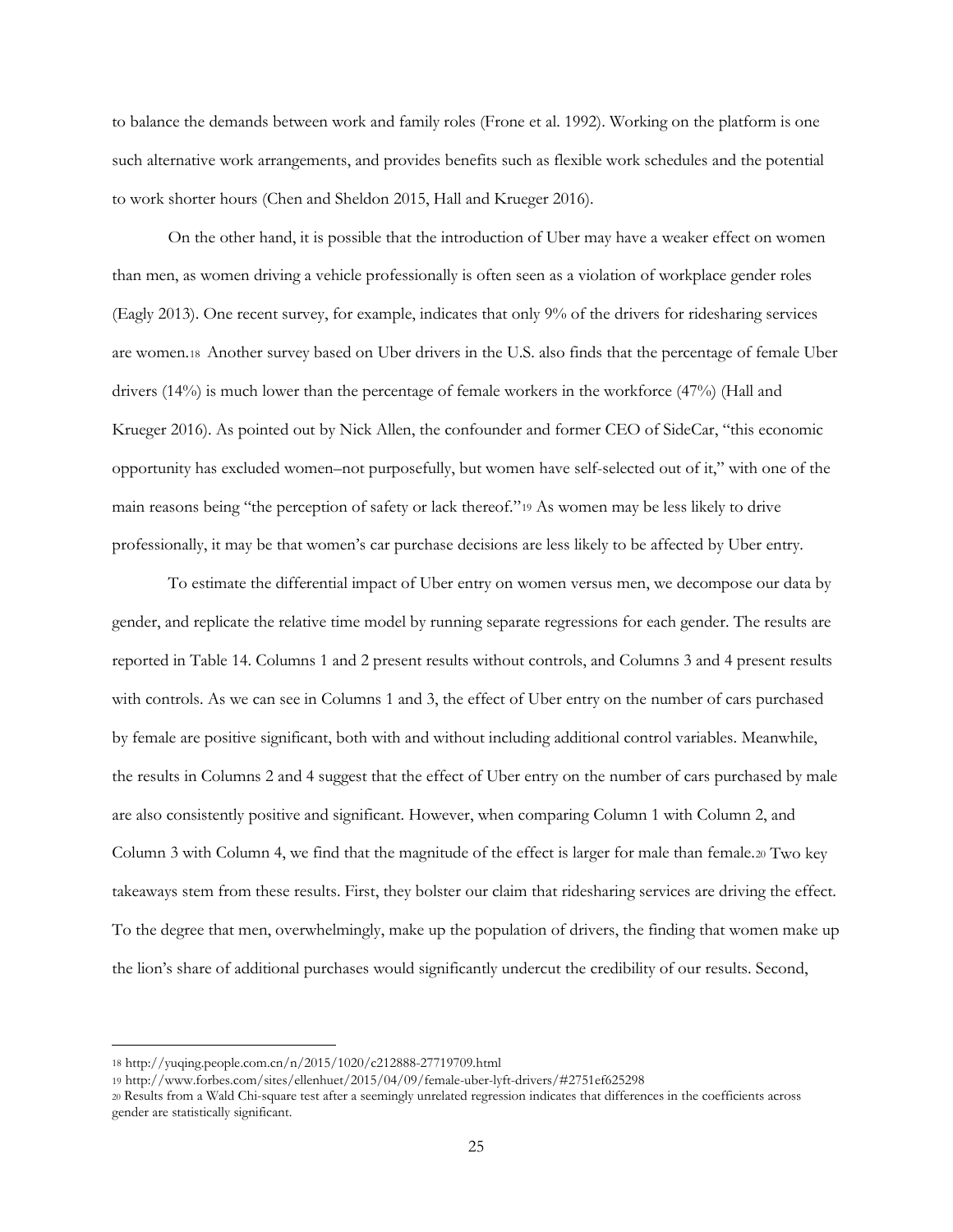to balance the demands between work and family roles (Frone et al. 1992). Working on the platform is one such alternative work arrangements, and provides benefits such as flexible work schedules and the potential to work shorter hours (Chen and Sheldon 2015, Hall and Krueger 2016).

On the other hand, it is possible that the introduction of Uber may have a weaker effect on women than men, as women driving a vehicle professionally is often seen as a violation of workplace gender roles (Eagly 2013). One recent survey, for example, indicates that only 9% of the drivers for ridesharing services are women.[18] Another survey based on Uber drivers in the U.S. also finds that the percentage of female Uber drivers (14%) is much lower than the percentage of female workers in the workforce (47%) (Hall and Krueger 2016). As pointed out by Nick Allen, the confounder and former CEO of SideCar, "this economic opportunity has excluded women–not purposefully, but women have self-selected out of it," with one of the main reasons being "the perception of safety or lack thereof."[19] As women may be less likely to drive professionally, it may be that women's car purchase decisions are less likely to be affected by Uber entry.

To estimate the differential impact of Uber entry on women versus men, we decompose our data by gender, and replicate the relative time model by running separate regressions for each gender. The results are reported in Table 14. Columns 1 and 2 present results without controls, and Columns 3 and 4 present results with controls. As we can see in Columns 1 and 3, the effect of Uber entry on the number of cars purchased by female are positive significant, both with and without including additional control variables. Meanwhile, the results in Columns 2 and 4 suggest that the effect of Uber entry on the number of cars purchased by male are also consistently positive and significant. However, when comparing Column 1 with Column 2, and Column 3 with Column 4, we find that the magnitude of the effect is larger for male than female.[20] Two key takeaways stem from these results. First, they bolster our claim that ridesharing services are driving the effect. To the degree that men, overwhelmingly, make up the population of drivers, the finding that women make up the lion's share of additional purchases would significantly undercut the credibility of our results. Second,

---

[18] http://yuqing.people.com.cn/n/2015/1020/c212888-27719709.html

[19] http://www.forbes.com/sites/ellenhuet/2015/04/09/female-uber-lyft-drivers/#2751ef625298

[20] Results from a Wald Chi-square test after a seemingly unrelated regression indicates that differences in the coefficients across gender are statistically significant.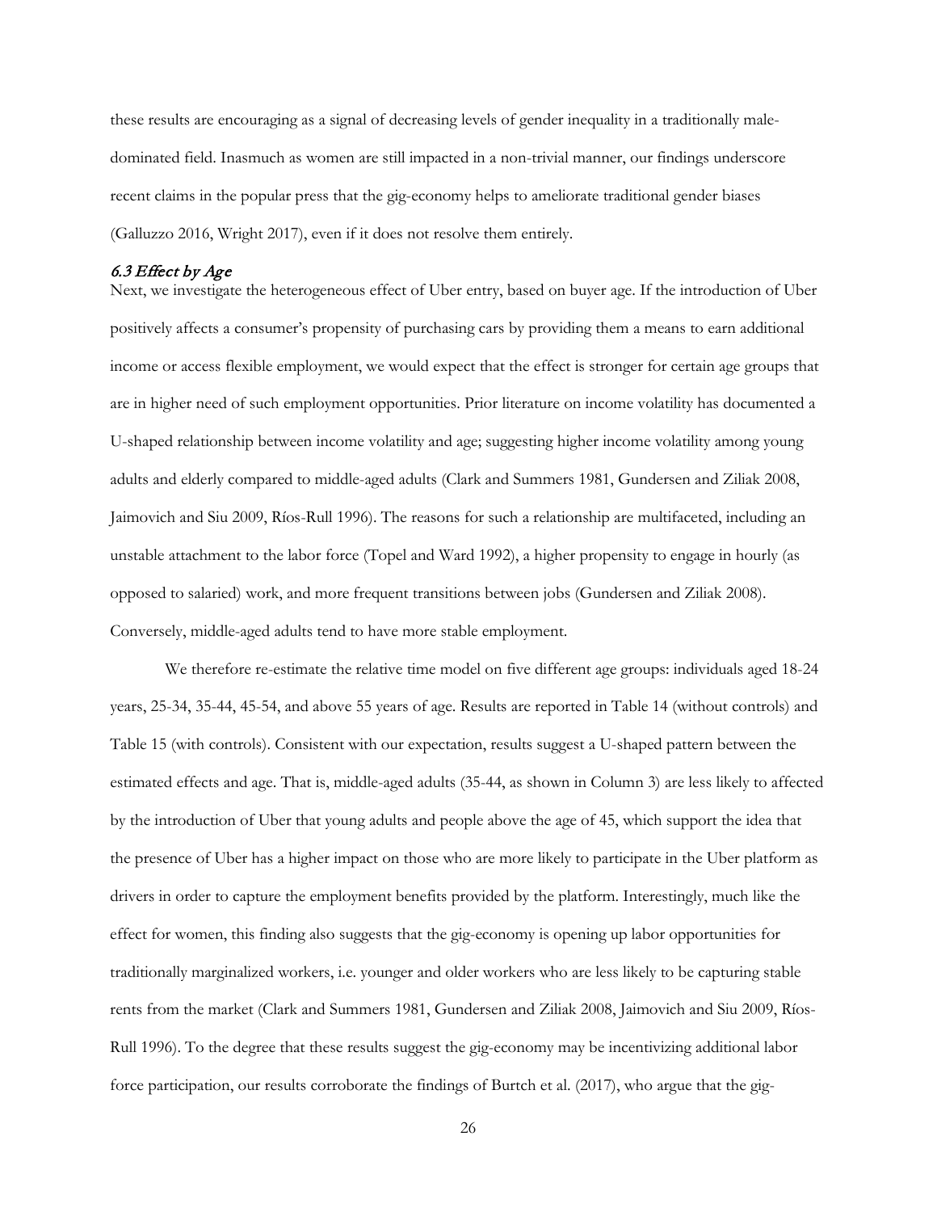these results are encouraging as a signal of decreasing levels of gender inequality in a traditionally male-dominated field. Inasmuch as women are still impacted in a non-trivial manner, our findings underscore recent claims in the popular press that the gig-economy helps to ameliorate traditional gender biases (Galluzzo 2016, Wright 2017), even if it does not resolve them entirely.

### *6.3 Effect by Age*

Next, we investigate the heterogeneous effect of Uber entry, based on buyer age. If the introduction of Uber positively affects a consumer's propensity of purchasing cars by providing them a means to earn additional income or access flexible employment, we would expect that the effect is stronger for certain age groups that are in higher need of such employment opportunities. Prior literature on income volatility has documented a U-shaped relationship between income volatility and age; suggesting higher income volatility among young adults and elderly compared to middle-aged adults (Clark and Summers 1981, Gundersen and Ziliak 2008, Jaimovich and Siu 2009, Ríos-Rull 1996). The reasons for such a relationship are multifaceted, including an unstable attachment to the labor force (Topel and Ward 1992), a higher propensity to engage in hourly (as opposed to salaried) work, and more frequent transitions between jobs (Gundersen and Ziliak 2008). Conversely, middle-aged adults tend to have more stable employment.

We therefore re-estimate the relative time model on five different age groups: individuals aged 18-24 years, 25-34, 35-44, 45-54, and above 55 years of age. Results are reported in Table 14 (without controls) and Table 15 (with controls). Consistent with our expectation, results suggest a U-shaped pattern between the estimated effects and age. That is, middle-aged adults (35-44, as shown in Column 3) are less likely to affected by the introduction of Uber that young adults and people above the age of 45, which support the idea that the presence of Uber has a higher impact on those who are more likely to participate in the Uber platform as drivers in order to capture the employment benefits provided by the platform. Interestingly, much like the effect for women, this finding also suggests that the gig-economy is opening up labor opportunities for traditionally marginalized workers, i.e. younger and older workers who are less likely to be capturing stable rents from the market (Clark and Summers 1981, Gundersen and Ziliak 2008, Jaimovich and Siu 2009, Ríos-Rull 1996). To the degree that these results suggest the gig-economy may be incentivizing additional labor force participation, our results corroborate the findings of Burtch et al. (2017), who argue that the gig-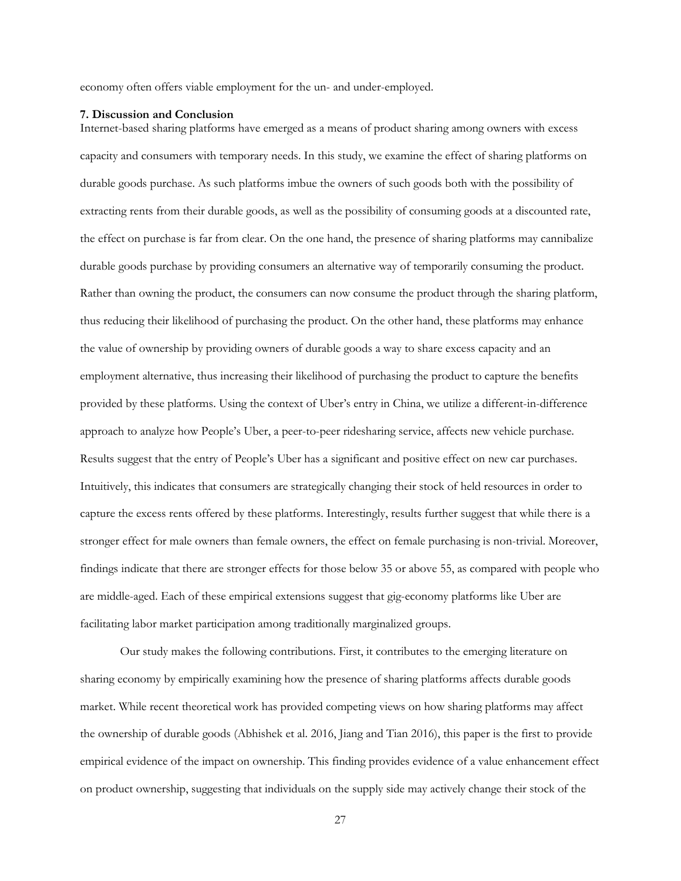economy often offers viable employment for the un- and under-employed.

## 7. Discussion and Conclusion

Internet-based sharing platforms have emerged as a means of product sharing among owners with excess capacity and consumers with temporary needs. In this study, we examine the effect of sharing platforms on durable goods purchase. As such platforms imbue the owners of such goods both with the possibility of extracting rents from their durable goods, as well as the possibility of consuming goods at a discounted rate, the effect on purchase is far from clear. On the one hand, the presence of sharing platforms may cannibalize durable goods purchase by providing consumers an alternative way of temporarily consuming the product. Rather than owning the product, the consumers can now consume the product through the sharing platform, thus reducing their likelihood of purchasing the product. On the other hand, these platforms may enhance the value of ownership by providing owners of durable goods a way to share excess capacity and an employment alternative, thus increasing their likelihood of purchasing the product to capture the benefits provided by these platforms. Using the context of Uber's entry in China, we utilize a different-in-difference approach to analyze how People's Uber, a peer-to-peer ridesharing service, affects new vehicle purchase. Results suggest that the entry of People's Uber has a significant and positive effect on new car purchases. Intuitively, this indicates that consumers are strategically changing their stock of held resources in order to capture the excess rents offered by these platforms. Interestingly, results further suggest that while there is a stronger effect for male owners than female owners, the effect on female purchasing is non-trivial. Moreover, findings indicate that there are stronger effects for those below 35 or above 55, as compared with people who are middle-aged. Each of these empirical extensions suggest that gig-economy platforms like Uber are facilitating labor market participation among traditionally marginalized groups.

Our study makes the following contributions. First, it contributes to the emerging literature on sharing economy by empirically examining how the presence of sharing platforms affects durable goods market. While recent theoretical work has provided competing views on how sharing platforms may affect the ownership of durable goods (Abhishek et al. 2016, Jiang and Tian 2016), this paper is the first to provide empirical evidence of the impact on ownership. This finding provides evidence of a value enhancement effect on product ownership, suggesting that individuals on the supply side may actively change their stock of the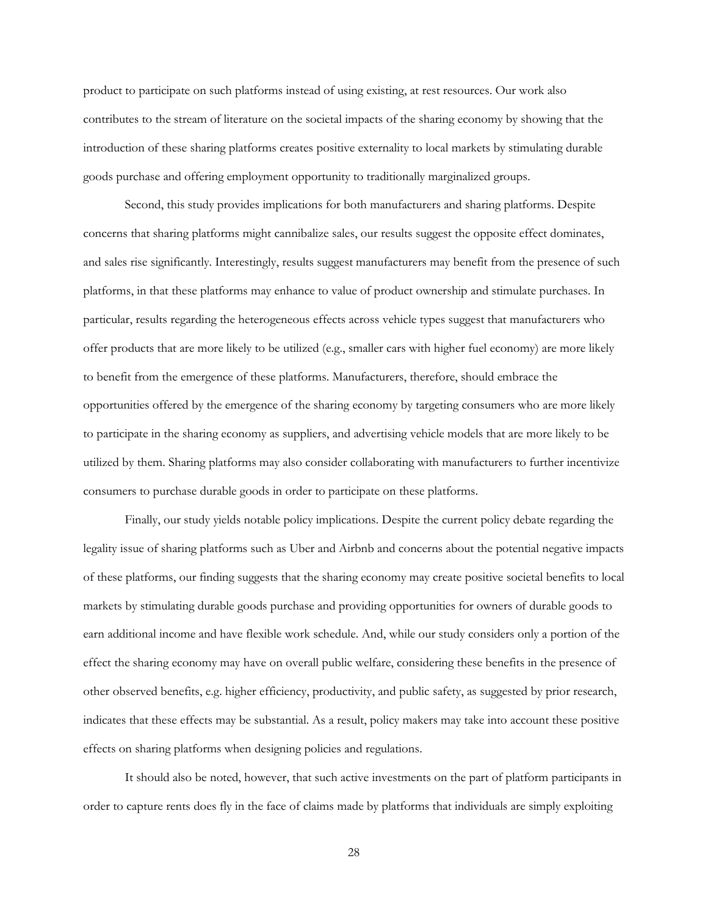product to participate on such platforms instead of using existing, at rest resources. Our work also contributes to the stream of literature on the societal impacts of the sharing economy by showing that the introduction of these sharing platforms creates positive externality to local markets by stimulating durable goods purchase and offering employment opportunity to traditionally marginalized groups.

Second, this study provides implications for both manufacturers and sharing platforms. Despite concerns that sharing platforms might cannibalize sales, our results suggest the opposite effect dominates, and sales rise significantly. Interestingly, results suggest manufacturers may benefit from the presence of such platforms, in that these platforms may enhance to value of product ownership and stimulate purchases. In particular, results regarding the heterogeneous effects across vehicle types suggest that manufacturers who offer products that are more likely to be utilized (e.g., smaller cars with higher fuel economy) are more likely to benefit from the emergence of these platforms. Manufacturers, therefore, should embrace the opportunities offered by the emergence of the sharing economy by targeting consumers who are more likely to participate in the sharing economy as suppliers, and advertising vehicle models that are more likely to be utilized by them. Sharing platforms may also consider collaborating with manufacturers to further incentivize consumers to purchase durable goods in order to participate on these platforms.

Finally, our study yields notable policy implications. Despite the current policy debate regarding the legality issue of sharing platforms such as Uber and Airbnb and concerns about the potential negative impacts of these platforms, our finding suggests that the sharing economy may create positive societal benefits to local markets by stimulating durable goods purchase and providing opportunities for owners of durable goods to earn additional income and have flexible work schedule. And, while our study considers only a portion of the effect the sharing economy may have on overall public welfare, considering these benefits in the presence of other observed benefits, e.g. higher efficiency, productivity, and public safety, as suggested by prior research, indicates that these effects may be substantial. As a result, policy makers may take into account these positive effects on sharing platforms when designing policies and regulations.

It should also be noted, however, that such active investments on the part of platform participants in order to capture rents does fly in the face of claims made by platforms that individuals are simply exploiting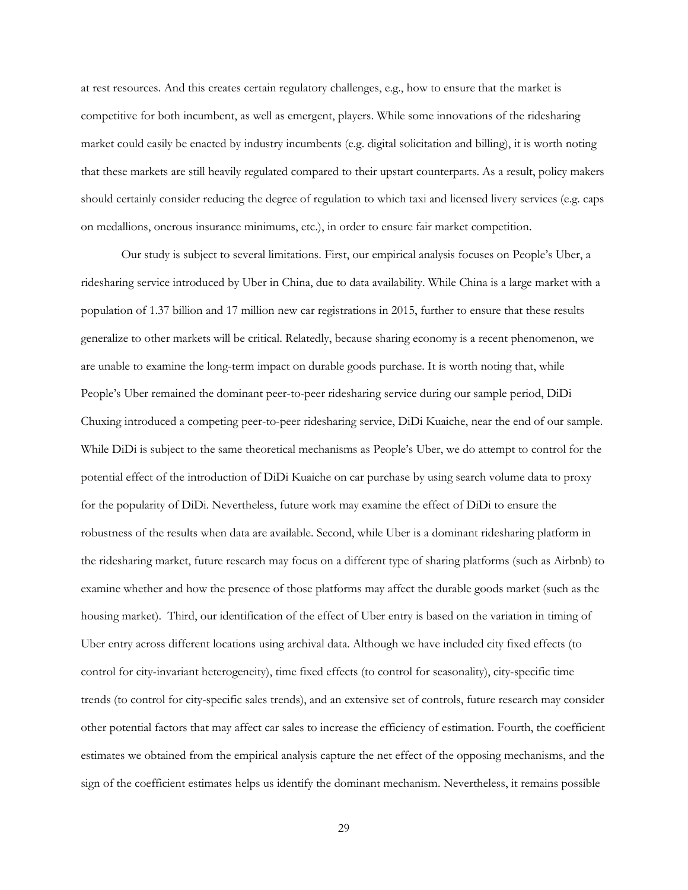at rest resources. And this creates certain regulatory challenges, e.g., how to ensure that the market is competitive for both incumbent, as well as emergent, players. While some innovations of the ridesharing market could easily be enacted by industry incumbents (e.g. digital solicitation and billing), it is worth noting that these markets are still heavily regulated compared to their upstart counterparts. As a result, policy makers should certainly consider reducing the degree of regulation to which taxi and licensed livery services (e.g. caps on medallions, onerous insurance minimums, etc.), in order to ensure fair market competition.

Our study is subject to several limitations. First, our empirical analysis focuses on People's Uber, a ridesharing service introduced by Uber in China, due to data availability. While China is a large market with a population of 1.37 billion and 17 million new car registrations in 2015, further to ensure that these results generalize to other markets will be critical. Relatedly, because sharing economy is a recent phenomenon, we are unable to examine the long-term impact on durable goods purchase. It is worth noting that, while People's Uber remained the dominant peer-to-peer ridesharing service during our sample period, DiDi Chuxing introduced a competing peer-to-peer ridesharing service, DiDi Kuaiche, near the end of our sample. While DiDi is subject to the same theoretical mechanisms as People's Uber, we do attempt to control for the potential effect of the introduction of DiDi Kuaiche on car purchase by using search volume data to proxy for the popularity of DiDi. Nevertheless, future work may examine the effect of DiDi to ensure the robustness of the results when data are available. Second, while Uber is a dominant ridesharing platform in the ridesharing market, future research may focus on a different type of sharing platforms (such as Airbnb) to examine whether and how the presence of those platforms may affect the durable goods market (such as the housing market). Third, our identification of the effect of Uber entry is based on the variation in timing of Uber entry across different locations using archival data. Although we have included city fixed effects (to control for city-invariant heterogeneity), time fixed effects (to control for seasonality), city-specific time trends (to control for city-specific sales trends), and an extensive set of controls, future research may consider other potential factors that may affect car sales to increase the efficiency of estimation. Fourth, the coefficient estimates we obtained from the empirical analysis capture the net effect of the opposing mechanisms, and the sign of the coefficient estimates helps us identify the dominant mechanism. Nevertheless, it remains possible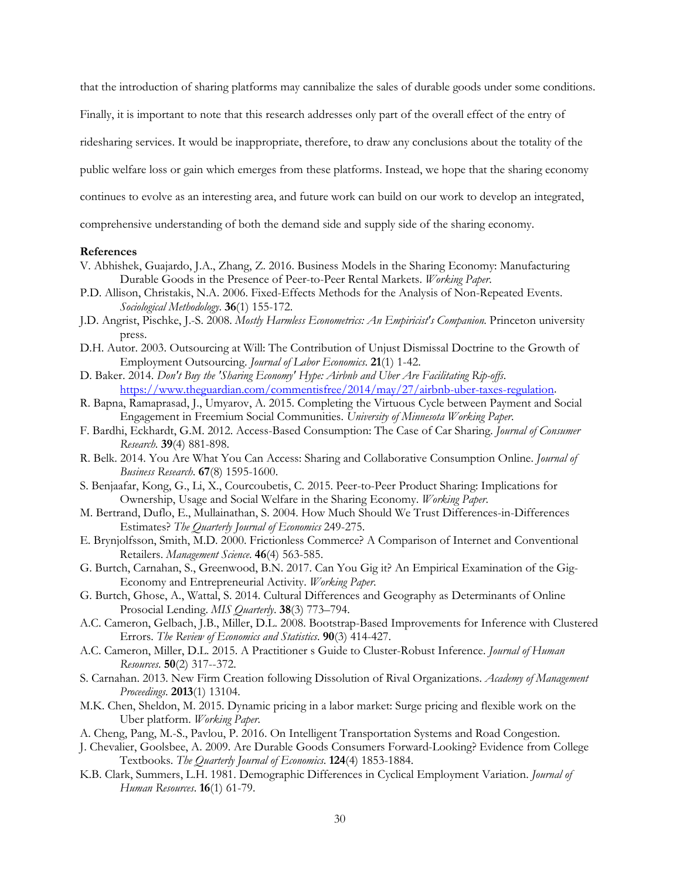that the introduction of sharing platforms may cannibalize the sales of durable goods under some conditions. Finally, it is important to note that this research addresses only part of the overall effect of the entry of ridesharing services. It would be inappropriate, therefore, to draw any conclusions about the totality of the public welfare loss or gain which emerges from these platforms. Instead, we hope that the sharing economy continues to evolve as an interesting area, and future work can build on our work to develop an integrated, comprehensive understanding of both the demand side and supply side of the sharing economy.

**References**

V. Abhishek, Guajardo, J.A., Zhang, Z. 2016. Business Models in the Sharing Economy: Manufacturing Durable Goods in the Presence of Peer-to-Peer Rental Markets. *Working Paper*.

P.D. Allison, Christakis, N.A. 2006. Fixed-Effects Methods for the Analysis of Non-Repeated Events. *Sociological Methodology*. **36**(1) 155-172.

J.D. Angrist, Pischke, J.-S. 2008. *Mostly Harmless Econometrics: An Empiricist's Companion*. Princeton university press.

D.H. Autor. 2003. Outsourcing at Will: The Contribution of Unjust Dismissal Doctrine to the Growth of Employment Outsourcing. *Journal of Labor Economics*. **21**(1) 1-42.

D. Baker. 2014. *Don't Buy the 'Sharing Economy' Hype: Airbnb and Uber Are Facilitating Rip-offs*. https://www.theguardian.com/commentisfree/2014/may/27/airbnb-uber-taxes-regulation.

R. Bapna, Ramaprasad, J., Umyarov, A. 2015. Completing the Virtuous Cycle between Payment and Social Engagement in Freemium Social Communities. *University of Minnesota Working Paper*.

F. Bardhi, Eckhardt, G.M. 2012. Access-Based Consumption: The Case of Car Sharing. *Journal of Consumer Research*. **39**(4) 881-898.

R. Belk. 2014. You Are What You Can Access: Sharing and Collaborative Consumption Online. *Journal of Business Research*. **67**(8) 1595-1600.

S. Benjaafar, Kong, G., Li, X., Courcoubetis, C. 2015. Peer-to-Peer Product Sharing: Implications for Ownership, Usage and Social Welfare in the Sharing Economy. *Working Paper*.

M. Bertrand, Duflo, E., Mullainathan, S. 2004. How Much Should We Trust Differences-in-Differences Estimates? *The Quarterly Journal of Economics* 249-275.

E. Brynjolfsson, Smith, M.D. 2000. Frictionless Commerce? A Comparison of Internet and Conventional Retailers. *Management Science*. **46**(4) 563-585.

G. Burtch, Carnahan, S., Greenwood, B.N. 2017. Can You Gig it? An Empirical Examination of the Gig-Economy and Entrepreneurial Activity. *Working Paper*.

G. Burtch, Ghose, A., Wattal, S. 2014. Cultural Differences and Geography as Determinants of Online Prosocial Lending. *MIS Quarterly*. **38**(3) 773–794.

A.C. Cameron, Gelbach, J.B., Miller, D.L. 2008. Bootstrap-Based Improvements for Inference with Clustered Errors. *The Review of Economics and Statistics*. **90**(3) 414-427.

A.C. Cameron, Miller, D.L. 2015. A Practitioner s Guide to Cluster-Robust Inference. *Journal of Human Resources*. **50**(2) 317--372.

S. Carnahan. 2013. New Firm Creation following Dissolution of Rival Organizations. *Academy of Management Proceedings*. **2013**(1) 13104.

M.K. Chen, Sheldon, M. 2015. Dynamic pricing in a labor market: Surge pricing and flexible work on the Uber platform. *Working Paper*.

A. Cheng, Pang, M.-S., Pavlou, P. 2016. On Intelligent Transportation Systems and Road Congestion.

J. Chevalier, Goolsbee, A. 2009. Are Durable Goods Consumers Forward-Looking? Evidence from College Textbooks. *The Quarterly Journal of Economics*. **124**(4) 1853-1884.

K.B. Clark, Summers, L.H. 1981. Demographic Differences in Cyclical Employment Variation. *Journal of Human Resources*. **16**(1) 61-79.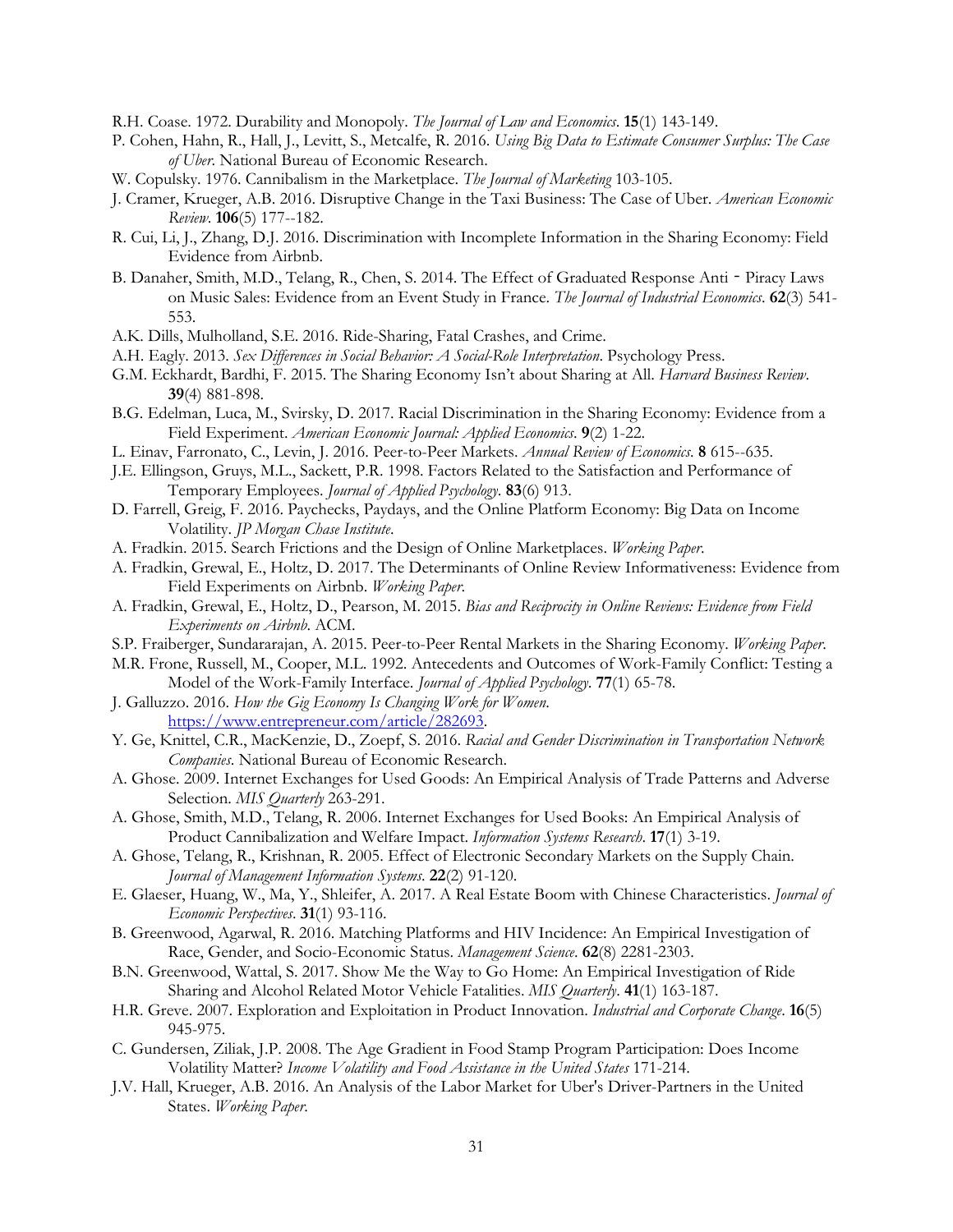R.H. Coase. 1972. Durability and Monopoly. *The Journal of Law and Economics*. **15**(1) 143-149.

P. Cohen, Hahn, R., Hall, J., Levitt, S., Metcalfe, R. 2016. *Using Big Data to Estimate Consumer Surplus: The Case of Uber*. National Bureau of Economic Research.

W. Copulsky. 1976. Cannibalism in the Marketplace. *The Journal of Marketing* 103-105.

J. Cramer, Krueger, A.B. 2016. Disruptive Change in the Taxi Business: The Case of Uber. *American Economic Review*. **106**(5) 177--182.

R. Cui, Li, J., Zhang, D.J. 2016. Discrimination with Incomplete Information in the Sharing Economy: Field Evidence from Airbnb.

B. Danaher, Smith, M.D., Telang, R., Chen, S. 2014. The Effect of Graduated Response Anti - Piracy Laws on Music Sales: Evidence from an Event Study in France. *The Journal of Industrial Economics*. **62**(3) 541-553.

A.K. Dills, Mulholland, S.E. 2016. Ride-Sharing, Fatal Crashes, and Crime.

A.H. Eagly. 2013. *Sex Differences in Social Behavior: A Social-Role Interpretation*. Psychology Press.

G.M. Eckhardt, Bardhi, F. 2015. The Sharing Economy Isn't about Sharing at All. *Harvard Business Review*. **39**(4) 881-898.

B.G. Edelman, Luca, M., Svirsky, D. 2017. Racial Discrimination in the Sharing Economy: Evidence from a Field Experiment. *American Economic Journal: Applied Economics*. **9**(2) 1-22.

L. Einav, Farronato, C., Levin, J. 2016. Peer-to-Peer Markets. *Annual Review of Economics*. **8** 615--635.

J.E. Ellingson, Gruys, M.L., Sackett, P.R. 1998. Factors Related to the Satisfaction and Performance of Temporary Employees. *Journal of Applied Psychology*. **83**(6) 913.

D. Farrell, Greig, F. 2016. Paychecks, Paydays, and the Online Platform Economy: Big Data on Income Volatility. *JP Morgan Chase Institute*.

A. Fradkin. 2015. Search Frictions and the Design of Online Marketplaces. *Working Paper*.

A. Fradkin, Grewal, E., Holtz, D. 2017. The Determinants of Online Review Informativeness: Evidence from Field Experiments on Airbnb. *Working Paper*.

A. Fradkin, Grewal, E., Holtz, D., Pearson, M. 2015. *Bias and Reciprocity in Online Reviews: Evidence from Field Experiments on Airbnb*. ACM.

S.P. Fraiberger, Sundararajan, A. 2015. Peer-to-Peer Rental Markets in the Sharing Economy. *Working Paper*.

M.R. Frone, Russell, M., Cooper, M.L. 1992. Antecedents and Outcomes of Work-Family Conflict: Testing a Model of the Work-Family Interface. *Journal of Applied Psychology*. **77**(1) 65-78.

J. Galluzzo. 2016. *How the Gig Economy Is Changing Work for Women*. https://www.entrepreneur.com/article/282693.

Y. Ge, Knittel, C.R., MacKenzie, D., Zoepf, S. 2016. *Racial and Gender Discrimination in Transportation Network Companies*. National Bureau of Economic Research.

A. Ghose. 2009. Internet Exchanges for Used Goods: An Empirical Analysis of Trade Patterns and Adverse Selection. *MIS Quarterly* 263-291.

A. Ghose, Smith, M.D., Telang, R. 2006. Internet Exchanges for Used Books: An Empirical Analysis of Product Cannibalization and Welfare Impact. *Information Systems Research*. **17**(1) 3-19.

A. Ghose, Telang, R., Krishnan, R. 2005. Effect of Electronic Secondary Markets on the Supply Chain. *Journal of Management Information Systems*. **22**(2) 91-120.

E. Glaeser, Huang, W., Ma, Y., Shleifer, A. 2017. A Real Estate Boom with Chinese Characteristics. *Journal of Economic Perspectives*. **31**(1) 93-116.

B. Greenwood, Agarwal, R. 2016. Matching Platforms and HIV Incidence: An Empirical Investigation of Race, Gender, and Socio-Economic Status. *Management Science*. **62**(8) 2281-2303.

B.N. Greenwood, Wattal, S. 2017. Show Me the Way to Go Home: An Empirical Investigation of Ride Sharing and Alcohol Related Motor Vehicle Fatalities. *MIS Quarterly*. **41**(1) 163-187.

H.R. Greve. 2007. Exploration and Exploitation in Product Innovation. *Industrial and Corporate Change*. **16**(5) 945-975.

C. Gundersen, Ziliak, J.P. 2008. The Age Gradient in Food Stamp Program Participation: Does Income Volatility Matter? *Income Volatility and Food Assistance in the United States* 171-214.

J.V. Hall, Krueger, A.B. 2016. An Analysis of the Labor Market for Uber's Driver-Partners in the United States. *Working Paper*.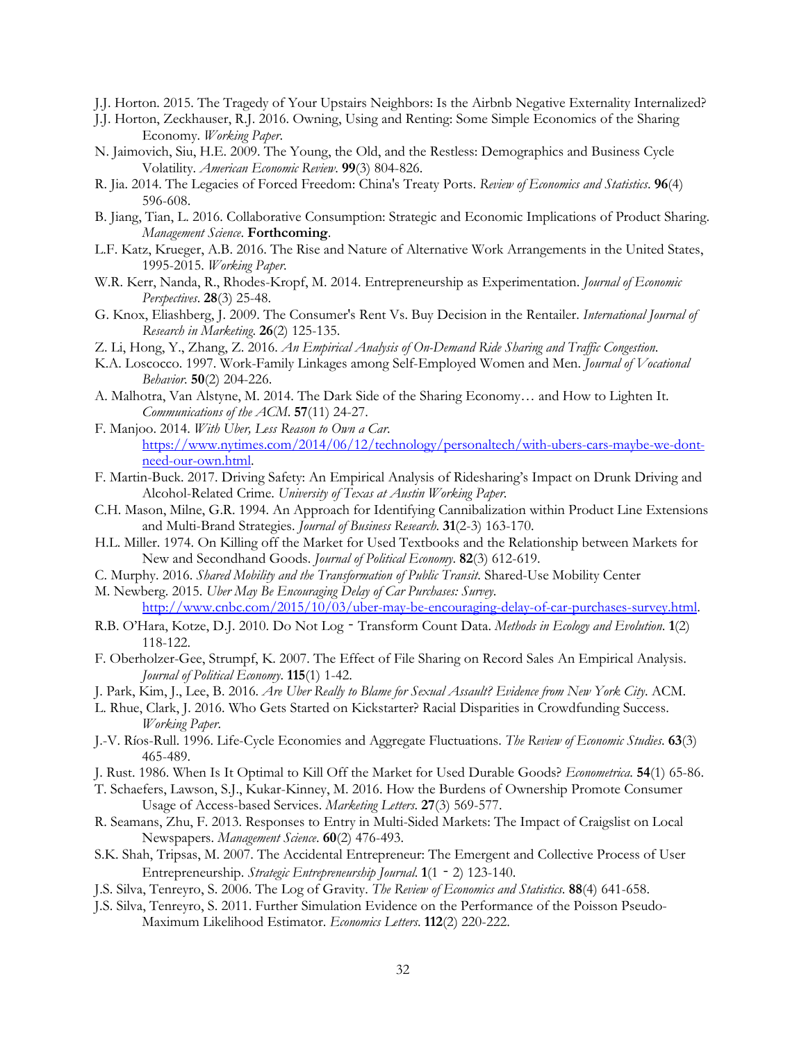J.J. Horton. 2015. The Tragedy of Your Upstairs Neighbors: Is the Airbnb Negative Externality Internalized?

J.J. Horton, Zeckhauser, R.J. 2016. Owning, Using and Renting: Some Simple Economics of the Sharing Economy. *Working Paper*.

N. Jaimovich, Siu, H.E. 2009. The Young, the Old, and the Restless: Demographics and Business Cycle Volatility. *American Economic Review*. **99**(3) 804-826.

R. Jia. 2014. The Legacies of Forced Freedom: China's Treaty Ports. *Review of Economics and Statistics*. **96**(4) 596-608.

B. Jiang, Tian, L. 2016. Collaborative Consumption: Strategic and Economic Implications of Product Sharing. *Management Science*. **Forthcoming**.

L.F. Katz, Krueger, A.B. 2016. The Rise and Nature of Alternative Work Arrangements in the United States, 1995-2015. *Working Paper*.

W.R. Kerr, Nanda, R., Rhodes-Kropf, M. 2014. Entrepreneurship as Experimentation. *Journal of Economic Perspectives*. **28**(3) 25-48.

G. Knox, Eliashberg, J. 2009. The Consumer's Rent Vs. Buy Decision in the Rentailer. *International Journal of Research in Marketing*. **26**(2) 125-135.

Z. Li, Hong, Y., Zhang, Z. 2016. *An Empirical Analysis of On-Demand Ride Sharing and Traffic Congestion*.

K.A. Loscocco. 1997. Work-Family Linkages among Self-Employed Women and Men. *Journal of Vocational Behavior*. **50**(2) 204-226.

A. Malhotra, Van Alstyne, M. 2014. The Dark Side of the Sharing Economy… and How to Lighten It. *Communications of the ACM*. **57**(11) 24-27.

F. Manjoo. 2014. *With Uber, Less Reason to Own a Car*. https://www.nytimes.com/2014/06/12/technology/personaltech/with-ubers-cars-maybe-we-dont-need-our-own.html.

F. Martin-Buck. 2017. Driving Safety: An Empirical Analysis of Ridesharing's Impact on Drunk Driving and Alcohol-Related Crime. *University of Texas at Austin Working Paper*.

C.H. Mason, Milne, G.R. 1994. An Approach for Identifying Cannibalization within Product Line Extensions and Multi-Brand Strategies. *Journal of Business Research*. **31**(2-3) 163-170.

H.L. Miller. 1974. On Killing off the Market for Used Textbooks and the Relationship between Markets for New and Secondhand Goods. *Journal of Political Economy*. **82**(3) 612-619.

C. Murphy. 2016. *Shared Mobility and the Transformation of Public Transit*. Shared-Use Mobility Center

M. Newberg. 2015. *Uber May Be Encouraging Delay of Car Purchases: Survey*. http://www.cnbc.com/2015/10/03/uber-may-be-encouraging-delay-of-car-purchases-survey.html.

R.B. O'Hara, Kotze, D.J. 2010. Do Not Log‐Transform Count Data. *Methods in Ecology and Evolution*. **1**(2) 118-122.

F. Oberholzer-Gee, Strumpf, K. 2007. The Effect of File Sharing on Record Sales An Empirical Analysis. *Journal of Political Economy*. **115**(1) 1-42.

J. Park, Kim, J., Lee, B. 2016. *Are Uber Really to Blame for Sexual Assault? Evidence from New York City*. ACM.

L. Rhue, Clark, J. 2016. Who Gets Started on Kickstarter? Racial Disparities in Crowdfunding Success. *Working Paper*.

J.-V. Ríos-Rull. 1996. Life-Cycle Economies and Aggregate Fluctuations. *The Review of Economic Studies*. **63**(3) 465-489.

J. Rust. 1986. When Is It Optimal to Kill Off the Market for Used Durable Goods? *Econometrica*. **54**(1) 65-86.

T. Schaefers, Lawson, S.J., Kukar-Kinney, M. 2016. How the Burdens of Ownership Promote Consumer Usage of Access-based Services. *Marketing Letters*. **27**(3) 569-577.

R. Seamans, Zhu, F. 2013. Responses to Entry in Multi-Sided Markets: The Impact of Craigslist on Local Newspapers. *Management Science*. **60**(2) 476-493.

S.K. Shah, Tripsas, M. 2007. The Accidental Entrepreneur: The Emergent and Collective Process of User Entrepreneurship. *Strategic Entrepreneurship Journal*. **1**(1‐2) 123-140.

J.S. Silva, Tenreyro, S. 2006. The Log of Gravity. *The Review of Economics and Statistics*. **88**(4) 641-658.

J.S. Silva, Tenreyro, S. 2011. Further Simulation Evidence on the Performance of the Poisson Pseudo-Maximum Likelihood Estimator. *Economics Letters*. **112**(2) 220-222.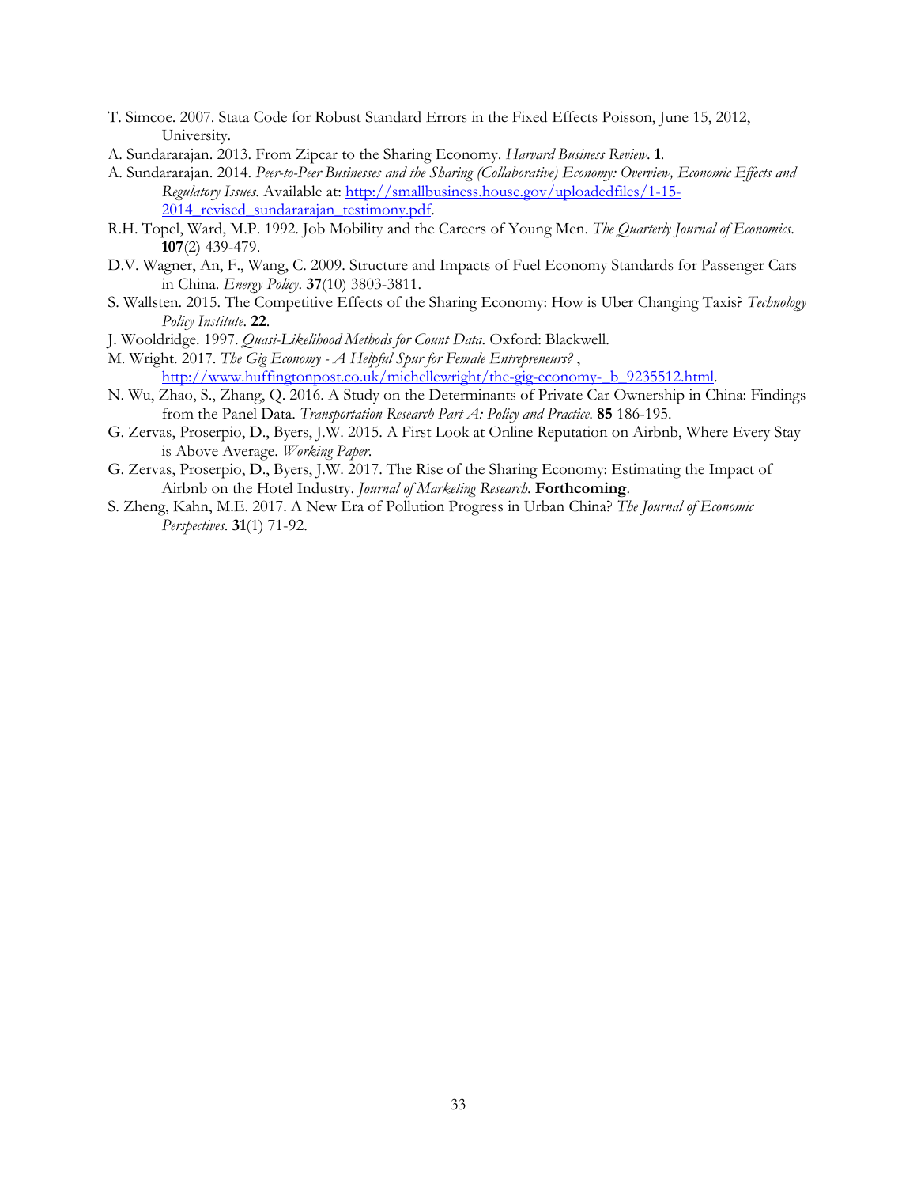T. Simcoe. 2007. Stata Code for Robust Standard Errors in the Fixed Effects Poisson, June 15, 2012, University.

A. Sundararajan. 2013. From Zipcar to the Sharing Economy. *Harvard Business Review*. **1**.

A. Sundararajan. 2014. *Peer-to-Peer Businesses and the Sharing (Collaborative) Economy: Overview, Economic Effects and Regulatory Issues*. Available at: [http://smallbusiness.house.gov/uploadedfiles/1-15-2014_revised_sundararajan_testimony.pdf](http://smallbusiness.house.gov/uploadedfiles/1-15-2014_revised_sundararajan_testimony.pdf).

R.H. Topel, Ward, M.P. 1992. Job Mobility and the Careers of Young Men. *The Quarterly Journal of Economics*. **107**(2) 439-479.

D.V. Wagner, An, F., Wang, C. 2009. Structure and Impacts of Fuel Economy Standards for Passenger Cars in China. *Energy Policy*. **37**(10) 3803-3811.

S. Wallsten. 2015. The Competitive Effects of the Sharing Economy: How is Uber Changing Taxis? *Technology Policy Institute*. **22**.

J. Wooldridge. 1997. *Quasi-Likelihood Methods for Count Data*. Oxford: Blackwell.

M. Wright. 2017. *The Gig Economy - A Helpful Spur for Female Entrepreneurs?* , [http://www.huffingtonpost.co.uk/michellewright/the-gig-economy-_b_9235512.html](http://www.huffingtonpost.co.uk/michellewright/the-gig-economy-_b_9235512.html).

N. Wu, Zhao, S., Zhang, Q. 2016. A Study on the Determinants of Private Car Ownership in China: Findings from the Panel Data. *Transportation Research Part A: Policy and Practice*. **85** 186-195.

G. Zervas, Proserpio, D., Byers, J.W. 2015. A First Look at Online Reputation on Airbnb, Where Every Stay is Above Average. *Working Paper*.

G. Zervas, Proserpio, D., Byers, J.W. 2017. The Rise of the Sharing Economy: Estimating the Impact of Airbnb on the Hotel Industry. *Journal of Marketing Research*. **Forthcoming**.

S. Zheng, Kahn, M.E. 2017. A New Era of Pollution Progress in Urban China? *The Journal of Economic Perspectives*. **31**(1) 71-92.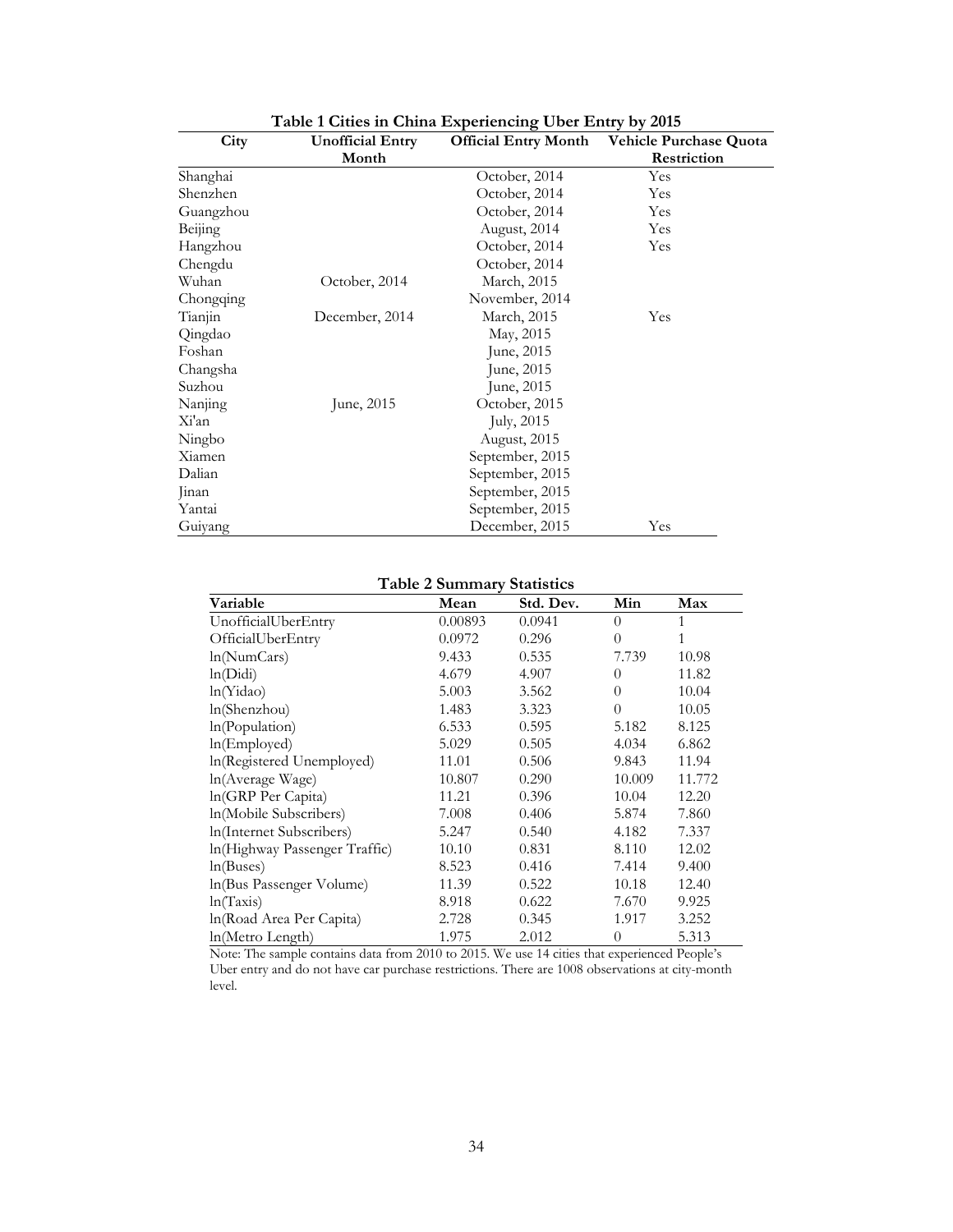**Table 1 Cities in China Experiencing Uber Entry by 2015**

| City | Unofficial Entry Month | Official Entry Month | Vehicle Purchase Quota Restriction |
|---|---|---|---|
| Shanghai | | October, 2014 | Yes |
| Shenzhen | | October, 2014 | Yes |
| Guangzhou | | October, 2014 | Yes |
| Beijing | | August, 2014 | Yes |
| Hangzhou | | October, 2014 | Yes |
| Chengdu | | October, 2014 | |
| Wuhan | October, 2014 | March, 2015 | |
| Chongqing | | November, 2014 | |
| Tianjin | December, 2014 | March, 2015 | Yes |
| Qingdao | | May, 2015 | |
| Foshan | | June, 2015 | |
| Changsha | | June, 2015 | |
| Suzhou | | June, 2015 | |
| Nanjing | June, 2015 | October, 2015 | |
| Xi'an | | July, 2015 | |
| Ningbo | | August, 2015 | |
| Xiamen | | September, 2015 | |
| Dalian | | September, 2015 | |
| Jinan | | September, 2015 | |
| Yantai | | September, 2015 | |
| Guiyang | | December, 2015 | Yes |

**Table 2 Summary Statistics**

| Variable | Mean | Std. Dev. | Min | Max |
|---|---|---|---|---|
| UnofficialUberEntry | 0.00893 | 0.0941 | 0 | 1 |
| OfficialUberEntry | 0.0972 | 0.296 | 0 | 1 |
| ln(NumCars) | 9.433 | 0.535 | 7.739 | 10.98 |
| ln(Didi) | 4.679 | 4.907 | 0 | 11.82 |
| ln(Yidao) | 5.003 | 3.562 | 0 | 10.04 |
| ln(Shenzhou) | 1.483 | 3.323 | 0 | 10.05 |
| ln(Population) | 6.533 | 0.595 | 5.182 | 8.125 |
| ln(Employed) | 5.029 | 0.505 | 4.034 | 6.862 |
| ln(Registered Unemployed) | 11.01 | 0.506 | 9.843 | 11.94 |
| ln(Average Wage) | 10.807 | 0.290 | 10.009 | 11.772 |
| ln(GRP Per Capita) | 11.21 | 0.396 | 10.04 | 12.20 |
| ln(Mobile Subscribers) | 7.008 | 0.406 | 5.874 | 7.860 |
| ln(Internet Subscribers) | 5.247 | 0.540 | 4.182 | 7.337 |
| ln(Highway Passenger Traffic) | 10.10 | 0.831 | 8.110 | 12.02 |
| ln(Buses) | 8.523 | 0.416 | 7.414 | 9.400 |
| ln(Bus Passenger Volume) | 11.39 | 0.522 | 10.18 | 12.40 |
| ln(Taxis) | 8.918 | 0.622 | 7.670 | 9.925 |
| ln(Road Area Per Capita) | 2.728 | 0.345 | 1.917 | 3.252 |
| ln(Metro Length) | 1.975 | 2.012 | 0 | 5.313 |

Note: The sample contains data from 2010 to 2015. We use 14 cities that experienced People's Uber entry and do not have car purchase restrictions. There are 1008 observations at city-month level.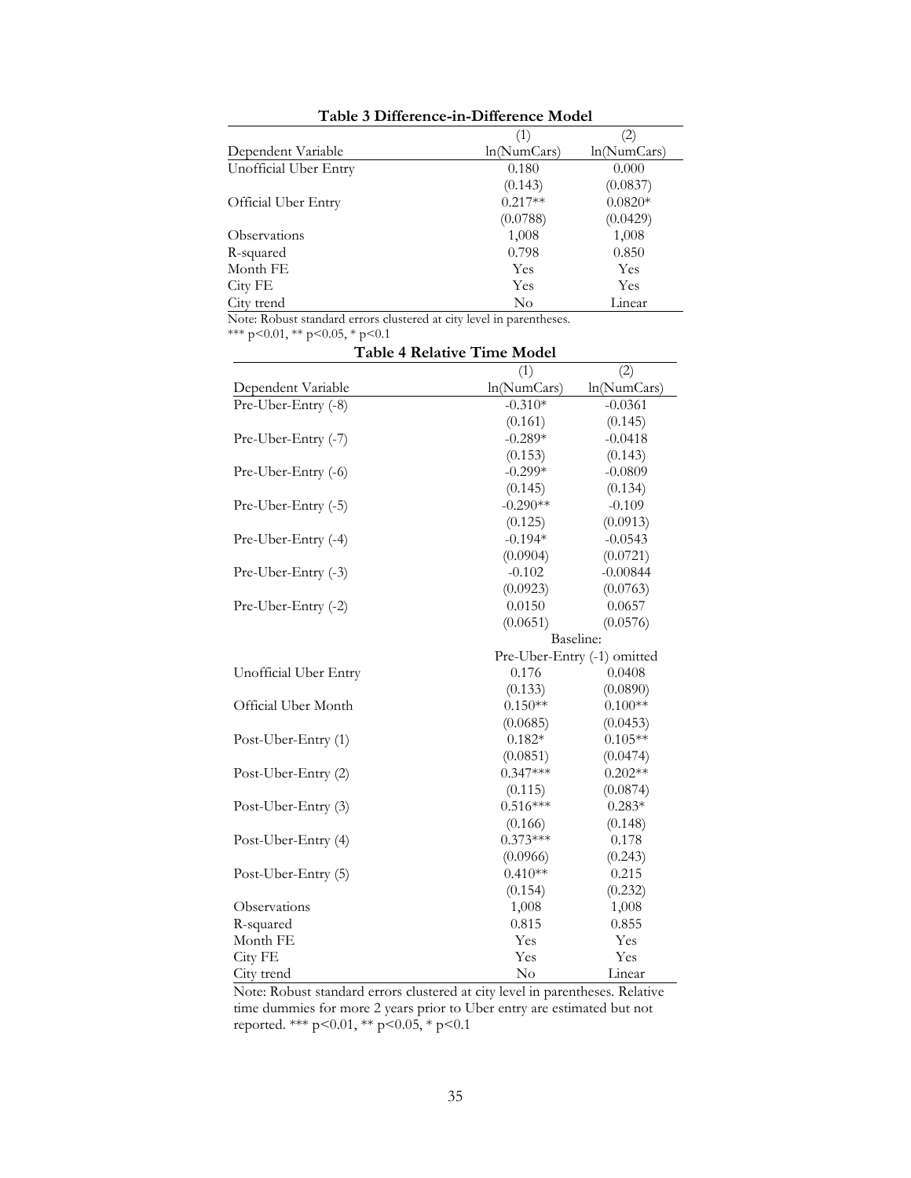**Table 3 Difference-in-Difference Model**

| | (1) | (2) |
|---|---|---|
| Dependent Variable | ln(NumCars) | ln(NumCars) |
| Unofficial Uber Entry | 0.180 | 0.000 |
| | (0.143) | (0.0837) |
| Official Uber Entry | 0.217** | 0.0820* |
| | (0.0788) | (0.0429) |
| Observations | 1,008 | 1,008 |
| R-squared | 0.798 | 0.850 |
| Month FE | Yes | Yes |
| City FE | Yes | Yes |
| City trend | No | Linear |

Note: Robust standard errors clustered at city level in parentheses.
*** p<0.01, ** p<0.05, * p<0.1

**Table 4 Relative Time Model**

| | (1) | (2) |
|---|---|---|
| Dependent Variable | ln(NumCars) | ln(NumCars) |
| Pre-Uber-Entry (-8) | -0.310* | -0.0361 |
| | (0.161) | (0.145) |
| Pre-Uber-Entry (-7) | -0.289* | -0.0418 |
| | (0.153) | (0.143) |
| Pre-Uber-Entry (-6) | -0.299* | -0.0809 |
| | (0.145) | (0.134) |
| Pre-Uber-Entry (-5) | -0.290** | -0.109 |
| | (0.125) | (0.0913) |
| Pre-Uber-Entry (-4) | -0.194* | -0.0543 |
| | (0.0904) | (0.0721) |
| Pre-Uber-Entry (-3) | -0.102 | -0.00844 |
| | (0.0923) | (0.0763) |
| Pre-Uber-Entry (-2) | 0.0150 | 0.0657 |
| | (0.0651) | (0.0576) |
| | Baseline: Pre-Uber-Entry (-1) omitted | |
| Unofficial Uber Entry | 0.176 | 0.0408 |
| | (0.133) | (0.0890) |
| Official Uber Month | 0.150** | 0.100** |
| | (0.0685) | (0.0453) |
| Post-Uber-Entry (1) | 0.182* | 0.105** |
| | (0.0851) | (0.0474) |
| Post-Uber-Entry (2) | 0.347*** | 0.202** |
| | (0.115) | (0.0874) |
| Post-Uber-Entry (3) | 0.516*** | 0.283* |
| | (0.166) | (0.148) |
| Post-Uber-Entry (4) | 0.373*** | 0.178 |
| | (0.0966) | (0.243) |
| Post-Uber-Entry (5) | 0.410** | 0.215 |
| | (0.154) | (0.232) |
| Observations | 1,008 | 1,008 |
| R-squared | 0.815 | 0.855 |
| Month FE | Yes | Yes |
| City FE | Yes | Yes |
| City trend | No | Linear |

Note: Robust standard errors clustered at city level in parentheses. Relative time dummies for more 2 years prior to Uber entry are estimated but not reported. *** p<0.01, ** p<0.05, * p<0.1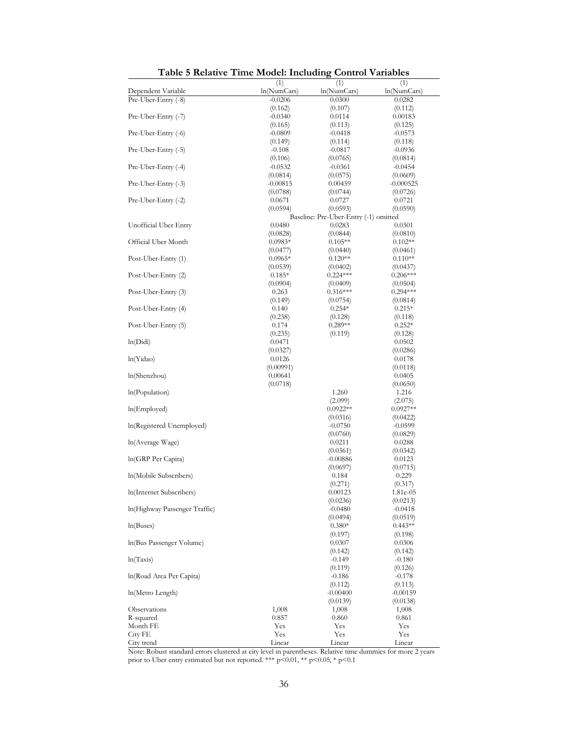**Table 5 Relative Time Model: Including Control Variables**

| | (1) | (1) | (1) |
|---|---|---|---|
| Dependent Variable | ln(NumCars) | ln(NumCars) | ln(NumCars) |
| Pre-Uber-Entry (-8) | -0.0206 | 0.0300 | 0.0282 |
| | (0.162) | (0.107) | (0.112) |
| Pre-Uber-Entry (-7) | -0.0340 | 0.0114 | 0.00183 |
| | (0.165) | (0.113) | (0.125) |
| Pre-Uber-Entry (-6) | -0.0809 | -0.0418 | -0.0573 |
| | (0.149) | (0.114) | (0.118) |
| Pre-Uber-Entry (-5) | -0.108 | -0.0817 | -0.0936 |
| | (0.106) | (0.0765) | (0.0814) |
| Pre-Uber-Entry (-4) | -0.0532 | -0.0361 | -0.0454 |
| | (0.0814) | (0.0575) | (0.0609) |
| Pre-Uber-Entry (-3) | -0.00815 | 0.00459 | -0.000525 |
| | (0.0788) | (0.0744) | (0.0726) |
| Pre-Uber-Entry (-2) | 0.0671 | 0.0727 | 0.0721 |
| | (0.0594) | (0.0593) | (0.0590) |
| | Baseline: Pre-Uber-Entry (-1) omitted | | |
| Unofficial Uber Entry | 0.0480 | 0.0283 | 0.0301 |
| | (0.0828) | (0.0844) | (0.0810) |
| Official Uber Month | 0.0983* | 0.105** | 0.102** |
| | (0.0477) | (0.0440) | (0.0461) |
| Post-Uber-Entry (1) | 0.0965* | 0.120** | 0.110** |
| | (0.0539) | (0.0402) | (0.0437) |
| Post-Uber-Entry (2) | 0.185* | 0.224*** | 0.206*** |
| | (0.0904) | (0.0409) | (0.0504) |
| Post-Uber-Entry (3) | 0.263 | 0.316*** | 0.294*** |
| | (0.149) | (0.0754) | (0.0814) |
| Post-Uber-Entry (4) | 0.140 | 0.254* | 0.215* |
| | (0.238) | (0.128) | (0.118) |
| Post-Uber-Entry (5) | 0.174 | 0.289** | 0.252* |
| | (0.235) | (0.119) | (0.128) |
| ln(Didi) | 0.0471 | | 0.0502 |
| | (0.0327) | | (0.0286) |
| ln(Yidao) | 0.0126 | | 0.0178 |
| | (0.00991) | | (0.0118) |
| ln(Shenzhou) | 0.00641 | | 0.0405 |
| | (0.0718) | | (0.0650) |
| ln(Population) | | 1.260 | 1.216 |
| | | (2.099) | (2.075) |
| ln(Employed) | | 0.0922** | 0.0927** |
| | | (0.0316) | (0.0422) |
| ln(Registered Unemployed) | | -0.0750 | -0.0599 |
| | | (0.0760) | (0.0829) |
| ln(Average Wage) | | 0.0211 | 0.0288 |
| | | (0.0361) | (0.0342) |
| ln(GRP Per Capita) | | -0.00886 | 0.0123 |
| | | (0.0697) | (0.0715) |
| ln(Mobile Subscribers) | | 0.184 | 0.229 |
| | | (0.271) | (0.317) |
| ln(Internet Subscribers) | | 0.00123 | 1.81e-05 |
| | | (0.0236) | (0.0213) |
| ln(Highway Passenger Traffic) | | -0.0480 | -0.0418 |
| | | (0.0494) | (0.0519) |
| ln(Buses) | | 0.380* | 0.443** |
| | | (0.197) | (0.198) |
| ln(Bus Passenger Volume) | | 0.0307 | 0.0306 |
| | | (0.142) | (0.142) |
| ln(Taxis) | | -0.149 | -0.180 |
| | | (0.119) | (0.126) |
| ln(Road Area Per Capita) | | -0.186 | -0.178 |
| | | (0.112) | (0.113) |
| ln(Metro Length) | | -0.00400 | -0.00159 |
| | | (0.0139) | (0.0138) |
| Observations | 1,008 | 1,008 | 1,008 |
| R-squared | 0.857 | 0.860 | 0.861 |
| Month FE | Yes | Yes | Yes |
| City FE | Yes | Yes | Yes |
| City trend | Linear | Linear | Linear |

Note: Robust standard errors clustered at city level in parentheses. Relative time dummies for more 2 years prior to Uber entry estimated but not reported. *** p<0.01, ** p<0.05, * p<0.1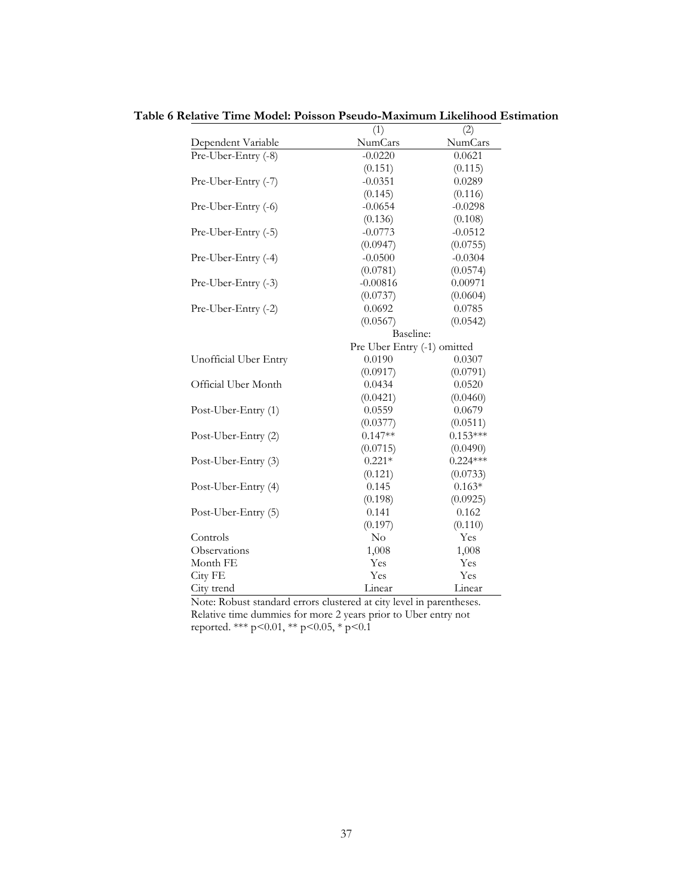**Table 6 Relative Time Model: Poisson Pseudo-Maximum Likelihood Estimation**

| | (1) | (2) |
|---|---|---|
| Dependent Variable | NumCars | NumCars |
| Pre-Uber-Entry (-8) | -0.0220 | 0.0621 |
| | (0.151) | (0.115) |
| Pre-Uber-Entry (-7) | -0.0351 | 0.0289 |
| | (0.145) | (0.116) |
| Pre-Uber-Entry (-6) | -0.0654 | -0.0298 |
| | (0.136) | (0.108) |
| Pre-Uber-Entry (-5) | -0.0773 | -0.0512 |
| | (0.0947) | (0.0755) |
| Pre-Uber-Entry (-4) | -0.0500 | -0.0304 |
| | (0.0781) | (0.0574) |
| Pre-Uber-Entry (-3) | -0.00816 | 0.00971 |
| | (0.0737) | (0.0604) |
| Pre-Uber-Entry (-2) | 0.0692 | 0.0785 |
| | (0.0567) | (0.0542) |
| | Baseline: Pre Uber Entry (-1) omitted | |
| Unofficial Uber Entry | 0.0190 | 0.0307 |
| | (0.0917) | (0.0791) |
| Official Uber Month | 0.0434 | 0.0520 |
| | (0.0421) | (0.0460) |
| Post-Uber-Entry (1) | 0.0559 | 0.0679 |
| | (0.0377) | (0.0511) |
| Post-Uber-Entry (2) | 0.147** | 0.153*** |
| | (0.0715) | (0.0490) |
| Post-Uber-Entry (3) | 0.221* | 0.224*** |
| | (0.121) | (0.0733) |
| Post-Uber-Entry (4) | 0.145 | 0.163* |
| | (0.198) | (0.0925) |
| Post-Uber-Entry (5) | 0.141 | 0.162 |
| | (0.197) | (0.110) |
| Controls | No | Yes |
| Observations | 1,008 | 1,008 |
| Month FE | Yes | Yes |
| City FE | Yes | Yes |
| City trend | Linear | Linear |

Note: Robust standard errors clustered at city level in parentheses. Relative time dummies for more 2 years prior to Uber entry not reported. *** p<0.01, ** p<0.05, * p<0.1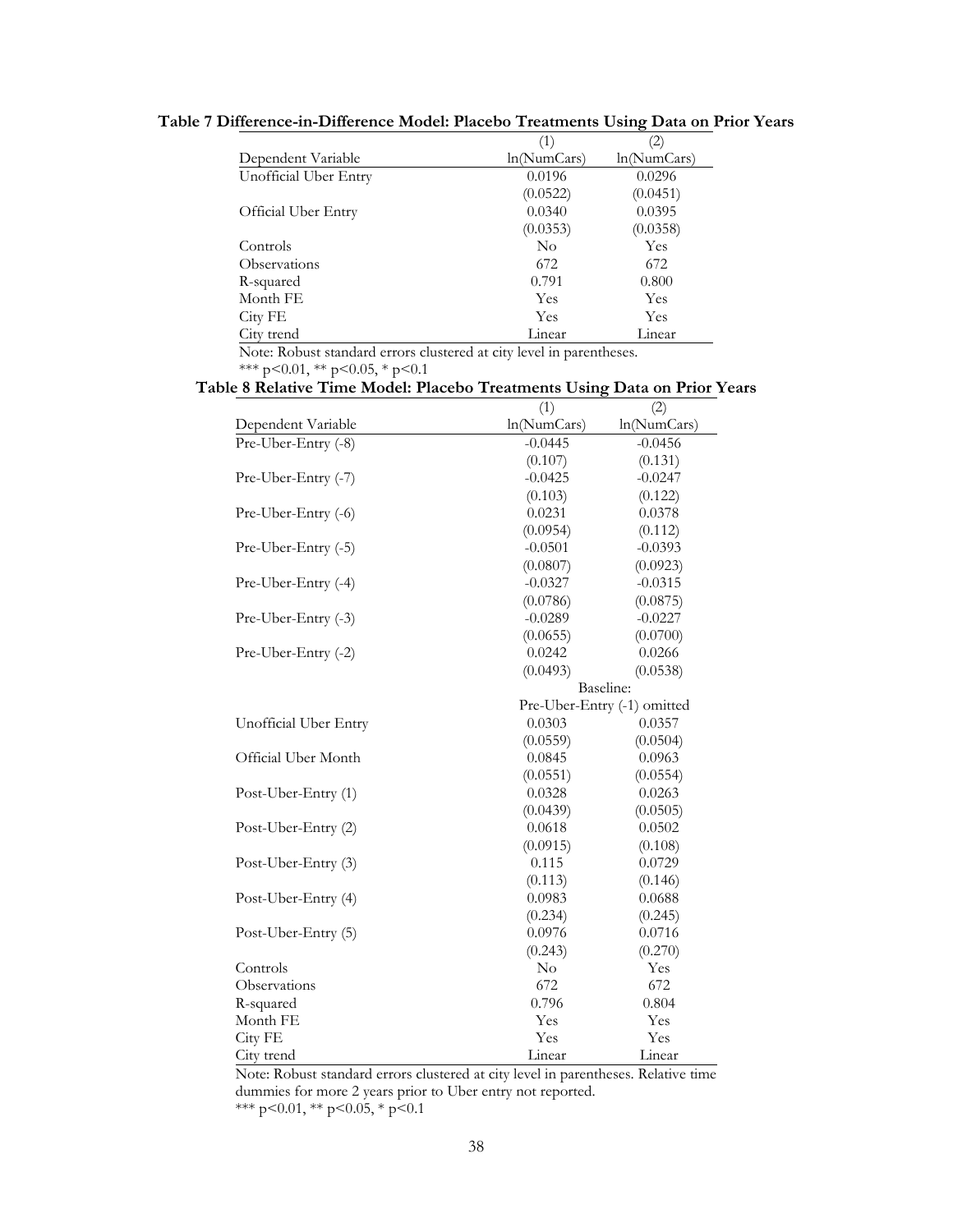**Table 7 Difference-in-Difference Model: Placebo Treatments Using Data on Prior Years**

| | (1) | (2) |
|---|---|---|
| Dependent Variable | ln(NumCars) | ln(NumCars) |
| Unofficial Uber Entry | 0.0196 | 0.0296 |
| | (0.0522) | (0.0451) |
| Official Uber Entry | 0.0340 | 0.0395 |
| | (0.0353) | (0.0358) |
| Controls | No | Yes |
| Observations | 672 | 672 |
| R-squared | 0.791 | 0.800 |
| Month FE | Yes | Yes |
| City FE | Yes | Yes |
| City trend | Linear | Linear |

Note: Robust standard errors clustered at city level in parentheses.
*** p<0.01, ** p<0.05, * p<0.1

**Table 8 Relative Time Model: Placebo Treatments Using Data on Prior Years**

| | (1) | (2) |
|---|---|---|
| Dependent Variable | ln(NumCars) | ln(NumCars) |
| Pre-Uber-Entry (-8) | -0.0445 | -0.0456 |
| | (0.107) | (0.131) |
| Pre-Uber-Entry (-7) | -0.0425 | -0.0247 |
| | (0.103) | (0.122) |
| Pre-Uber-Entry (-6) | 0.0231 | 0.0378 |
| | (0.0954) | (0.112) |
| Pre-Uber-Entry (-5) | -0.0501 | -0.0393 |
| | (0.0807) | (0.0923) |
| Pre-Uber-Entry (-4) | -0.0327 | -0.0315 |
| | (0.0786) | (0.0875) |
| Pre-Uber-Entry (-3) | -0.0289 | -0.0227 |
| | (0.0655) | (0.0700) |
| Pre-Uber-Entry (-2) | 0.0242 | 0.0266 |
| | (0.0493) | (0.0538) |
| | Baseline: Pre-Uber-Entry (-1) omitted | |
| Unofficial Uber Entry | 0.0303 | 0.0357 |
| | (0.0559) | (0.0504) |
| Official Uber Month | 0.0845 | 0.0963 |
| | (0.0551) | (0.0554) |
| Post-Uber-Entry (1) | 0.0328 | 0.0263 |
| | (0.0439) | (0.0505) |
| Post-Uber-Entry (2) | 0.0618 | 0.0502 |
| | (0.0915) | (0.108) |
| Post-Uber-Entry (3) | 0.115 | 0.0729 |
| | (0.113) | (0.146) |
| Post-Uber-Entry (4) | 0.0983 | 0.0688 |
| | (0.234) | (0.245) |
| Post-Uber-Entry (5) | 0.0976 | 0.0716 |
| | (0.243) | (0.270) |
| Controls | No | Yes |
| Observations | 672 | 672 |
| R-squared | 0.796 | 0.804 |
| Month FE | Yes | Yes |
| City FE | Yes | Yes |
| City trend | Linear | Linear |

Note: Robust standard errors clustered at city level in parentheses. Relative time dummies for more 2 years prior to Uber entry not reported.
*** p<0.01, ** p<0.05, * p<0.1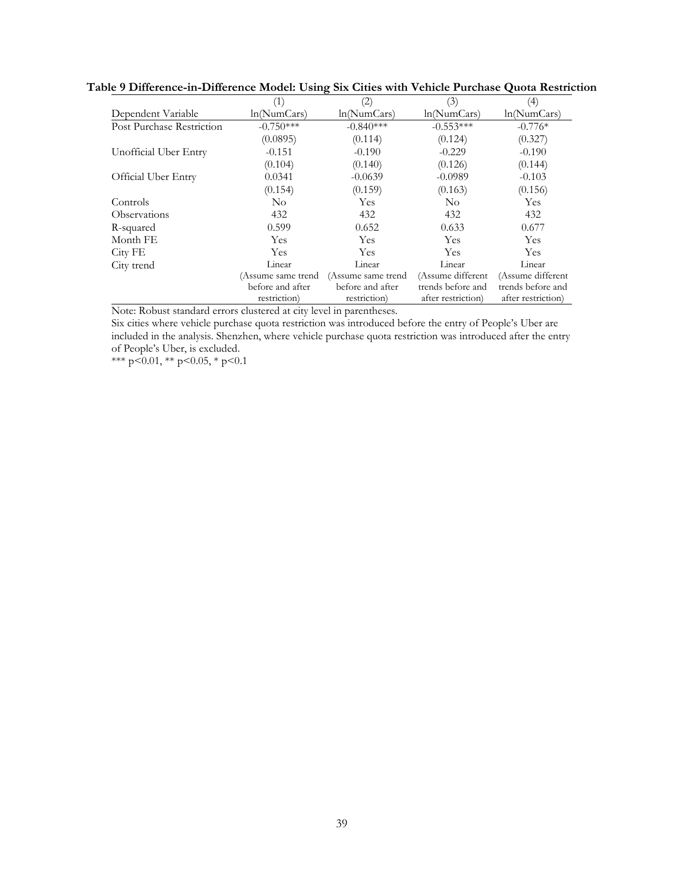**Table 9 Difference-in-Difference Model: Using Six Cities with Vehicle Purchase Quota Restriction**

| | (1) | (2) | (3) | (4) |
|---|---|---|---|---|
| Dependent Variable | ln(NumCars) | ln(NumCars) | ln(NumCars) | ln(NumCars) |
| Post Purchase Restriction | -0.750*** | -0.840*** | -0.553*** | -0.776* |
| | (0.0895) | (0.114) | (0.124) | (0.327) |
| Unofficial Uber Entry | -0.151 | -0.190 | -0.229 | -0.190 |
| | (0.104) | (0.140) | (0.126) | (0.144) |
| Official Uber Entry | 0.0341 | -0.0639 | -0.0989 | -0.103 |
| | (0.154) | (0.159) | (0.163) | (0.156) |
| Controls | No | Yes | No | Yes |
| Observations | 432 | 432 | 432 | 432 |
| R-squared | 0.599 | 0.652 | 0.633 | 0.677 |
| Month FE | Yes | Yes | Yes | Yes |
| City FE | Yes | Yes | Yes | Yes |
| City trend | Linear (Assume same trend before and after restriction) | Linear (Assume same trend before and after restriction) | Linear (Assume different trends before and after restriction) | Linear (Assume different trends before and after restriction) |

Note: Robust standard errors clustered at city level in parentheses.

Six cities where vehicle purchase quota restriction was introduced before the entry of People's Uber are included in the analysis. Shenzhen, where vehicle purchase quota restriction was introduced after the entry of People's Uber, is excluded.

*** p<0.01, ** p<0.05, * p<0.1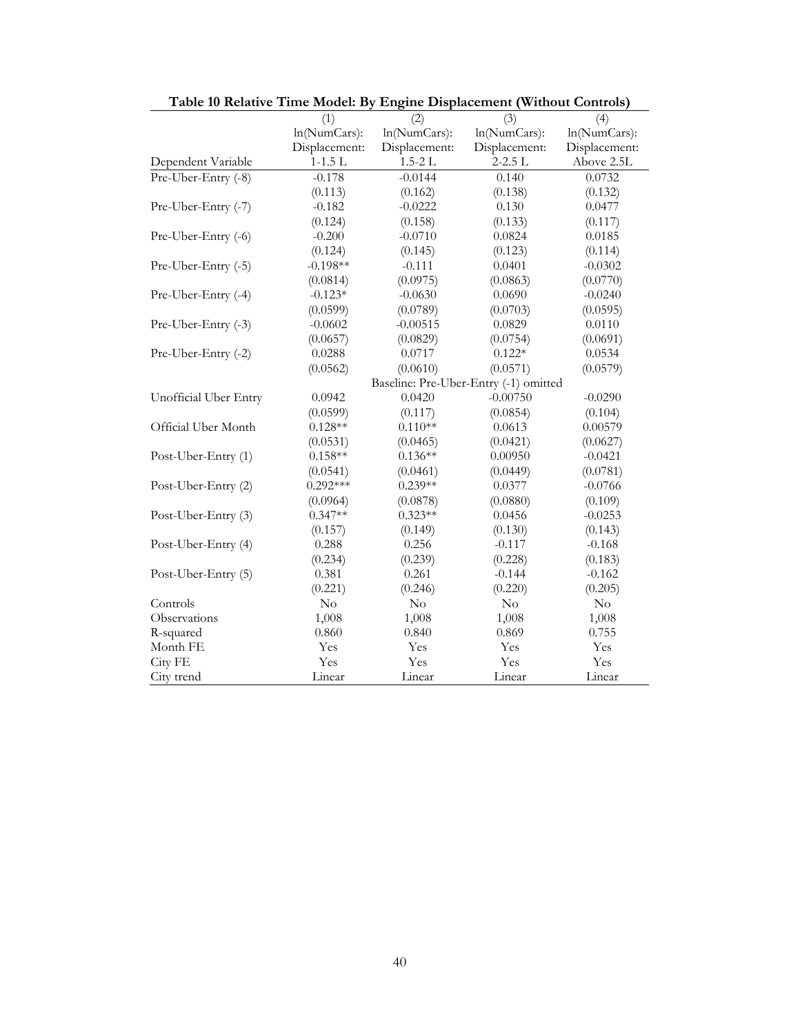**Table 10 Relative Time Model: By Engine Displacement (Without Controls)**

| | (1) | (2) | (3) | (4) |
|---|---|---|---|---|
| Dependent Variable | ln(NumCars): Displacement: 1-1.5 L | ln(NumCars): Displacement: 1.5-2 L | ln(NumCars): Displacement: 2-2.5 L | ln(NumCars): Displacement: Above 2.5L |
| Pre-Uber-Entry (-8) | -0.178 | -0.0144 | 0.140 | 0.0732 |
| | (0.113) | (0.162) | (0.138) | (0.132) |
| Pre-Uber-Entry (-7) | -0.182 | -0.0222 | 0.130 | 0.0477 |
| | (0.124) | (0.158) | (0.133) | (0.117) |
| Pre-Uber-Entry (-6) | -0.200 | -0.0710 | 0.0824 | 0.0185 |
| | (0.124) | (0.145) | (0.123) | (0.114) |
| Pre-Uber-Entry (-5) | -0.198** | -0.111 | 0.0401 | -0.0302 |
| | (0.0814) | (0.0975) | (0.0863) | (0.0770) |
| Pre-Uber-Entry (-4) | -0.123* | -0.0630 | 0.0690 | -0.0240 |
| | (0.0599) | (0.0789) | (0.0703) | (0.0595) |
| Pre-Uber-Entry (-3) | -0.0602 | -0.00515 | 0.0829 | 0.0110 |
| | (0.0657) | (0.0829) | (0.0754) | (0.0691) |
| Pre-Uber-Entry (-2) | 0.0288 | 0.0717 | 0.122* | 0.0534 |
| | (0.0562) | (0.0610) | (0.0571) | (0.0579) |
| | Baseline: Pre-Uber-Entry (-1) omitted | | | |
| Unofficial Uber Entry | 0.0942 | 0.0420 | -0.00750 | -0.0290 |
| | (0.0599) | (0.117) | (0.0854) | (0.104) |
| Official Uber Month | 0.128** | 0.110** | 0.0613 | 0.00579 |
| | (0.0531) | (0.0465) | (0.0421) | (0.0627) |
| Post-Uber-Entry (1) | 0.158** | 0.136** | 0.00950 | -0.0421 |
| | (0.0541) | (0.0461) | (0.0449) | (0.0781) |
| Post-Uber-Entry (2) | 0.292*** | 0.239** | 0.0377 | -0.0766 |
| | (0.0964) | (0.0878) | (0.0880) | (0.109) |
| Post-Uber-Entry (3) | 0.347** | 0.323** | 0.0456 | -0.0253 |
| | (0.157) | (0.149) | (0.130) | (0.143) |
| Post-Uber-Entry (4) | 0.288 | 0.256 | -0.117 | -0.168 |
| | (0.234) | (0.239) | (0.228) | (0.183) |
| Post-Uber-Entry (5) | 0.381 | 0.261 | -0.144 | -0.162 |
| | (0.221) | (0.246) | (0.220) | (0.205) |
| Controls | No | No | No | No |
| Observations | 1,008 | 1,008 | 1,008 | 1,008 |
| R-squared | 0.860 | 0.840 | 0.869 | 0.755 |
| Month FE | Yes | Yes | Yes | Yes |
| City FE | Yes | Yes | Yes | Yes |
| City trend | Linear | Linear | Linear | Linear |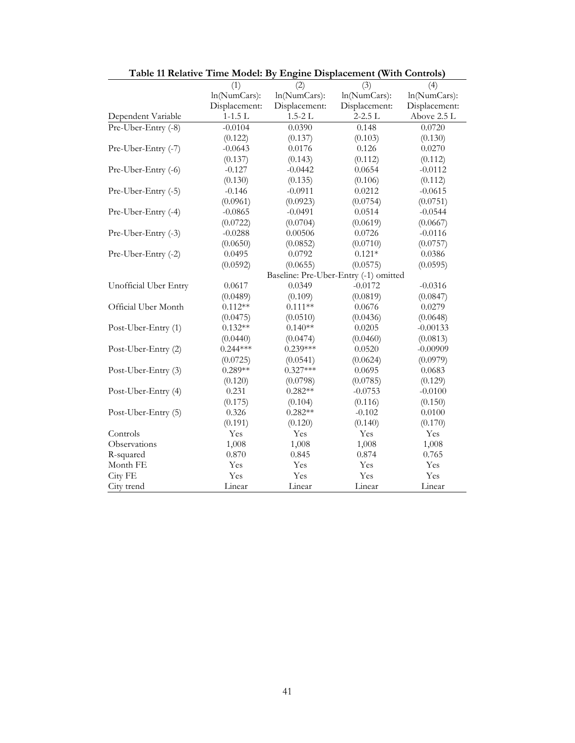**Table 11 Relative Time Model: By Engine Displacement (With Controls)**

| | (1) | (2) | (3) | (4) |
|---|---|---|---|---|
| Dependent Variable | ln(NumCars): Displacement: 1-1.5 L | ln(NumCars): Displacement: 1.5-2 L | ln(NumCars): Displacement: 2-2.5 L | ln(NumCars): Displacement: Above 2.5 L |
| Pre-Uber-Entry (-8) | -0.0104 | 0.0390 | 0.148 | 0.0720 |
| | (0.122) | (0.137) | (0.103) | (0.130) |
| Pre-Uber-Entry (-7) | -0.0643 | 0.0176 | 0.126 | 0.0270 |
| | (0.137) | (0.143) | (0.112) | (0.112) |
| Pre-Uber-Entry (-6) | -0.127 | -0.0442 | 0.0654 | -0.0112 |
| | (0.130) | (0.135) | (0.106) | (0.112) |
| Pre-Uber-Entry (-5) | -0.146 | -0.0911 | 0.0212 | -0.0615 |
| | (0.0961) | (0.0923) | (0.0754) | (0.0751) |
| Pre-Uber-Entry (-4) | -0.0865 | -0.0491 | 0.0514 | -0.0544 |
| | (0.0722) | (0.0704) | (0.0619) | (0.0667) |
| Pre-Uber-Entry (-3) | -0.0288 | 0.00506 | 0.0726 | -0.0116 |
| | (0.0650) | (0.0852) | (0.0710) | (0.0757) |
| Pre-Uber-Entry (-2) | 0.0495 | 0.0792 | 0.121* | 0.0386 |
| | (0.0592) | (0.0655) | (0.0575) | (0.0595) |
| | Baseline: Pre-Uber-Entry (-1) omitted | | | |
| Unofficial Uber Entry | 0.0617 | 0.0349 | -0.0172 | -0.0316 |
| | (0.0489) | (0.109) | (0.0819) | (0.0847) |
| Official Uber Month | 0.112** | 0.111** | 0.0676 | 0.0279 |
| | (0.0475) | (0.0510) | (0.0436) | (0.0648) |
| Post-Uber-Entry (1) | 0.132** | 0.140** | 0.0205 | -0.00133 |
| | (0.0440) | (0.0474) | (0.0460) | (0.0813) |
| Post-Uber-Entry (2) | 0.244*** | 0.239*** | 0.0520 | -0.00909 |
| | (0.0725) | (0.0541) | (0.0624) | (0.0979) |
| Post-Uber-Entry (3) | 0.289** | 0.327*** | 0.0695 | 0.0683 |
| | (0.120) | (0.0798) | (0.0785) | (0.129) |
| Post-Uber-Entry (4) | 0.231 | 0.282** | -0.0753 | -0.0100 |
| | (0.175) | (0.104) | (0.116) | (0.150) |
| Post-Uber-Entry (5) | 0.326 | 0.282** | -0.102 | 0.0100 |
| | (0.191) | (0.120) | (0.140) | (0.170) |
| Controls | Yes | Yes | Yes | Yes |
| Observations | 1,008 | 1,008 | 1,008 | 1,008 |
| R-squared | 0.870 | 0.845 | 0.874 | 0.765 |
| Month FE | Yes | Yes | Yes | Yes |
| City FE | Yes | Yes | Yes | Yes |
| City trend | Linear | Linear | Linear | Linear |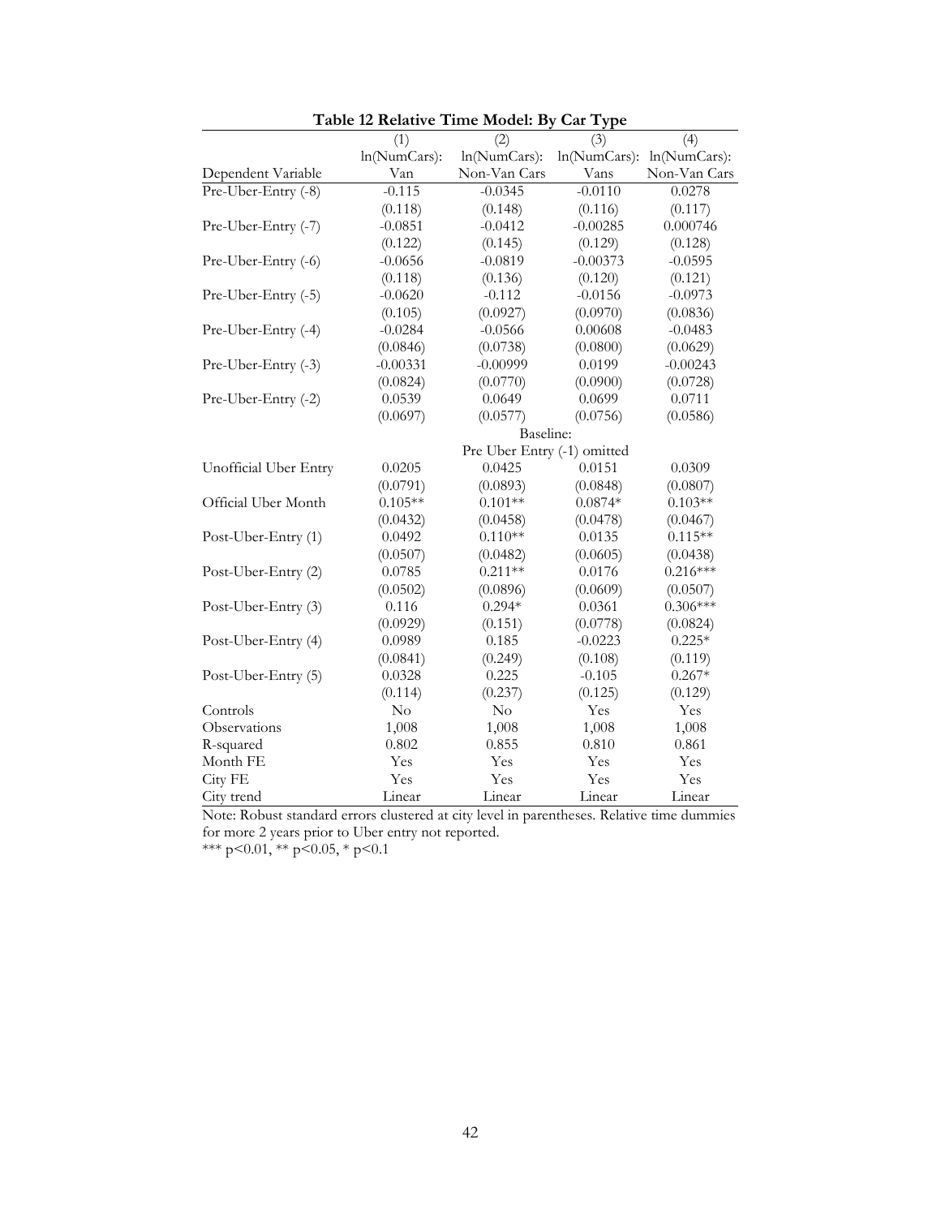**Table 12 Relative Time Model: By Car Type**

| | (1) | (2) | (3) | (4) |
|---|---|---|---|---|
| Dependent Variable | ln(NumCars): Van | ln(NumCars): Non-Van Cars | ln(NumCars): Vans | ln(NumCars): Non-Van Cars |
| Pre-Uber-Entry (-8) | -0.115 | -0.0345 | -0.0110 | 0.0278 |
| | (0.118) | (0.148) | (0.116) | (0.117) |
| Pre-Uber-Entry (-7) | -0.0851 | -0.0412 | -0.00285 | 0.000746 |
| | (0.122) | (0.145) | (0.129) | (0.128) |
| Pre-Uber-Entry (-6) | -0.0656 | -0.0819 | -0.00373 | -0.0595 |
| | (0.118) | (0.136) | (0.120) | (0.121) |
| Pre-Uber-Entry (-5) | -0.0620 | -0.112 | -0.0156 | -0.0973 |
| | (0.105) | (0.0927) | (0.0970) | (0.0836) |
| Pre-Uber-Entry (-4) | -0.0284 | -0.0566 | 0.00608 | -0.0483 |
| | (0.0846) | (0.0738) | (0.0800) | (0.0629) |
| Pre-Uber-Entry (-3) | -0.00331 | -0.00999 | 0.0199 | -0.00243 |
| | (0.0824) | (0.0770) | (0.0900) | (0.0728) |
| Pre-Uber-Entry (-2) | 0.0539 | 0.0649 | 0.0699 | 0.0711 |
| | (0.0697) | (0.0577) | (0.0756) | (0.0586) |
| | | Baseline: Pre Uber Entry (-1) omitted | | |
| Unofficial Uber Entry | 0.0205 | 0.0425 | 0.0151 | 0.0309 |
| | (0.0791) | (0.0893) | (0.0848) | (0.0807) |
| Official Uber Month | 0.105** | 0.101** | 0.0874* | 0.103** |
| | (0.0432) | (0.0458) | (0.0478) | (0.0467) |
| Post-Uber-Entry (1) | 0.0492 | 0.110** | 0.0135 | 0.115** |
| | (0.0507) | (0.0482) | (0.0605) | (0.0438) |
| Post-Uber-Entry (2) | 0.0785 | 0.211** | 0.0176 | 0.216*** |
| | (0.0502) | (0.0896) | (0.0609) | (0.0507) |
| Post-Uber-Entry (3) | 0.116 | 0.294* | 0.0361 | 0.306*** |
| | (0.0929) | (0.151) | (0.0778) | (0.0824) |
| Post-Uber-Entry (4) | 0.0989 | 0.185 | -0.0223 | 0.225* |
| | (0.0841) | (0.249) | (0.108) | (0.119) |
| Post-Uber-Entry (5) | 0.0328 | 0.225 | -0.105 | 0.267* |
| | (0.114) | (0.237) | (0.125) | (0.129) |
| Controls | No | No | Yes | Yes |
| Observations | 1,008 | 1,008 | 1,008 | 1,008 |
| R-squared | 0.802 | 0.855 | 0.810 | 0.861 |
| Month FE | Yes | Yes | Yes | Yes |
| City FE | Yes | Yes | Yes | Yes |
| City trend | Linear | Linear | Linear | Linear |

Note: Robust standard errors clustered at city level in parentheses. Relative time dummies for more 2 years prior to Uber entry not reported.
*** p<0.01, ** p<0.05, * p<0.1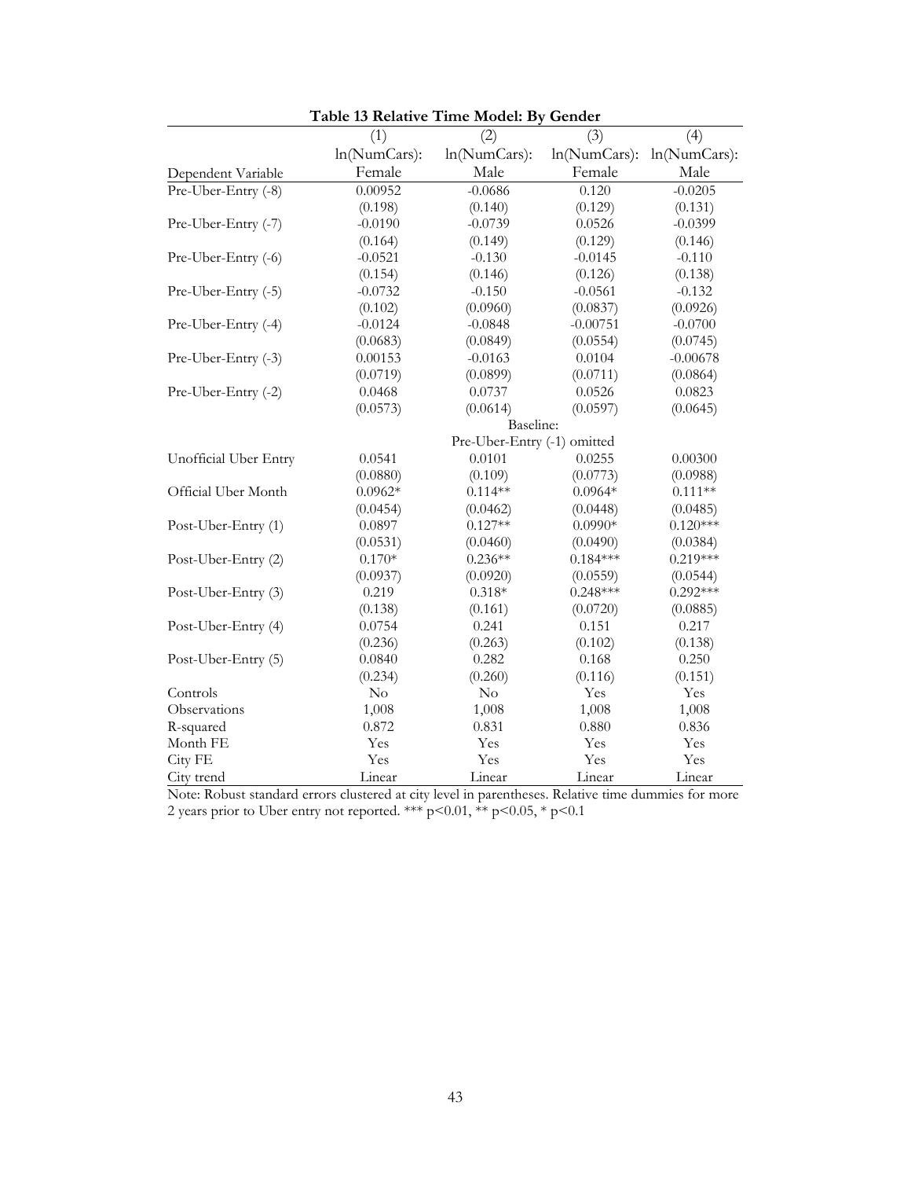**Table 13 Relative Time Model: By Gender**

| Dependent Variable | (1)<br>ln(NumCars): Female | (2)<br>ln(NumCars): Male | (3)<br>ln(NumCars): Female | (4)<br>ln(NumCars): Male |
|---|---|---|---|---|
| Pre-Uber-Entry (-8) | 0.00952 | -0.0686 | 0.120 | -0.0205 |
| | (0.198) | (0.140) | (0.129) | (0.131) |
| Pre-Uber-Entry (-7) | -0.0190 | -0.0739 | 0.0526 | -0.0399 |
| | (0.164) | (0.149) | (0.129) | (0.146) |
| Pre-Uber-Entry (-6) | -0.0521 | -0.130 | -0.0145 | -0.110 |
| | (0.154) | (0.146) | (0.126) | (0.138) |
| Pre-Uber-Entry (-5) | -0.0732 | -0.150 | -0.0561 | -0.132 |
| | (0.102) | (0.0960) | (0.0837) | (0.0926) |
| Pre-Uber-Entry (-4) | -0.0124 | -0.0848 | -0.00751 | -0.0700 |
| | (0.0683) | (0.0849) | (0.0554) | (0.0745) |
| Pre-Uber-Entry (-3) | 0.00153 | -0.0163 | 0.0104 | -0.00678 |
| | (0.0719) | (0.0899) | (0.0711) | (0.0864) |
| Pre-Uber-Entry (-2) | 0.0468 | 0.0737 | 0.0526 | 0.0823 |
| | (0.0573) | (0.0614) | (0.0597) | (0.0645) |
| | Baseline: Pre-Uber-Entry (-1) omitted | | | |
| Unofficial Uber Entry | 0.0541 | 0.0101 | 0.0255 | 0.00300 |
| | (0.0880) | (0.109) | (0.0773) | (0.0988) |
| Official Uber Month | 0.0962* | 0.114** | 0.0964* | 0.111** |
| | (0.0454) | (0.0462) | (0.0448) | (0.0485) |
| Post-Uber-Entry (1) | 0.0897 | 0.127** | 0.0990* | 0.120*** |
| | (0.0531) | (0.0460) | (0.0490) | (0.0384) |
| Post-Uber-Entry (2) | 0.170* | 0.236** | 0.184*** | 0.219*** |
| | (0.0937) | (0.0920) | (0.0559) | (0.0544) |
| Post-Uber-Entry (3) | 0.219 | 0.318* | 0.248*** | 0.292*** |
| | (0.138) | (0.161) | (0.0720) | (0.0885) |
| Post-Uber-Entry (4) | 0.0754 | 0.241 | 0.151 | 0.217 |
| | (0.236) | (0.263) | (0.102) | (0.138) |
| Post-Uber-Entry (5) | 0.0840 | 0.282 | 0.168 | 0.250 |
| | (0.234) | (0.260) | (0.116) | (0.151) |
| Controls | No | No | Yes | Yes |
| Observations | 1,008 | 1,008 | 1,008 | 1,008 |
| R-squared | 0.872 | 0.831 | 0.880 | 0.836 |
| Month FE | Yes | Yes | Yes | Yes |
| City FE | Yes | Yes | Yes | Yes |
| City trend | Linear | Linear | Linear | Linear |

Note: Robust standard errors clustered at city level in parentheses. Relative time dummies for more 2 years prior to Uber entry not reported. *** p<0.01, ** p<0.05, * p<0.1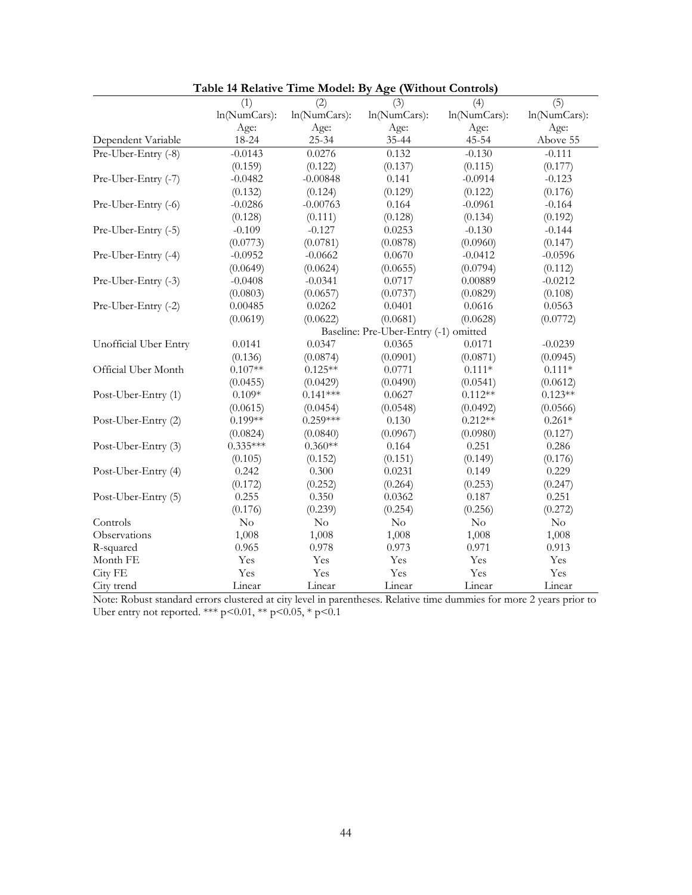**Table 14 Relative Time Model: By Age (Without Controls)**

| | (1) | (2) | (3) | (4) | (5) |
|---|---|---|---|---|---|
| Dependent Variable | ln(NumCars): Age: 18-24 | ln(NumCars): Age: 25-34 | ln(NumCars): Age: 35-44 | ln(NumCars): Age: 45-54 | ln(NumCars): Age: Above 55 |
| Pre-Uber-Entry (-8) | -0.0143 | 0.0276 | 0.132 | -0.130 | -0.111 |
| | (0.159) | (0.122) | (0.137) | (0.115) | (0.177) |
| Pre-Uber-Entry (-7) | -0.0482 | -0.00848 | 0.141 | -0.0914 | -0.123 |
| | (0.132) | (0.124) | (0.129) | (0.122) | (0.176) |
| Pre-Uber-Entry (-6) | -0.0286 | -0.00763 | 0.164 | -0.0961 | -0.164 |
| | (0.128) | (0.111) | (0.128) | (0.134) | (0.192) |
| Pre-Uber-Entry (-5) | -0.109 | -0.127 | 0.0253 | -0.130 | -0.144 |
| | (0.0773) | (0.0781) | (0.0878) | (0.0960) | (0.147) |
| Pre-Uber-Entry (-4) | -0.0952 | -0.0662 | 0.0670 | -0.0412 | -0.0596 |
| | (0.0649) | (0.0624) | (0.0655) | (0.0794) | (0.112) |
| Pre-Uber-Entry (-3) | -0.0408 | -0.0341 | 0.0717 | 0.00889 | -0.0212 |
| | (0.0803) | (0.0657) | (0.0737) | (0.0829) | (0.108) |
| Pre-Uber-Entry (-2) | 0.00485 | 0.0262 | 0.0401 | 0.0616 | 0.0563 |
| | (0.0619) | (0.0622) | (0.0681) | (0.0628) | (0.0772) |
| | | | Baseline: Pre-Uber-Entry (-1) omitted | | |
| Unofficial Uber Entry | 0.0141 | 0.0347 | 0.0365 | 0.0171 | -0.0239 |
| | (0.136) | (0.0874) | (0.0901) | (0.0871) | (0.0945) |
| Official Uber Month | 0.107** | 0.125** | 0.0771 | 0.111* | 0.111* |
| | (0.0455) | (0.0429) | (0.0490) | (0.0541) | (0.0612) |
| Post-Uber-Entry (1) | 0.109* | 0.141*** | 0.0627 | 0.112** | 0.123** |
| | (0.0615) | (0.0454) | (0.0548) | (0.0492) | (0.0566) |
| Post-Uber-Entry (2) | 0.199** | 0.259*** | 0.130 | 0.212** | 0.261* |
| | (0.0824) | (0.0840) | (0.0967) | (0.0980) | (0.127) |
| Post-Uber-Entry (3) | 0.335*** | 0.360** | 0.164 | 0.251 | 0.286 |
| | (0.105) | (0.152) | (0.151) | (0.149) | (0.176) |
| Post-Uber-Entry (4) | 0.242 | 0.300 | 0.0231 | 0.149 | 0.229 |
| | (0.172) | (0.252) | (0.264) | (0.253) | (0.247) |
| Post-Uber-Entry (5) | 0.255 | 0.350 | 0.0362 | 0.187 | 0.251 |
| | (0.176) | (0.239) | (0.254) | (0.256) | (0.272) |
| Controls | No | No | No | No | No |
| Observations | 1,008 | 1,008 | 1,008 | 1,008 | 1,008 |
| R-squared | 0.965 | 0.978 | 0.973 | 0.971 | 0.913 |
| Month FE | Yes | Yes | Yes | Yes | Yes |
| City FE | Yes | Yes | Yes | Yes | Yes |
| City trend | Linear | Linear | Linear | Linear | Linear |

Note: Robust standard errors clustered at city level in parentheses. Relative time dummies for more 2 years prior to Uber entry not reported. *** p<0.01, ** p<0.05, * p<0.1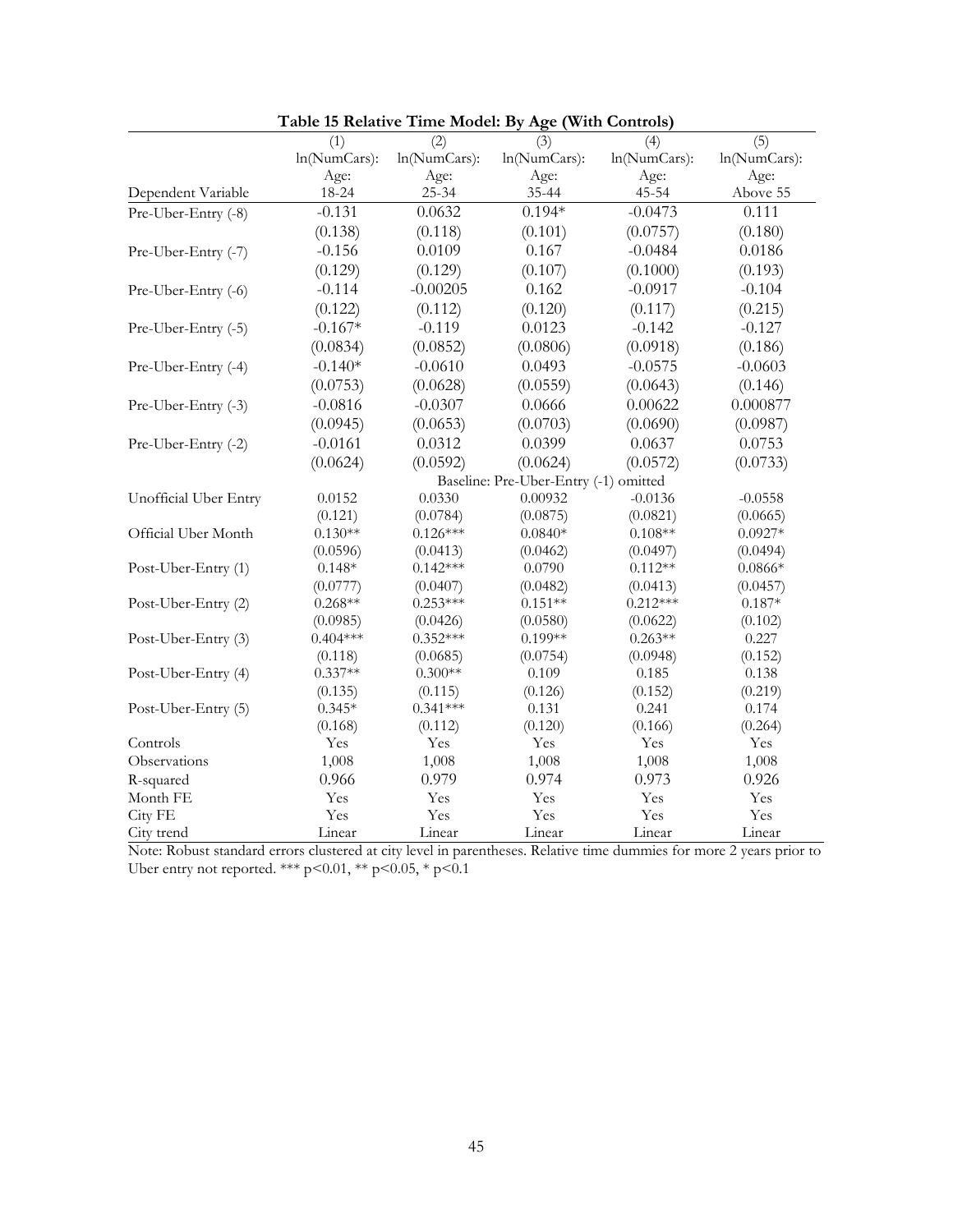**Table 15 Relative Time Model: By Age (With Controls)**

| | (1) | (2) | (3) | (4) | (5) |
|---|---|---|---|---|---|
| Dependent Variable | ln(NumCars): Age: 18-24 | ln(NumCars): Age: 25-34 | ln(NumCars): Age: 35-44 | ln(NumCars): Age: 45-54 | ln(NumCars): Age: Above 55 |
| Pre-Uber-Entry (-8) | -0.131 | 0.0632 | 0.194* | -0.0473 | 0.111 |
| | (0.138) | (0.118) | (0.101) | (0.0757) | (0.180) |
| Pre-Uber-Entry (-7) | -0.156 | 0.0109 | 0.167 | -0.0484 | 0.0186 |
| | (0.129) | (0.129) | (0.107) | (0.1000) | (0.193) |
| Pre-Uber-Entry (-6) | -0.114 | -0.00205 | 0.162 | -0.0917 | -0.104 |
| | (0.122) | (0.112) | (0.120) | (0.117) | (0.215) |
| Pre-Uber-Entry (-5) | -0.167* | -0.119 | 0.0123 | -0.142 | -0.127 |
| | (0.0834) | (0.0852) | (0.0806) | (0.0918) | (0.186) |
| Pre-Uber-Entry (-4) | -0.140* | -0.0610 | 0.0493 | -0.0575 | -0.0603 |
| | (0.0753) | (0.0628) | (0.0559) | (0.0643) | (0.146) |
| Pre-Uber-Entry (-3) | -0.0816 | -0.0307 | 0.0666 | 0.00622 | 0.000877 |
| | (0.0945) | (0.0653) | (0.0703) | (0.0690) | (0.0987) |
| Pre-Uber-Entry (-2) | -0.0161 | 0.0312 | 0.0399 | 0.0637 | 0.0753 |
| | (0.0624) | (0.0592) | (0.0624) | (0.0572) | (0.0733) |
| | Baseline: Pre-Uber-Entry (-1) omitted | | | | |
| Unofficial Uber Entry | 0.0152 | 0.0330 | 0.00932 | -0.0136 | -0.0558 |
| | (0.121) | (0.0784) | (0.0875) | (0.0821) | (0.0665) |
| Official Uber Month | 0.130** | 0.126*** | 0.0840* | 0.108** | 0.0927* |
| | (0.0596) | (0.0413) | (0.0462) | (0.0497) | (0.0494) |
| Post-Uber-Entry (1) | 0.148* | 0.142*** | 0.0790 | 0.112** | 0.0866* |
| | (0.0777) | (0.0407) | (0.0482) | (0.0413) | (0.0457) |
| Post-Uber-Entry (2) | 0.268** | 0.253*** | 0.151** | 0.212*** | 0.187* |
| | (0.0985) | (0.0426) | (0.0580) | (0.0622) | (0.102) |
| Post-Uber-Entry (3) | 0.404*** | 0.352*** | 0.199** | 0.263** | 0.227 |
| | (0.118) | (0.0685) | (0.0754) | (0.0948) | (0.152) |
| Post-Uber-Entry (4) | 0.337** | 0.300** | 0.109 | 0.185 | 0.138 |
| | (0.135) | (0.115) | (0.126) | (0.152) | (0.219) |
| Post-Uber-Entry (5) | 0.345* | 0.341*** | 0.131 | 0.241 | 0.174 |
| | (0.168) | (0.112) | (0.120) | (0.166) | (0.264) |
| Controls | Yes | Yes | Yes | Yes | Yes |
| Observations | 1,008 | 1,008 | 1,008 | 1,008 | 1,008 |
| R-squared | 0.966 | 0.979 | 0.974 | 0.973 | 0.926 |
| Month FE | Yes | Yes | Yes | Yes | Yes |
| City FE | Yes | Yes | Yes | Yes | Yes |
| City trend | Linear | Linear | Linear | Linear | Linear |

Note: Robust standard errors clustered at city level in parentheses. Relative time dummies for more 2 years prior to Uber entry not reported. *** p<0.01, ** p<0.05, * p<0.1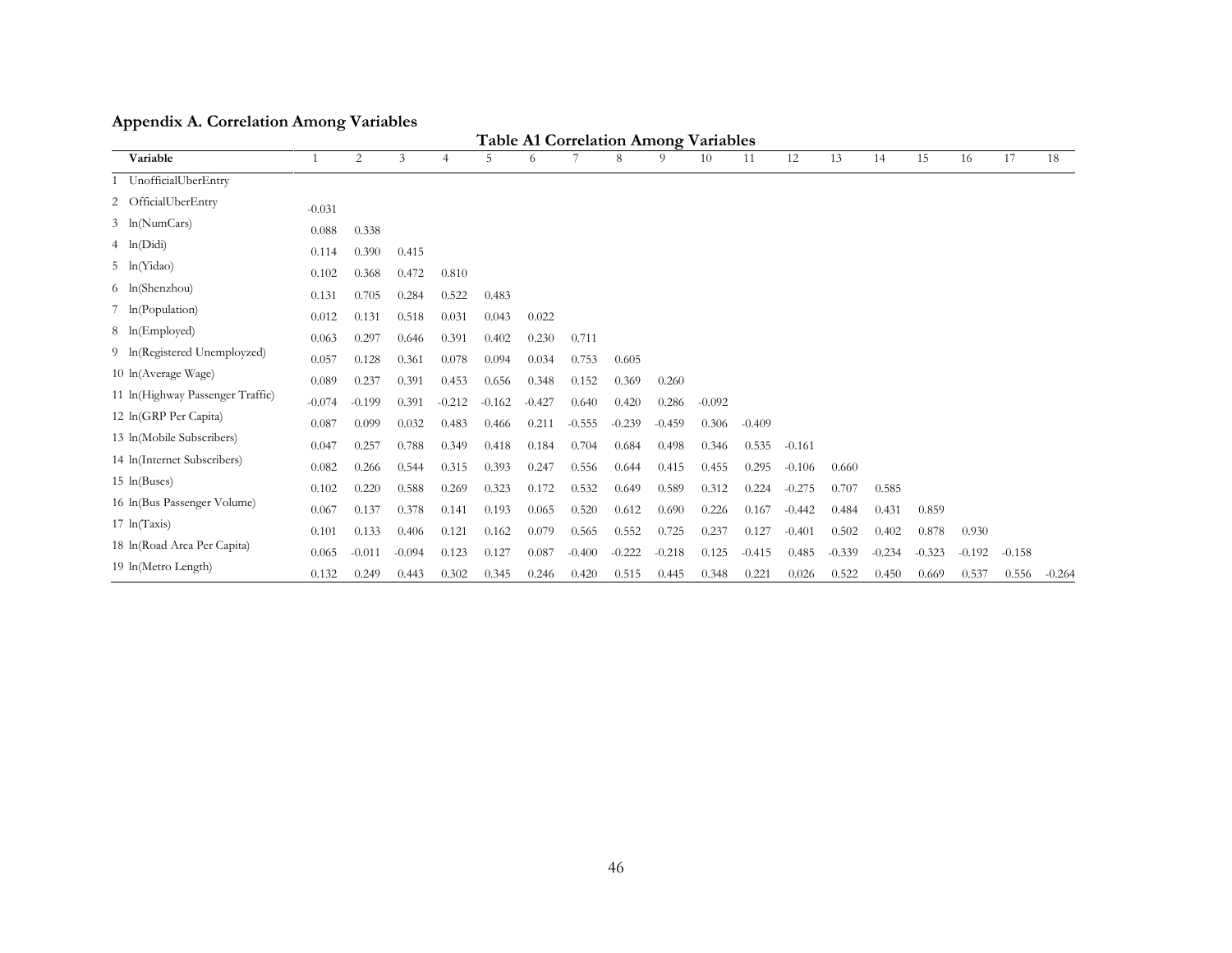## Appendix A. Correlation Among Variables

**Table A1 Correlation Among Variables**

| | Variable | 1 | 2 | 3 | 4 | 5 | 6 | 7 | 8 | 9 | 10 | 11 | 12 | 13 | 14 | 15 | 16 | 17 | 18 |
|---|---|---|---|---|---|---|---|---|---|---|---|---|---|---|---|---|---|---|---|
| 1 | UnofficialUberEntry | | | | | | | | | | | | | | | | | | |
| 2 | OfficialUberEntry | -0.031 | | | | | | | | | | | | | | | | | |
| 3 | ln(NumCars) | 0.088 | 0.338 | | | | | | | | | | | | | | | | |
| 4 | ln(Didi) | 0.114 | 0.390 | 0.415 | | | | | | | | | | | | | | | |
| 5 | ln(Yidao) | 0.102 | 0.368 | 0.472 | 0.810 | | | | | | | | | | | | | | |
| 6 | ln(Shenzhou) | 0.131 | 0.705 | 0.284 | 0.522 | 0.483 | | | | | | | | | | | | | |
| 7 | ln(Population) | 0.012 | 0.131 | 0.518 | 0.031 | 0.043 | 0.022 | | | | | | | | | | | | |
| 8 | ln(Employed) | 0.063 | 0.297 | 0.646 | 0.391 | 0.402 | 0.230 | 0.711 | | | | | | | | | | | |
| 9 | ln(Registered Unemployzed) | 0.057 | 0.128 | 0.361 | 0.078 | 0.094 | 0.034 | 0.753 | 0.605 | | | | | | | | | | |
| 10 | ln(Average Wage) | 0.089 | 0.237 | 0.391 | 0.453 | 0.656 | 0.348 | 0.152 | 0.369 | 0.260 | | | | | | | | | |
| 11 | ln(Highway Passenger Traffic) | -0.074 | -0.199 | 0.391 | -0.212 | -0.162 | -0.427 | 0.640 | 0.420 | 0.286 | -0.092 | | | | | | | | |
| 12 | ln(GRP Per Capita) | 0.087 | 0.099 | 0.032 | 0.483 | 0.466 | 0.211 | -0.555 | -0.239 | -0.459 | 0.306 | -0.409 | | | | | | | |
| 13 | ln(Mobile Subscribers) | 0.047 | 0.257 | 0.788 | 0.349 | 0.418 | 0.184 | 0.704 | 0.684 | 0.498 | 0.346 | 0.535 | -0.161 | | | | | | |
| 14 | ln(Internet Subscribers) | 0.082 | 0.266 | 0.544 | 0.315 | 0.393 | 0.247 | 0.556 | 0.644 | 0.415 | 0.455 | 0.295 | -0.106 | 0.660 | | | | | |
| 15 | ln(Buses) | 0.102 | 0.220 | 0.588 | 0.269 | 0.323 | 0.172 | 0.532 | 0.649 | 0.589 | 0.312 | 0.224 | -0.275 | 0.707 | 0.585 | | | | |
| 16 | ln(Bus Passenger Volume) | 0.067 | 0.137 | 0.378 | 0.141 | 0.193 | 0.065 | 0.520 | 0.612 | 0.690 | 0.226 | 0.167 | -0.442 | 0.484 | 0.431 | 0.859 | | | |
| 17 | ln(Taxis) | 0.101 | 0.133 | 0.406 | 0.121 | 0.162 | 0.079 | 0.565 | 0.552 | 0.725 | 0.237 | 0.127 | -0.401 | 0.502 | 0.402 | 0.878 | 0.930 | | |
| 18 | ln(Road Area Per Capita) | 0.065 | -0.011 | -0.094 | 0.123 | 0.127 | 0.087 | -0.400 | -0.222 | -0.218 | 0.125 | -0.415 | 0.485 | -0.339 | -0.234 | -0.323 | -0.192 | -0.158 | |
| 19 | ln(Metro Length) | 0.132 | 0.249 | 0.443 | 0.302 | 0.345 | 0.246 | 0.420 | 0.515 | 0.445 | 0.348 | 0.221 | 0.026 | 0.522 | 0.450 | 0.669 | 0.537 | 0.556 | -0.264 |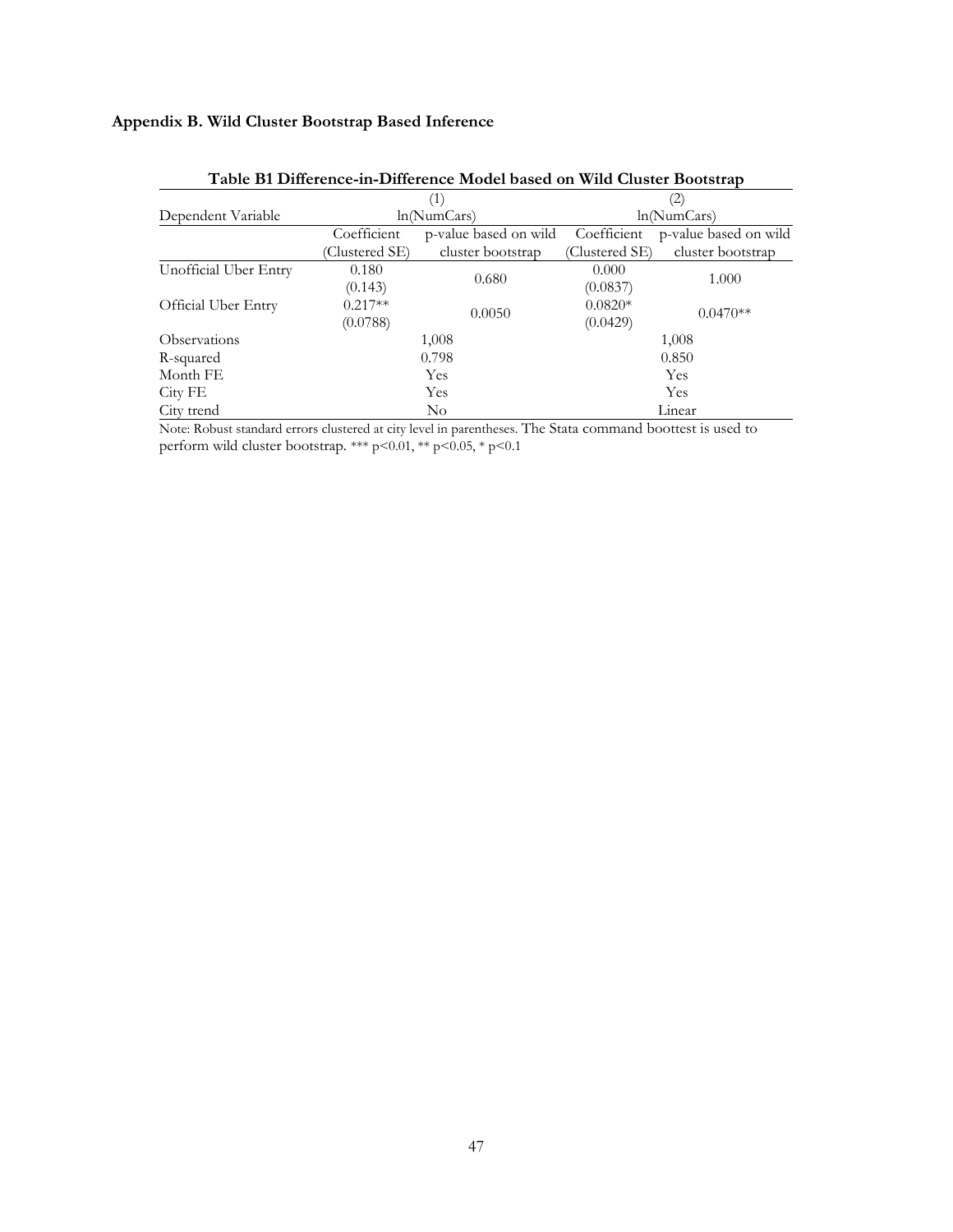## Appendix B. Wild Cluster Bootstrap Based Inference

**Table B1 Difference-in-Difference Model based on Wild Cluster Bootstrap**

| | (1) | | (2) | |
|---|---|---|---|---|
| Dependent Variable | ln(NumCars) | | ln(NumCars) | |
| | Coefficient (Clustered SE) | p-value based on wild cluster bootstrap | Coefficient (Clustered SE) | p-value based on wild cluster bootstrap |
| Unofficial Uber Entry | 0.180 (0.143) | 0.680 | 0.000 (0.0837) | 1.000 |
| Official Uber Entry | 0.217** (0.0788) | 0.0050 | 0.0820* (0.0429) | 0.0470** |
| Observations | 1,008 | | 1,008 | |
| R-squared | 0.798 | | 0.850 | |
| Month FE | Yes | | Yes | |
| City FE | Yes | | Yes | |
| City trend | No | | Linear | |

Note: Robust standard errors clustered at city level in parentheses. The Stata command boottest is used to perform wild cluster bootstrap. *** $p<0.01$, ** $p<0.05$, * $p<0.1$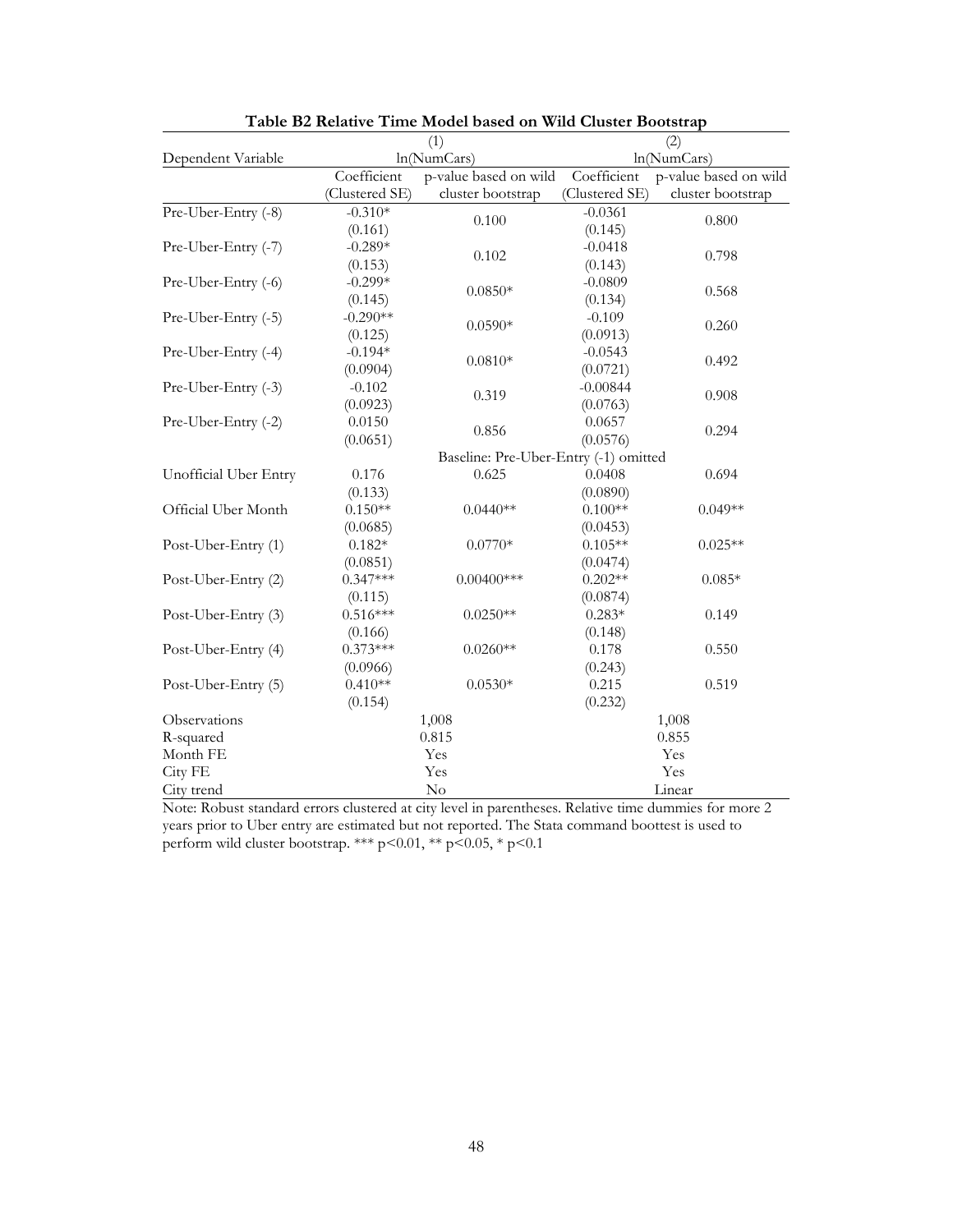**Table B2 Relative Time Model based on Wild Cluster Bootstrap**

| | (1) | | (2) | |
|---|---|---|---|---|
| Dependent Variable | ln(NumCars) | | ln(NumCars) | |
| | Coefficient (Clustered SE) | p-value based on wild cluster bootstrap | Coefficient (Clustered SE) | p-value based on wild cluster bootstrap |
| Pre-Uber-Entry (-8) | -0.310* | 0.100 | -0.0361 | 0.800 |
| | (0.161) | | (0.145) | |
| Pre-Uber-Entry (-7) | -0.289* | 0.102 | -0.0418 | 0.798 |
| | (0.153) | | (0.143) | |
| Pre-Uber-Entry (-6) | -0.299* | 0.0850* | -0.0809 | 0.568 |
| | (0.145) | | (0.134) | |
| Pre-Uber-Entry (-5) | -0.290** | 0.0590* | -0.109 | 0.260 |
| | (0.125) | | (0.0913) | |
| Pre-Uber-Entry (-4) | -0.194* | 0.0810* | -0.0543 | 0.492 |
| | (0.0904) | | (0.0721) | |
| Pre-Uber-Entry (-3) | -0.102 | 0.319 | -0.00844 | 0.908 |
| | (0.0923) | | (0.0763) | |
| Pre-Uber-Entry (-2) | 0.0150 | 0.856 | 0.0657 | 0.294 |
| | (0.0651) | | (0.0576) | |
| Baseline: Pre-Uber-Entry (-1) omitted | | | | |
| Unofficial Uber Entry | 0.176 | 0.625 | 0.0408 | 0.694 |
| | (0.133) | | (0.0890) | |
| Official Uber Month | 0.150** | 0.0440** | 0.100** | 0.049** |
| | (0.0685) | | (0.0453) | |
| Post-Uber-Entry (1) | 0.182* | 0.0770* | 0.105** | 0.025** |
| | (0.0851) | | (0.0474) | |
| Post-Uber-Entry (2) | 0.347*** | 0.00400*** | 0.202** | 0.085* |
| | (0.115) | | (0.0874) | |
| Post-Uber-Entry (3) | 0.516*** | 0.0250** | 0.283* | 0.149 |
| | (0.166) | | (0.148) | |
| Post-Uber-Entry (4) | 0.373*** | 0.0260** | 0.178 | 0.550 |
| | (0.0966) | | (0.243) | |
| Post-Uber-Entry (5) | 0.410** | 0.0530* | 0.215 | 0.519 |
| | (0.154) | | (0.232) | |
| Observations | 1,008 | | 1,008 | |
| R-squared | 0.815 | | 0.855 | |
| Month FE | Yes | | Yes | |
| City FE | Yes | | Yes | |
| City trend | No | | Linear | |

Note: Robust standard errors clustered at city level in parentheses. Relative time dummies for more 2 years prior to Uber entry are estimated but not reported. The Stata command boottest is used to perform wild cluster bootstrap. *** $p<0.01$, ** $p<0.05$, * $p<0.1$